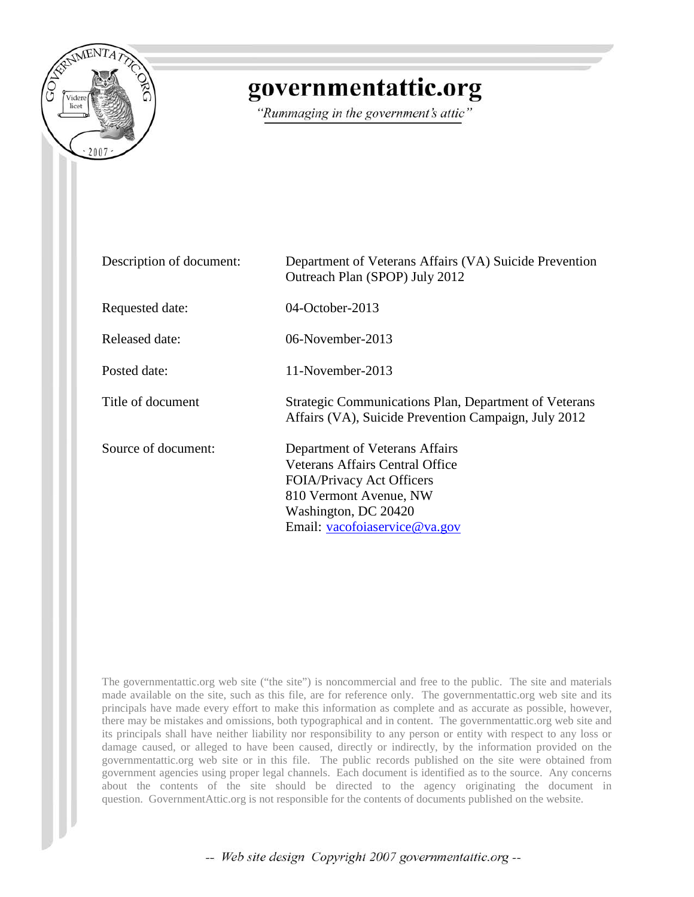# governmentattic.org

*"Rummaging in the government's attic"*

| | |
|---|---|
| Description of document: | Department of Veterans Affairs (VA) Suicide Prevention Outreach Plan (SPOP) July 2012 |
| Requested date: | 04-October-2013 |
| Released date: | 06-November-2013 |
| Posted date: | 11-November-2013 |
| Title of document | Strategic Communications Plan, Department of Veterans Affairs (VA), Suicide Prevention Campaign, July 2012 |
| Source of document: | Department of Veterans Affairs<br>Veterans Affairs Central Office<br>FOIA/Privacy Act Officers<br>810 Vermont Avenue, NW<br>Washington, DC 20420<br>Email: vacofoiaservice@va.gov |

The governmentattic.org web site ("the site") is noncommercial and free to the public. The site and materials made available on the site, such as this file, are for reference only. The governmentattic.org web site and its principals have made every effort to make this information as complete and as accurate as possible, however, there may be mistakes and omissions, both typographical and in content. The governmentattic.org web site and its principals shall have neither liability nor responsibility to any person or entity with respect to any loss or damage caused, or alleged to have been caused, directly or indirectly, by the information provided on the governmentattic.org web site or in this file. The public records published on the site were obtained from government agencies using proper legal channels. Each document is identified as to the source. Any concerns about the contents of the site should be directed to the agency originating the document in question. GovernmentAttic.org is not responsible for the contents of documents published on the website.

*-- Web site design Copyright 2007 governmentattic.org --*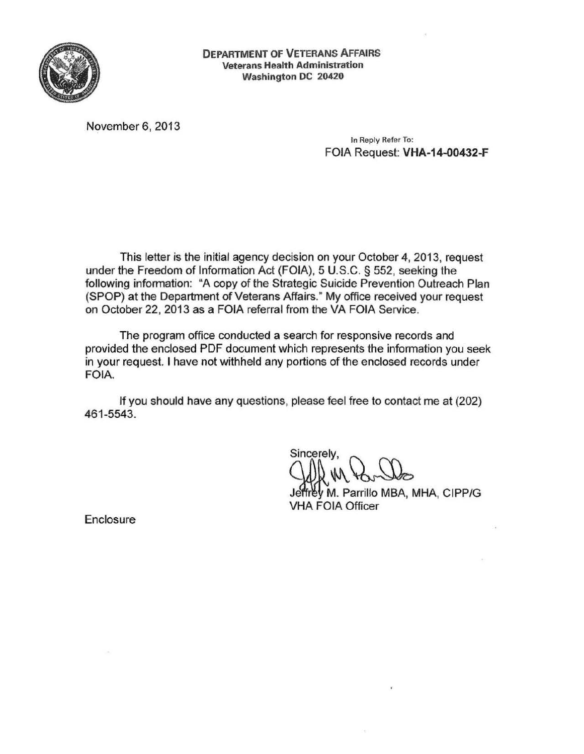**DEPARTMENT OF VETERANS AFFAIRS**
**Veterans Health Administration**
**Washington DC 20420**

November 6, 2013

In Reply Refer To:
FOIA Request: **VHA-14-00432-F**

This letter is the initial agency decision on your October 4, 2013, request under the Freedom of Information Act (FOIA), 5 U.S.C. § 552, seeking the following information: "A copy of the Strategic Suicide Prevention Outreach Plan (SPOP) at the Department of Veterans Affairs." My office received your request on October 22, 2013 as a FOIA referral from the VA FOIA Service.

The program office conducted a search for responsive records and provided the enclosed PDF document which represents the information you seek in your request. I have not withheld any portions of the enclosed records under FOIA.

If you should have any questions, please feel free to contact me at (202) 461-5543.

Sincerely,

Jeffrey M. Parrillo MBA, MHA, CIPP/G
VHA FOIA Officer

Enclosure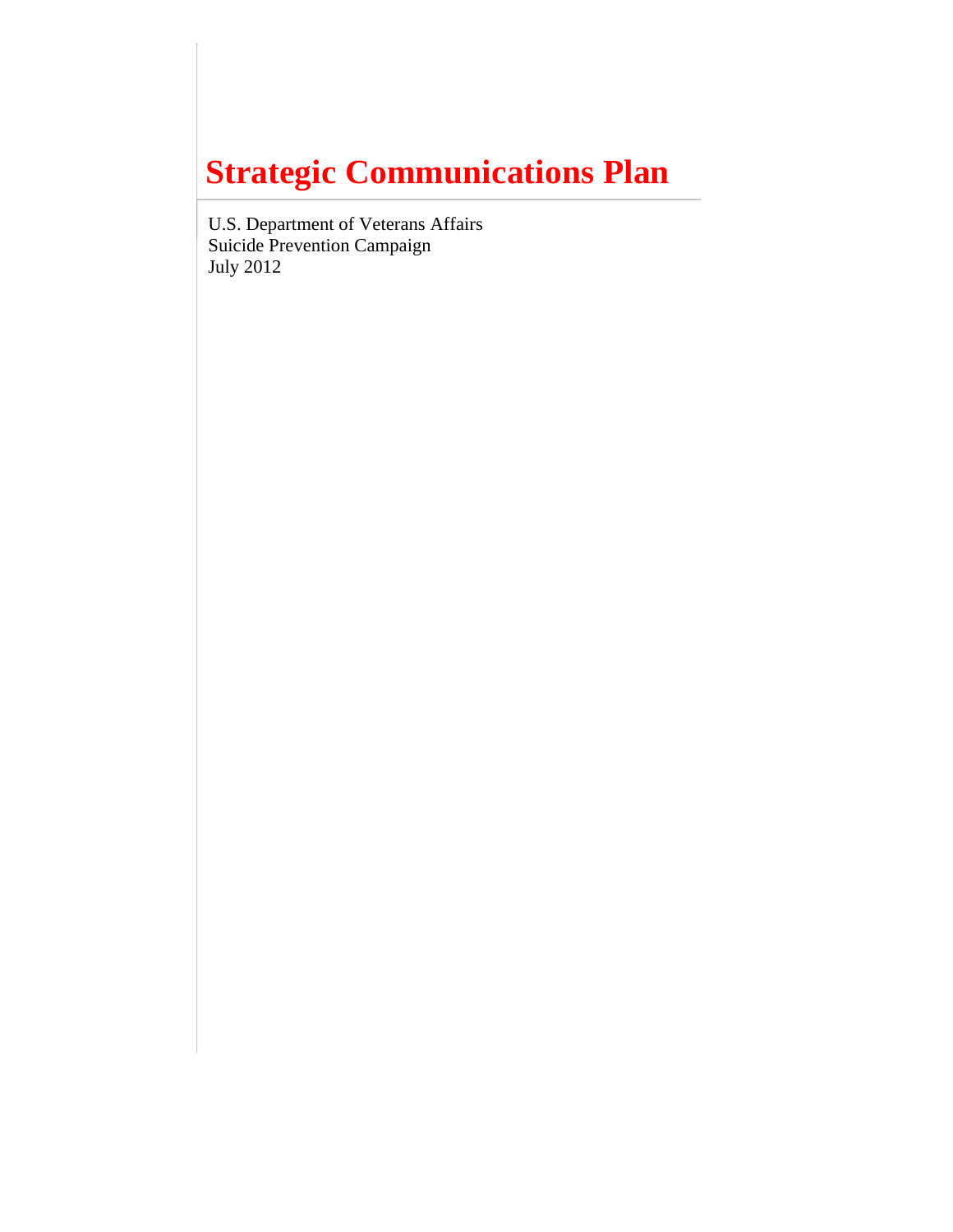# Strategic Communications Plan

U.S. Department of Veterans Affairs
Suicide Prevention Campaign
July 2012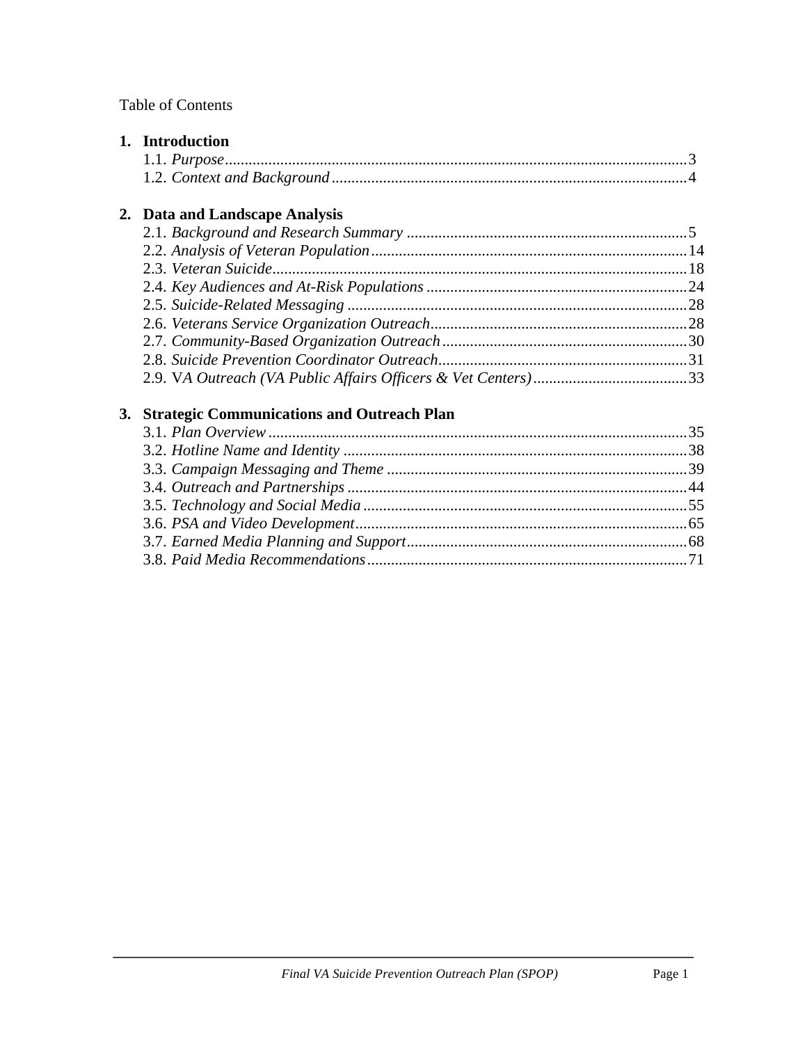Table of Contents

**1. Introduction**

1.1. *Purpose* ..... 3
1.2. *Context and Background* ..... 4

**2. Data and Landscape Analysis**

2.1. *Background and Research Summary* ..... 5
2.2. *Analysis of Veteran Population* ..... 14
2.3. *Veteran Suicide* ..... 18
2.4. *Key Audiences and At-Risk Populations* ..... 24
2.5. *Suicide-Related Messaging* ..... 28
2.6. *Veterans Service Organization Outreach* ..... 28
2.7. *Community-Based Organization Outreach* ..... 30
2.8. *Suicide Prevention Coordinator Outreach* ..... 31
2.9. VA *Outreach (VA Public Affairs Officers & Vet Centers)* ..... 33

**3. Strategic Communications and Outreach Plan**

3.1. *Plan Overview* ..... 35
3.2. *Hotline Name and Identity* ..... 38
3.3. *Campaign Messaging and Theme* ..... 39
3.4. *Outreach and Partnerships* ..... 44
3.5. *Technology and Social Media* ..... 55
3.6. *PSA and Video Development* ..... 65
3.7. *Earned Media Planning and Support* ..... 68
3.8. *Paid Media Recommendations* ..... 71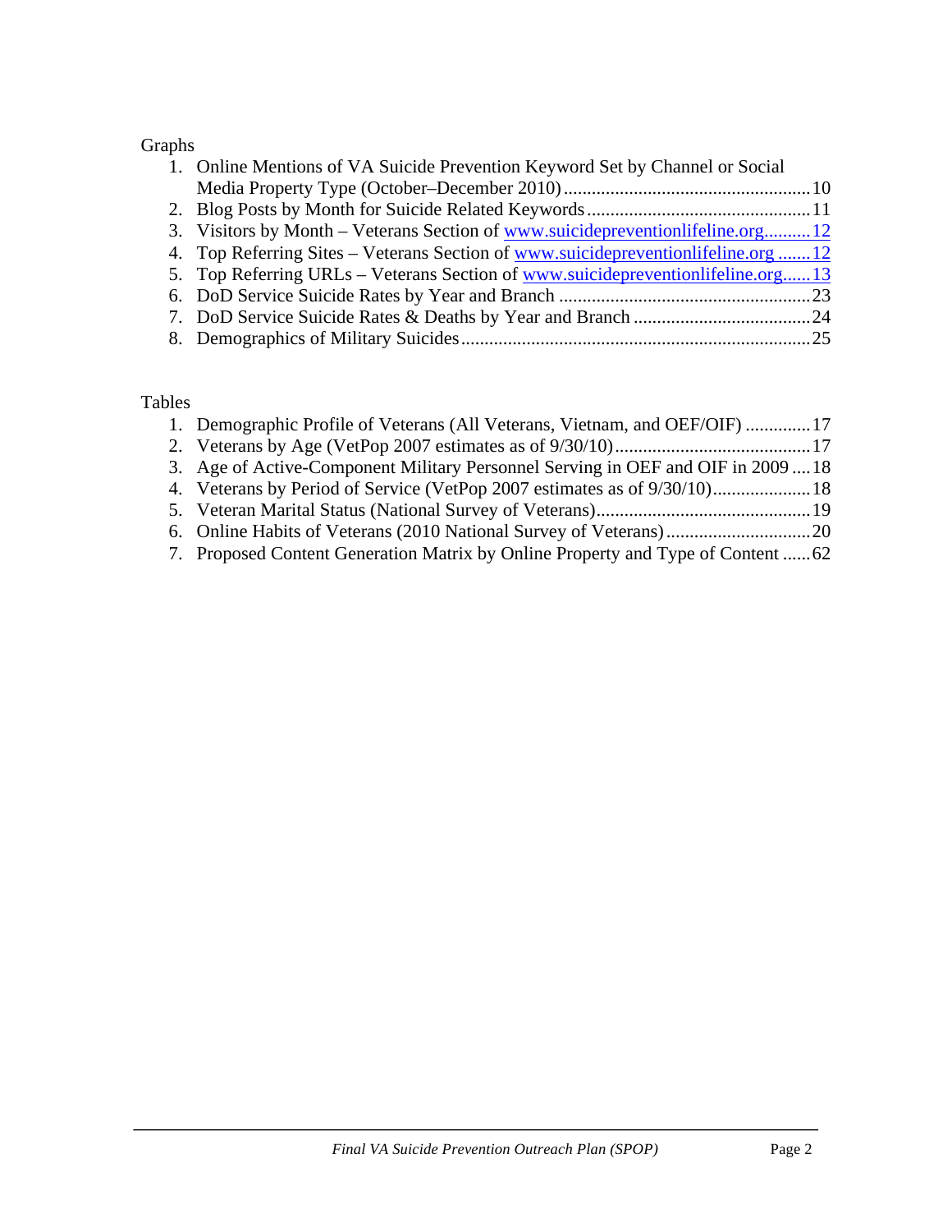Graphs

1. Online Mentions of VA Suicide Prevention Keyword Set by Channel or Social Media Property Type (October–December 2010) .......... 10
2. Blog Posts by Month for Suicide Related Keywords .......... 11
3. Visitors by Month – Veterans Section of www.suicidepreventionlifeline.org .......... 12
4. Top Referring Sites – Veterans Section of www.suicidepreventionlifeline.org .......... 12
5. Top Referring URLs – Veterans Section of www.suicidepreventionlifeline.org .......... 13
6. DoD Service Suicide Rates by Year and Branch .......... 23
7. DoD Service Suicide Rates & Deaths by Year and Branch .......... 24
8. Demographics of Military Suicides .......... 25

Tables

1. Demographic Profile of Veterans (All Veterans, Vietnam, and OEF/OIF) .......... 17
2. Veterans by Age (VetPop 2007 estimates as of 9/30/10) .......... 17
3. Age of Active-Component Military Personnel Serving in OEF and OIF in 2009 .......... 18
4. Veterans by Period of Service (VetPop 2007 estimates as of 9/30/10) .......... 18
5. Veteran Marital Status (National Survey of Veterans) .......... 19
6. Online Habits of Veterans (2010 National Survey of Veterans) .......... 20
7. Proposed Content Generation Matrix by Online Property and Type of Content .......... 62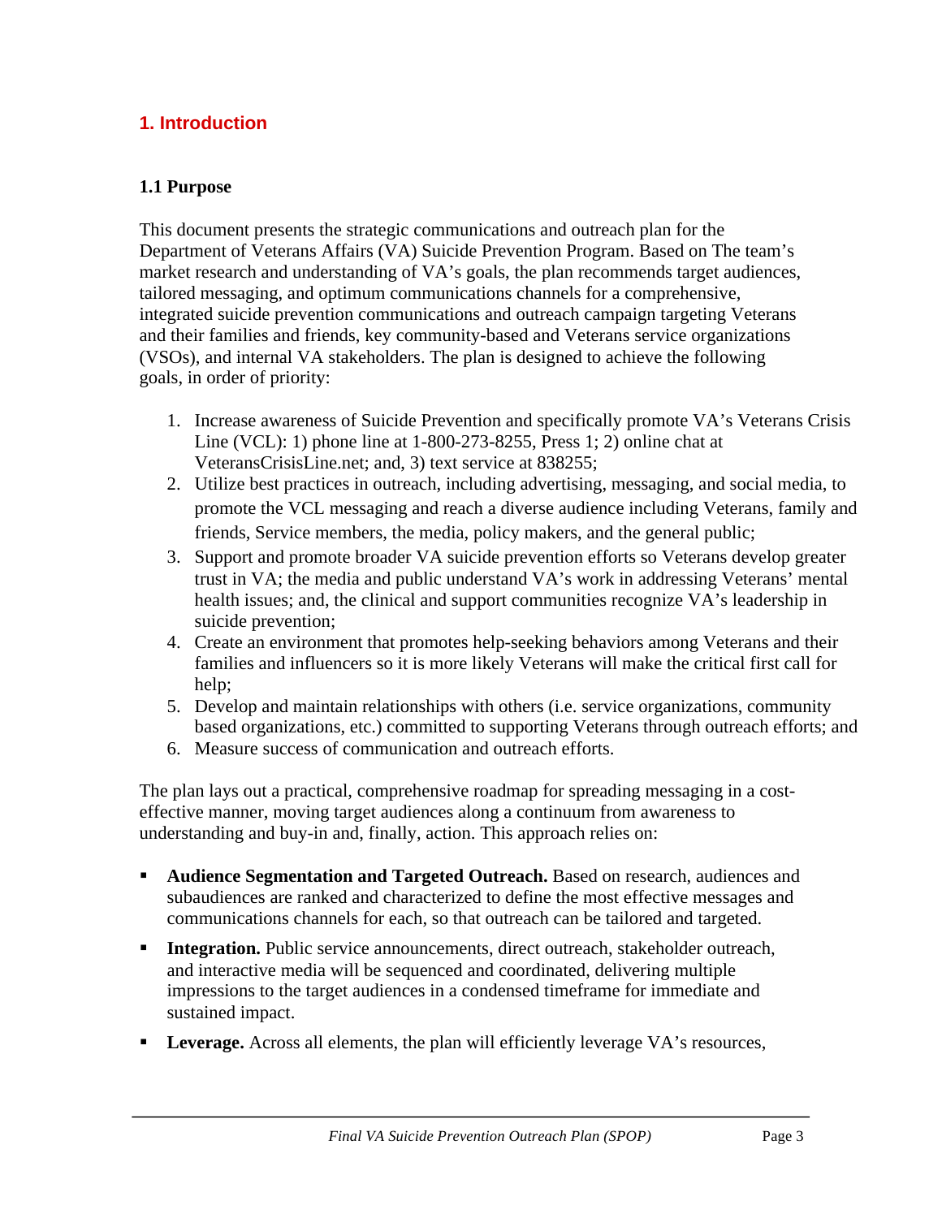# 1. Introduction

## 1.1 Purpose

This document presents the strategic communications and outreach plan for the Department of Veterans Affairs (VA) Suicide Prevention Program. Based on The team's market research and understanding of VA's goals, the plan recommends target audiences, tailored messaging, and optimum communications channels for a comprehensive, integrated suicide prevention communications and outreach campaign targeting Veterans and their families and friends, key community-based and Veterans service organizations (VSOs), and internal VA stakeholders. The plan is designed to achieve the following goals, in order of priority:

1. Increase awareness of Suicide Prevention and specifically promote VA's Veterans Crisis Line (VCL): 1) phone line at 1-800-273-8255, Press 1; 2) online chat at VeteransCrisisLine.net; and, 3) text service at 838255;
2. Utilize best practices in outreach, including advertising, messaging, and social media, to promote the VCL messaging and reach a diverse audience including Veterans, family and friends, Service members, the media, policy makers, and the general public;
3. Support and promote broader VA suicide prevention efforts so Veterans develop greater trust in VA; the media and public understand VA's work in addressing Veterans' mental health issues; and, the clinical and support communities recognize VA's leadership in suicide prevention;
4. Create an environment that promotes help-seeking behaviors among Veterans and their families and influencers so it is more likely Veterans will make the critical first call for help;
5. Develop and maintain relationships with others (i.e. service organizations, community based organizations, etc.) committed to supporting Veterans through outreach efforts; and
6. Measure success of communication and outreach efforts.

The plan lays out a practical, comprehensive roadmap for spreading messaging in a cost-effective manner, moving target audiences along a continuum from awareness to understanding and buy-in and, finally, action. This approach relies on:

- **Audience Segmentation and Targeted Outreach.** Based on research, audiences and subaudiences are ranked and characterized to define the most effective messages and communications channels for each, so that outreach can be tailored and targeted.
- **Integration.** Public service announcements, direct outreach, stakeholder outreach, and interactive media will be sequenced and coordinated, delivering multiple impressions to the target audiences in a condensed timeframe for immediate and sustained impact.
- **Leverage.** Across all elements, the plan will efficiently leverage VA's resources,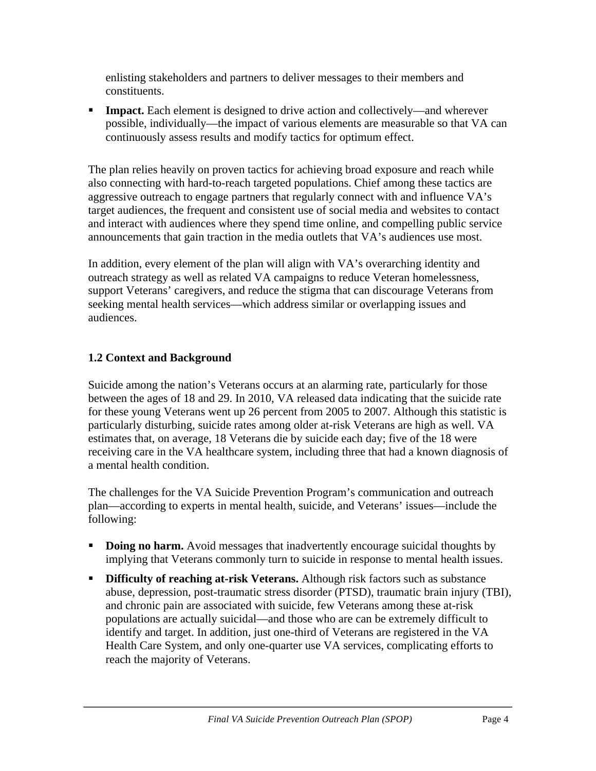enlisting stakeholders and partners to deliver messages to their members and constituents.

- **Impact.** Each element is designed to drive action and collectively—and wherever possible, individually—the impact of various elements are measurable so that VA can continuously assess results and modify tactics for optimum effect.

The plan relies heavily on proven tactics for achieving broad exposure and reach while also connecting with hard-to-reach targeted populations. Chief among these tactics are aggressive outreach to engage partners that regularly connect with and influence VA's target audiences, the frequent and consistent use of social media and websites to contact and interact with audiences where they spend time online, and compelling public service announcements that gain traction in the media outlets that VA's audiences use most.

In addition, every element of the plan will align with VA's overarching identity and outreach strategy as well as related VA campaigns to reduce Veteran homelessness, support Veterans' caregivers, and reduce the stigma that can discourage Veterans from seeking mental health services—which address similar or overlapping issues and audiences.

### 1.2 Context and Background

Suicide among the nation's Veterans occurs at an alarming rate, particularly for those between the ages of 18 and 29. In 2010, VA released data indicating that the suicide rate for these young Veterans went up 26 percent from 2005 to 2007. Although this statistic is particularly disturbing, suicide rates among older at-risk Veterans are high as well. VA estimates that, on average, 18 Veterans die by suicide each day; five of the 18 were receiving care in the VA healthcare system, including three that had a known diagnosis of a mental health condition.

The challenges for the VA Suicide Prevention Program's communication and outreach plan—according to experts in mental health, suicide, and Veterans' issues—include the following:

- **Doing no harm.** Avoid messages that inadvertently encourage suicidal thoughts by implying that Veterans commonly turn to suicide in response to mental health issues.
- **Difficulty of reaching at-risk Veterans.** Although risk factors such as substance abuse, depression, post-traumatic stress disorder (PTSD), traumatic brain injury (TBI), and chronic pain are associated with suicide, few Veterans among these at-risk populations are actually suicidal—and those who are can be extremely difficult to identify and target. In addition, just one-third of Veterans are registered in the VA Health Care System, and only one-quarter use VA services, complicating efforts to reach the majority of Veterans.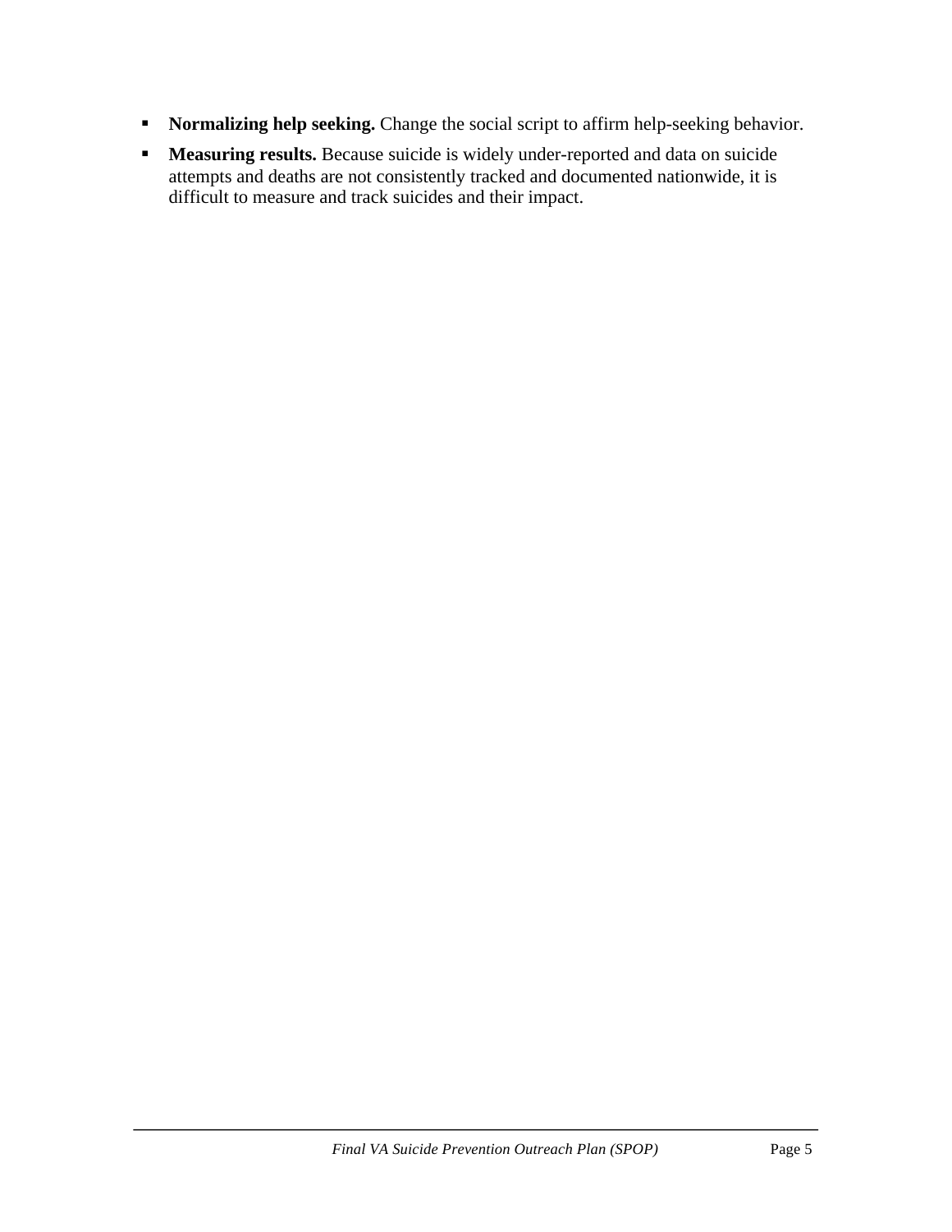- **Normalizing help seeking.** Change the social script to affirm help-seeking behavior.
- **Measuring results.** Because suicide is widely under-reported and data on suicide attempts and deaths are not consistently tracked and documented nationwide, it is difficult to measure and track suicides and their impact.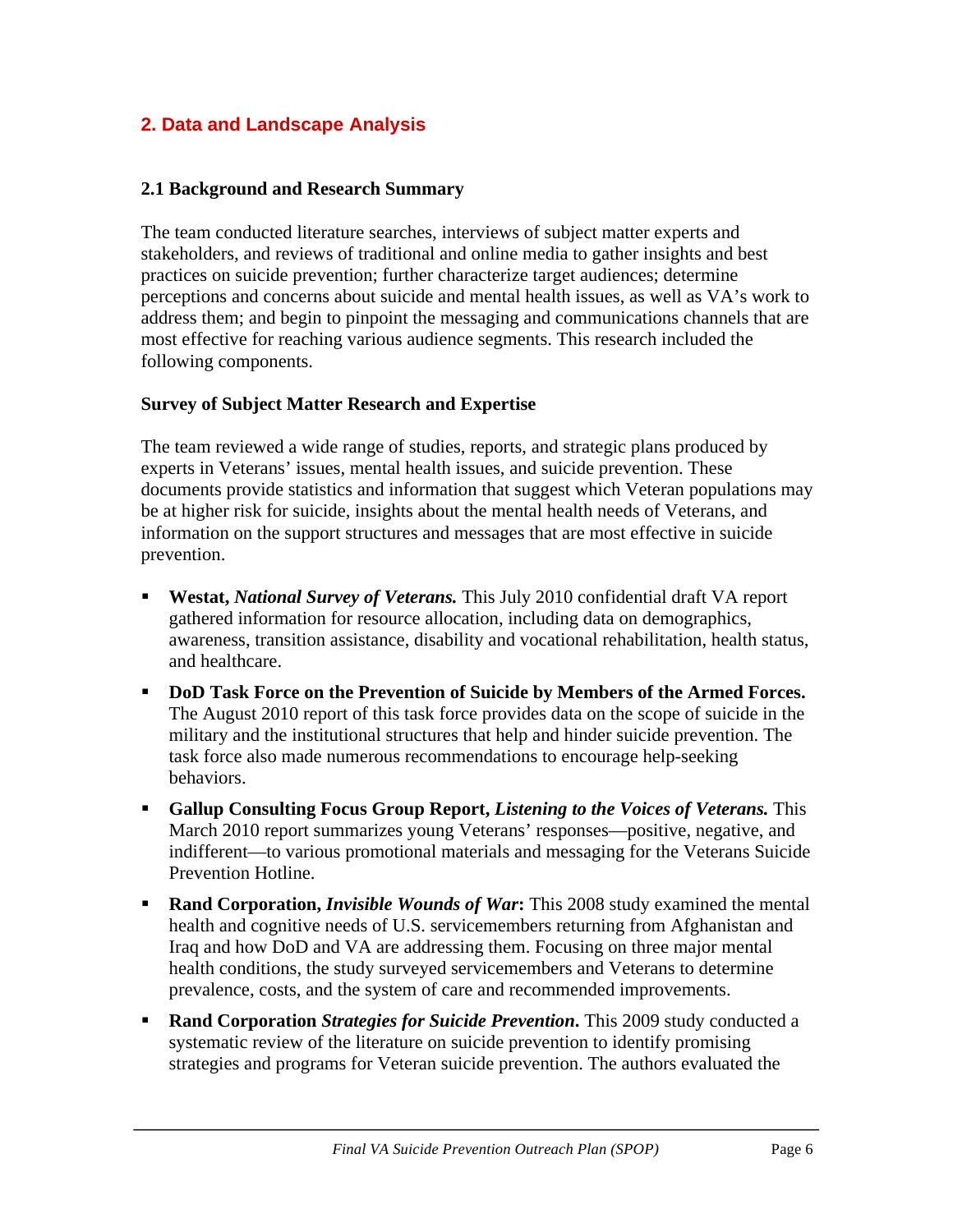## 2. Data and Landscape Analysis

### 2.1 Background and Research Summary

The team conducted literature searches, interviews of subject matter experts and stakeholders, and reviews of traditional and online media to gather insights and best practices on suicide prevention; further characterize target audiences; determine perceptions and concerns about suicide and mental health issues, as well as VA's work to address them; and begin to pinpoint the messaging and communications channels that are most effective for reaching various audience segments. This research included the following components.

#### Survey of Subject Matter Research and Expertise

The team reviewed a wide range of studies, reports, and strategic plans produced by experts in Veterans' issues, mental health issues, and suicide prevention. These documents provide statistics and information that suggest which Veteran populations may be at higher risk for suicide, insights about the mental health needs of Veterans, and information on the support structures and messages that are most effective in suicide prevention.

- **Westat, *National Survey of Veterans.*** This July 2010 confidential draft VA report gathered information for resource allocation, including data on demographics, awareness, transition assistance, disability and vocational rehabilitation, health status, and healthcare.
- **DoD Task Force on the Prevention of Suicide by Members of the Armed Forces.** The August 2010 report of this task force provides data on the scope of suicide in the military and the institutional structures that help and hinder suicide prevention. The task force also made numerous recommendations to encourage help-seeking behaviors.
- **Gallup Consulting Focus Group Report, *Listening to the Voices of Veterans.*** This March 2010 report summarizes young Veterans' responses—positive, negative, and indifferent—to various promotional materials and messaging for the Veterans Suicide Prevention Hotline.
- **Rand Corporation, *Invisible Wounds of War*:** This 2008 study examined the mental health and cognitive needs of U.S. servicemembers returning from Afghanistan and Iraq and how DoD and VA are addressing them. Focusing on three major mental health conditions, the study surveyed servicemembers and Veterans to determine prevalence, costs, and the system of care and recommended improvements.
- **Rand Corporation *Strategies for Suicide Prevention*.** This 2009 study conducted a systematic review of the literature on suicide prevention to identify promising strategies and programs for Veteran suicide prevention. The authors evaluated the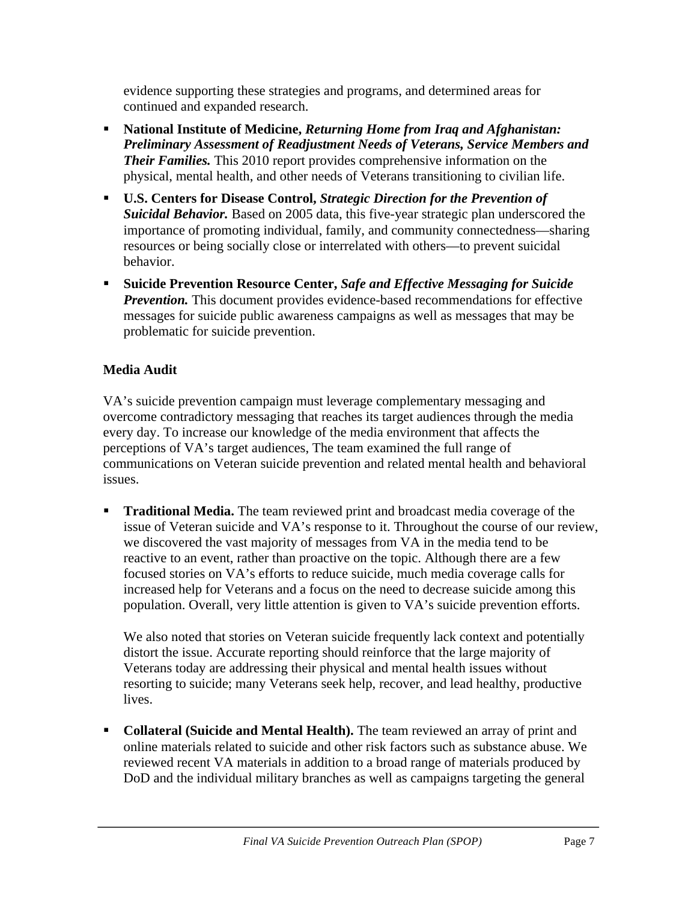evidence supporting these strategies and programs, and determined areas for continued and expanded research.

- **National Institute of Medicine, *Returning Home from Iraq and Afghanistan: Preliminary Assessment of Readjustment Needs of Veterans, Service Members and Their Families.*** This 2010 report provides comprehensive information on the physical, mental health, and other needs of Veterans transitioning to civilian life.
- **U.S. Centers for Disease Control, *Strategic Direction for the Prevention of Suicidal Behavior.*** Based on 2005 data, this five-year strategic plan underscored the importance of promoting individual, family, and community connectedness—sharing resources or being socially close or interrelated with others—to prevent suicidal behavior.
- **Suicide Prevention Resource Center, *Safe and Effective Messaging for Suicide Prevention.*** This document provides evidence-based recommendations for effective messages for suicide public awareness campaigns as well as messages that may be problematic for suicide prevention.

**Media Audit**

VA's suicide prevention campaign must leverage complementary messaging and overcome contradictory messaging that reaches its target audiences through the media every day. To increase our knowledge of the media environment that affects the perceptions of VA's target audiences, The team examined the full range of communications on Veteran suicide prevention and related mental health and behavioral issues.

- **Traditional Media.** The team reviewed print and broadcast media coverage of the issue of Veteran suicide and VA's response to it. Throughout the course of our review, we discovered the vast majority of messages from VA in the media tend to be reactive to an event, rather than proactive on the topic. Although there are a few focused stories on VA's efforts to reduce suicide, much media coverage calls for increased help for Veterans and a focus on the need to decrease suicide among this population. Overall, very little attention is given to VA's suicide prevention efforts.

  We also noted that stories on Veteran suicide frequently lack context and potentially distort the issue. Accurate reporting should reinforce that the large majority of Veterans today are addressing their physical and mental health issues without resorting to suicide; many Veterans seek help, recover, and lead healthy, productive lives.

- **Collateral (Suicide and Mental Health).** The team reviewed an array of print and online materials related to suicide and other risk factors such as substance abuse. We reviewed recent VA materials in addition to a broad range of materials produced by DoD and the individual military branches as well as campaigns targeting the general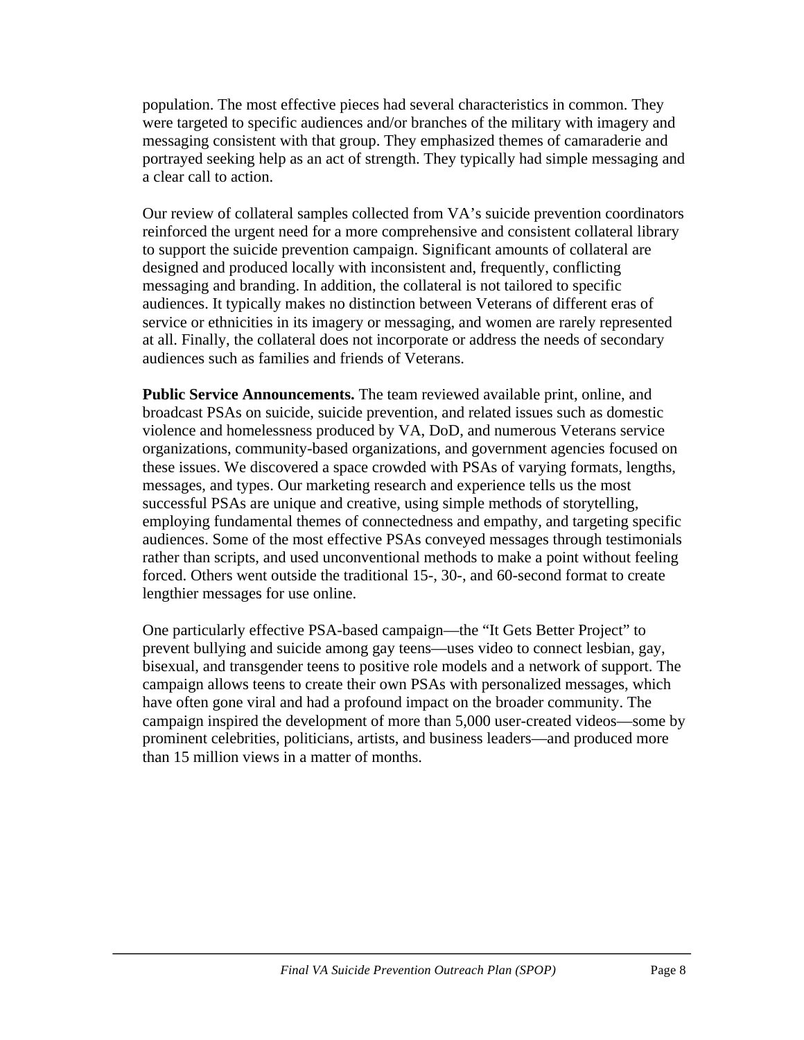population. The most effective pieces had several characteristics in common. They were targeted to specific audiences and/or branches of the military with imagery and messaging consistent with that group. They emphasized themes of camaraderie and portrayed seeking help as an act of strength. They typically had simple messaging and a clear call to action.

Our review of collateral samples collected from VA's suicide prevention coordinators reinforced the urgent need for a more comprehensive and consistent collateral library to support the suicide prevention campaign. Significant amounts of collateral are designed and produced locally with inconsistent and, frequently, conflicting messaging and branding. In addition, the collateral is not tailored to specific audiences. It typically makes no distinction between Veterans of different eras of service or ethnicities in its imagery or messaging, and women are rarely represented at all. Finally, the collateral does not incorporate or address the needs of secondary audiences such as families and friends of Veterans.

**Public Service Announcements.** The team reviewed available print, online, and broadcast PSAs on suicide, suicide prevention, and related issues such as domestic violence and homelessness produced by VA, DoD, and numerous Veterans service organizations, community-based organizations, and government agencies focused on these issues. We discovered a space crowded with PSAs of varying formats, lengths, messages, and types. Our marketing research and experience tells us the most successful PSAs are unique and creative, using simple methods of storytelling, employing fundamental themes of connectedness and empathy, and targeting specific audiences. Some of the most effective PSAs conveyed messages through testimonials rather than scripts, and used unconventional methods to make a point without feeling forced. Others went outside the traditional 15-, 30-, and 60-second format to create lengthier messages for use online.

One particularly effective PSA-based campaign—the "It Gets Better Project" to prevent bullying and suicide among gay teens—uses video to connect lesbian, gay, bisexual, and transgender teens to positive role models and a network of support. The campaign allows teens to create their own PSAs with personalized messages, which have often gone viral and had a profound impact on the broader community. The campaign inspired the development of more than 5,000 user-created videos—some by prominent celebrities, politicians, artists, and business leaders—and produced more than 15 million views in a matter of months.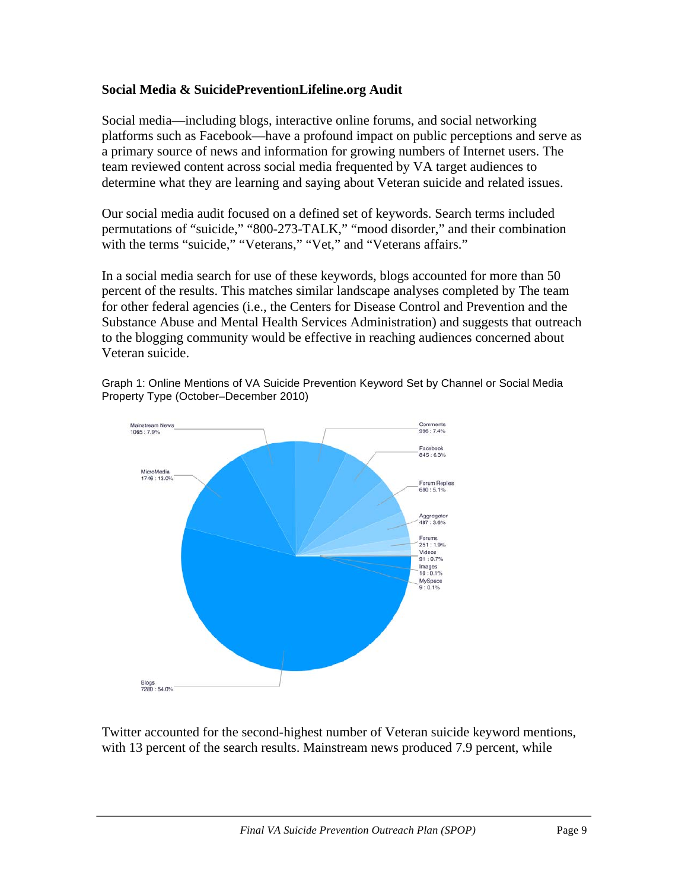**Social Media & SuicidePreventionLifeline.org Audit**

Social media—including blogs, interactive online forums, and social networking platforms such as Facebook—have a profound impact on public perceptions and serve as a primary source of news and information for growing numbers of Internet users. The team reviewed content across social media frequented by VA target audiences to determine what they are learning and saying about Veteran suicide and related issues.

Our social media audit focused on a defined set of keywords. Search terms included permutations of "suicide," "800-273-TALK," "mood disorder," and their combination with the terms "suicide," "Veterans," "Vet," and "Veterans affairs."

In a social media search for use of these keywords, blogs accounted for more than 50 percent of the results. This matches similar landscape analyses completed by The team for other federal agencies (i.e., the Centers for Disease Control and Prevention and the Substance Abuse and Mental Health Services Administration) and suggests that outreach to the blogging community would be effective in reaching audiences concerned about Veteran suicide.

Graph 1: Online Mentions of VA Suicide Prevention Keyword Set by Channel or Social Media Property Type (October–December 2010)

| Channel | Mentions : Percent |
|---|---|
| Blogs | 7280 : 54.0% |
| MicroMedia | 1746 : 13.0% |
| Mainstream News | 1065 : 7.9% |
| Comments | 996 : 7.4% |
| Facebook | 845 : 6.3% |
| Forum Replies | 690 : 5.1% |
| Aggregator | 487 : 3.6% |
| Forums | 251 : 1.9% |
| Videos | 91 : 0.7% |
| Images | 10 : 0.1% |
| MySpace | 9 : 0.1% |

Twitter accounted for the second-highest number of Veteran suicide keyword mentions, with 13 percent of the search results. Mainstream news produced 7.9 percent, while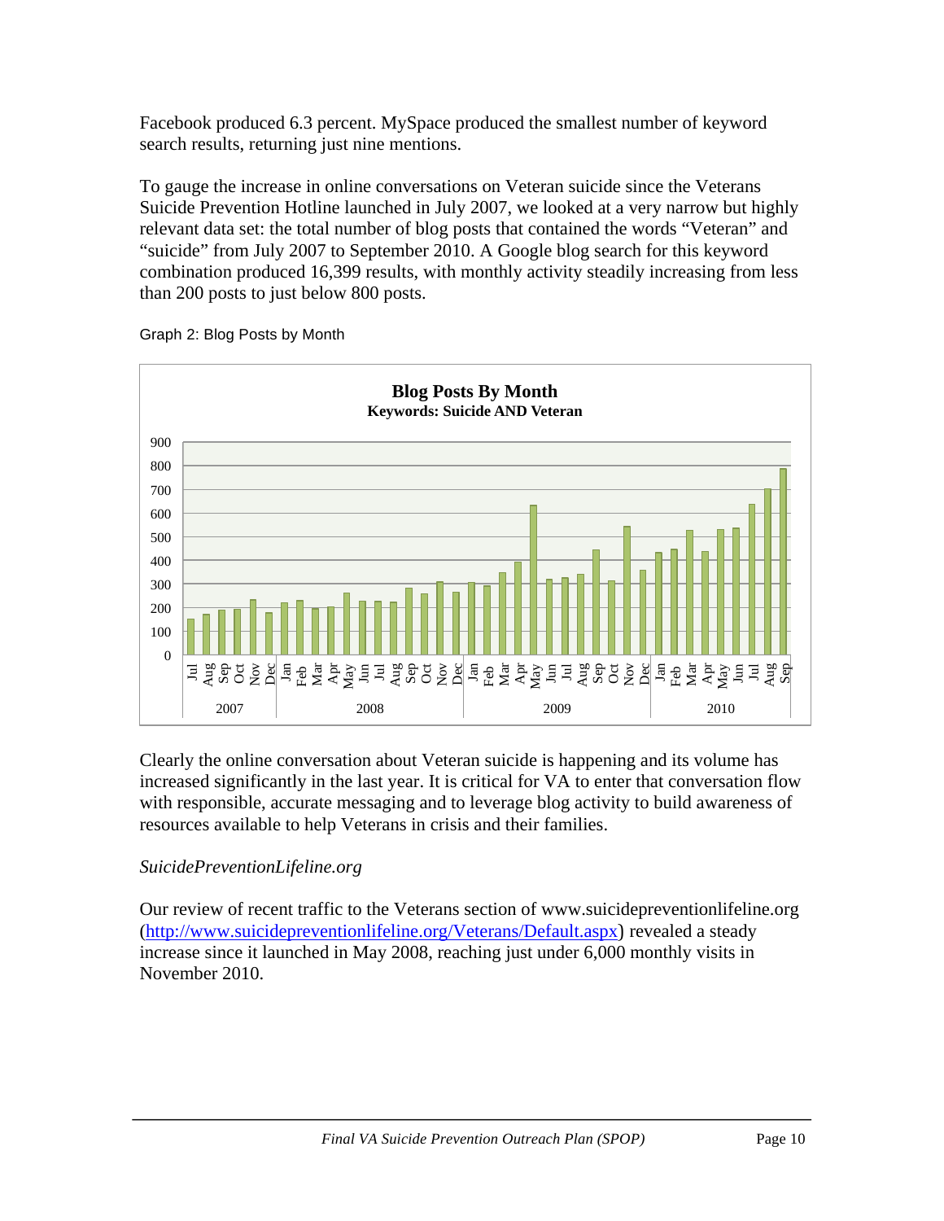Facebook produced 6.3 percent. MySpace produced the smallest number of keyword search results, returning just nine mentions.

To gauge the increase in online conversations on Veteran suicide since the Veterans Suicide Prevention Hotline launched in July 2007, we looked at a very narrow but highly relevant data set: the total number of blog posts that contained the words "Veteran" and "suicide" from July 2007 to September 2010. A Google blog search for this keyword combination produced 16,399 results, with monthly activity steadily increasing from less than 200 posts to just below 800 posts.

Graph 2: Blog Posts by Month

**Blog Posts By Month**
**Keywords: Suicide AND Veteran**

Clearly the online conversation about Veteran suicide is happening and its volume has increased significantly in the last year. It is critical for VA to enter that conversation flow with responsible, accurate messaging and to leverage blog activity to build awareness of resources available to help Veterans in crisis and their families.

*SuicidePreventionLifeline.org*

Our review of recent traffic to the Veterans section of www.suicidepreventionlifeline.org (http://www.suicidepreventionlifeline.org/Veterans/Default.aspx) revealed a steady increase since it launched in May 2008, reaching just under 6,000 monthly visits in November 2010.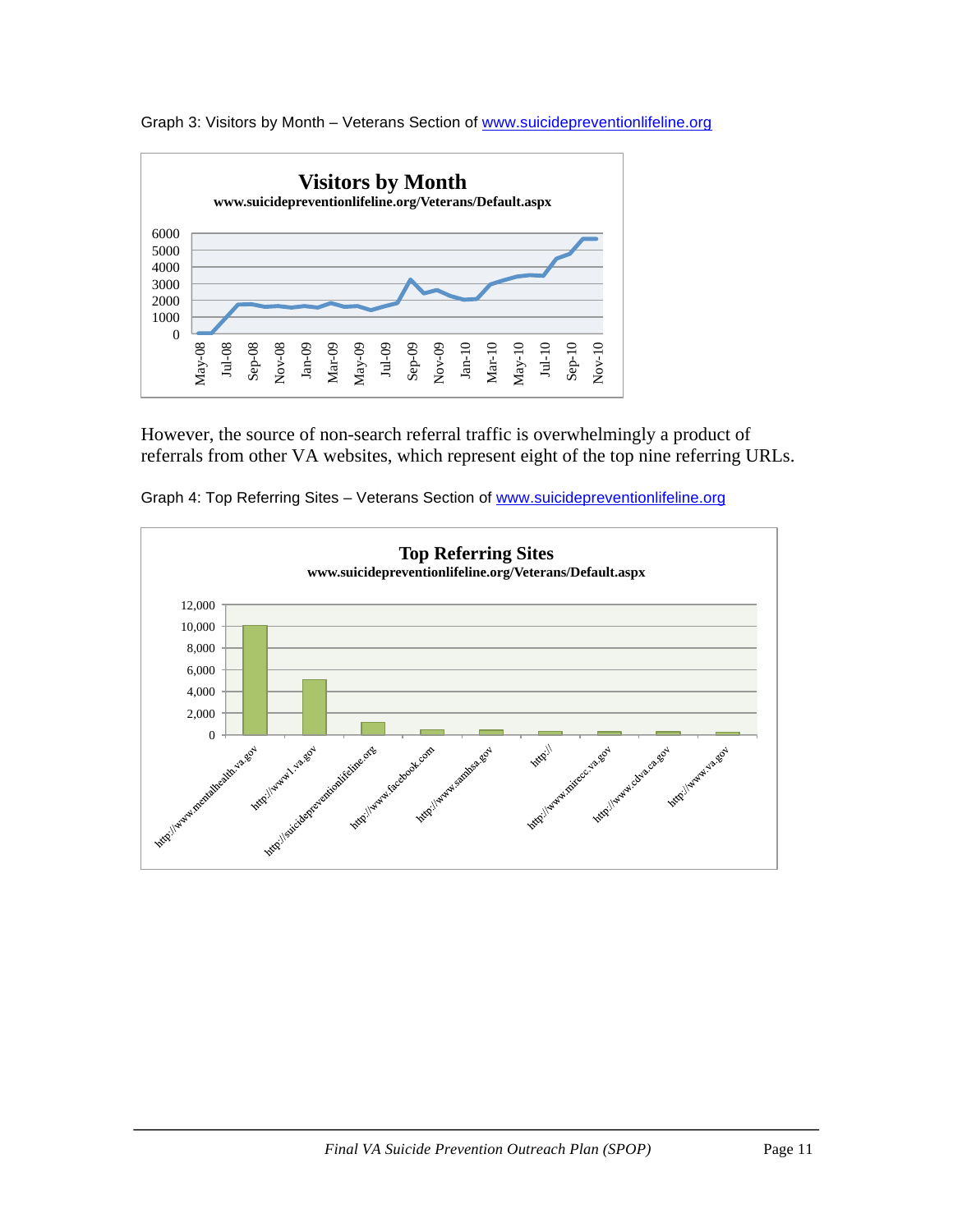Graph 3: Visitors by Month – Veterans Section of www.suicidepreventionlifeline.org

However, the source of non-search referral traffic is overwhelmingly a product of referrals from other VA websites, which represent eight of the top nine referring URLs.

Graph 4: Top Referring Sites – Veterans Section of www.suicidepreventionlifeline.org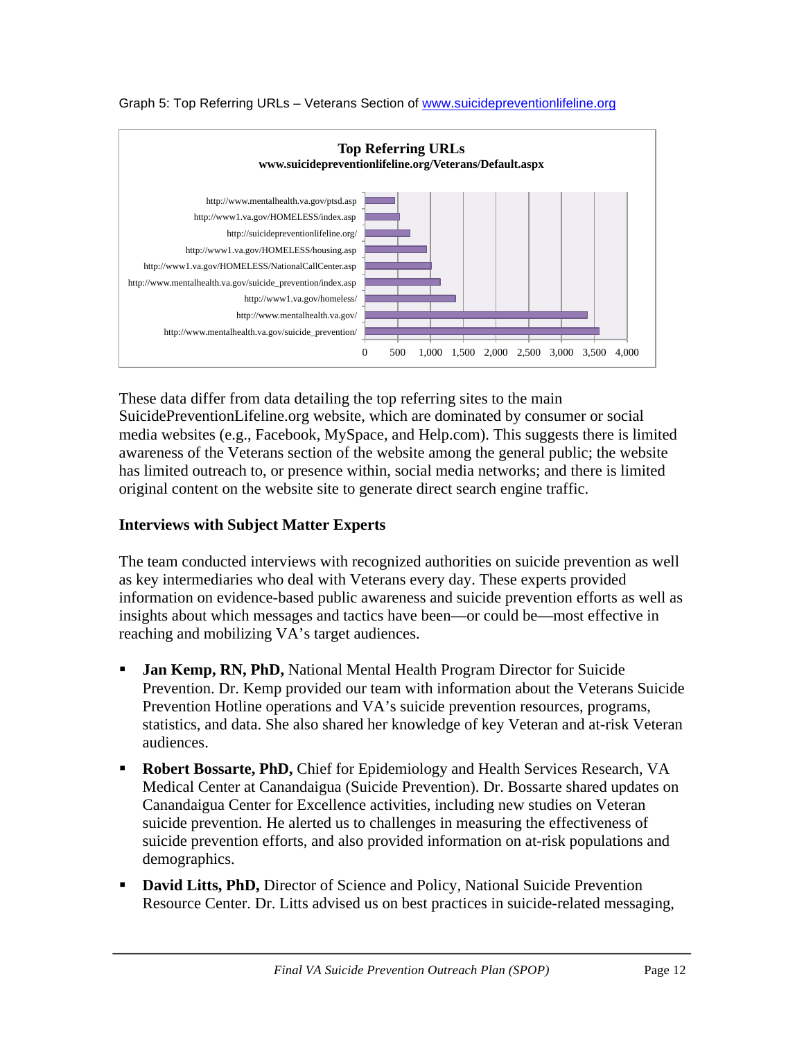Graph 5: Top Referring URLs – Veterans Section of www.suicidepreventionlifeline.org

**Top Referring URLs**
**www.suicidepreventionlifeline.org/Veterans/Default.aspx**

- http://www.mentalhealth.va.gov/ptsd.asp
- http://www1.va.gov/HOMELESS/index.asp
- http://suicidepreventionlifeline.org/
- http://www1.va.gov/HOMELESS/housing.asp
- http://www1.va.gov/HOMELESS/NationalCallCenter.asp
- http://www.mentalhealth.va.gov/suicide_prevention/index.asp
- http://www1.va.gov/homeless/
- http://www.mentalhealth.va.gov/
- http://www.mentalhealth.va.gov/suicide_prevention/

0 500 1,000 1,500 2,000 2,500 3,000 3,500 4,000

These data differ from data detailing the top referring sites to the main SuicidePreventionLifeline.org website, which are dominated by consumer or social media websites (e.g., Facebook, MySpace, and Help.com). This suggests there is limited awareness of the Veterans section of the website among the general public; the website has limited outreach to, or presence within, social media networks; and there is limited original content on the website site to generate direct search engine traffic.

## Interviews with Subject Matter Experts

The team conducted interviews with recognized authorities on suicide prevention as well as key intermediaries who deal with Veterans every day. These experts provided information on evidence-based public awareness and suicide prevention efforts as well as insights about which messages and tactics have been—or could be—most effective in reaching and mobilizing VA's target audiences.

- **Jan Kemp, RN, PhD,** National Mental Health Program Director for Suicide Prevention. Dr. Kemp provided our team with information about the Veterans Suicide Prevention Hotline operations and VA's suicide prevention resources, programs, statistics, and data. She also shared her knowledge of key Veteran and at-risk Veteran audiences.
- **Robert Bossarte, PhD,** Chief for Epidemiology and Health Services Research, VA Medical Center at Canandaigua (Suicide Prevention). Dr. Bossarte shared updates on Canandaigua Center for Excellence activities, including new studies on Veteran suicide prevention. He alerted us to challenges in measuring the effectiveness of suicide prevention efforts, and also provided information on at-risk populations and demographics.
- **David Litts, PhD,** Director of Science and Policy, National Suicide Prevention Resource Center. Dr. Litts advised us on best practices in suicide-related messaging,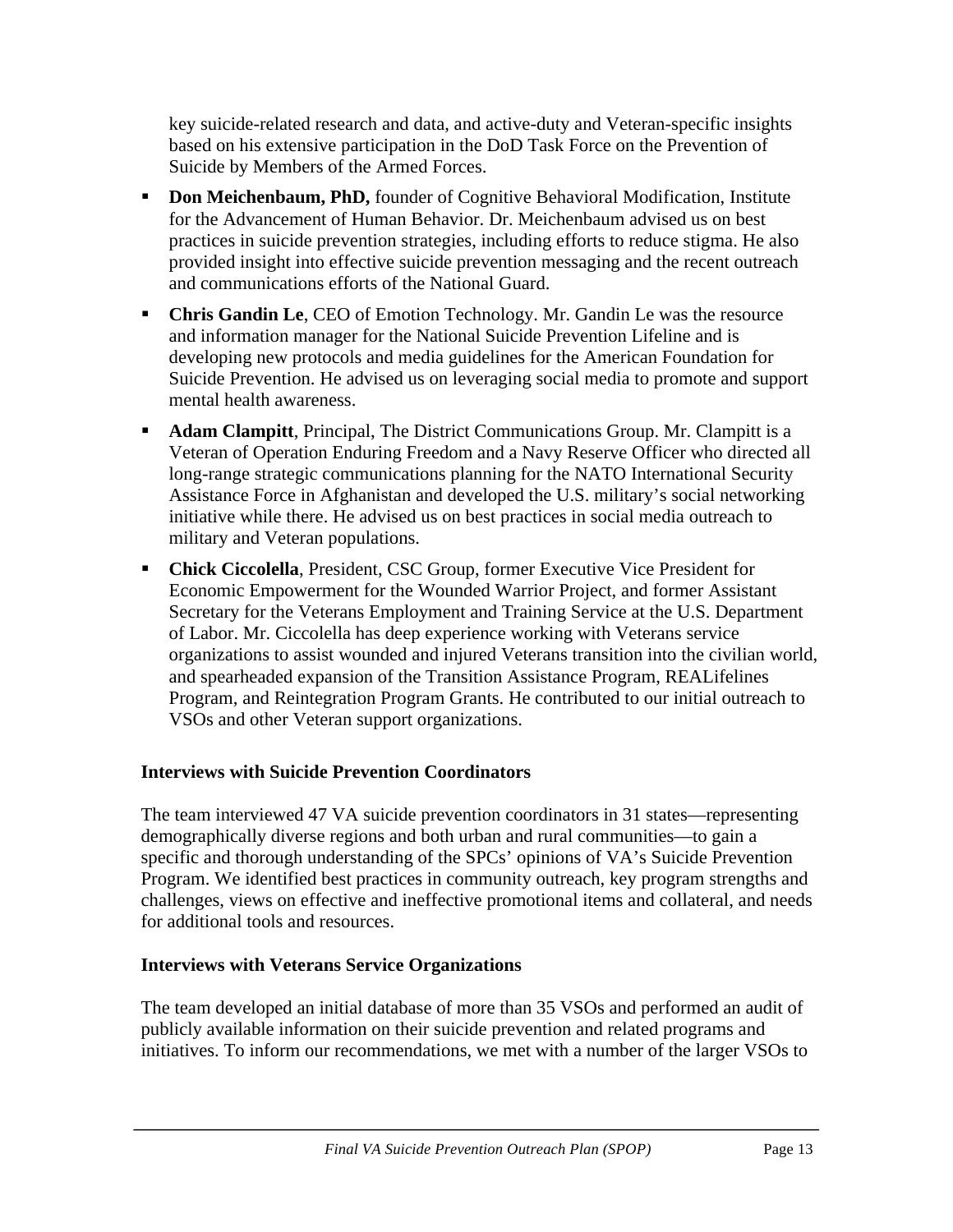key suicide-related research and data, and active-duty and Veteran-specific insights based on his extensive participation in the DoD Task Force on the Prevention of Suicide by Members of the Armed Forces.

- **Don Meichenbaum, PhD,** founder of Cognitive Behavioral Modification, Institute for the Advancement of Human Behavior. Dr. Meichenbaum advised us on best practices in suicide prevention strategies, including efforts to reduce stigma. He also provided insight into effective suicide prevention messaging and the recent outreach and communications efforts of the National Guard.
- **Chris Gandin Le**, CEO of Emotion Technology. Mr. Gandin Le was the resource and information manager for the National Suicide Prevention Lifeline and is developing new protocols and media guidelines for the American Foundation for Suicide Prevention. He advised us on leveraging social media to promote and support mental health awareness.
- **Adam Clampitt**, Principal, The District Communications Group. Mr. Clampitt is a Veteran of Operation Enduring Freedom and a Navy Reserve Officer who directed all long-range strategic communications planning for the NATO International Security Assistance Force in Afghanistan and developed the U.S. military's social networking initiative while there. He advised us on best practices in social media outreach to military and Veteran populations.
- **Chick Ciccolella**, President, CSC Group, former Executive Vice President for Economic Empowerment for the Wounded Warrior Project, and former Assistant Secretary for the Veterans Employment and Training Service at the U.S. Department of Labor. Mr. Ciccolella has deep experience working with Veterans service organizations to assist wounded and injured Veterans transition into the civilian world, and spearheaded expansion of the Transition Assistance Program, REALifelines Program, and Reintegration Program Grants. He contributed to our initial outreach to VSOs and other Veteran support organizations.

**Interviews with Suicide Prevention Coordinators**

The team interviewed 47 VA suicide prevention coordinators in 31 states—representing demographically diverse regions and both urban and rural communities—to gain a specific and thorough understanding of the SPCs' opinions of VA's Suicide Prevention Program. We identified best practices in community outreach, key program strengths and challenges, views on effective and ineffective promotional items and collateral, and needs for additional tools and resources.

**Interviews with Veterans Service Organizations**

The team developed an initial database of more than 35 VSOs and performed an audit of publicly available information on their suicide prevention and related programs and initiatives. To inform our recommendations, we met with a number of the larger VSOs to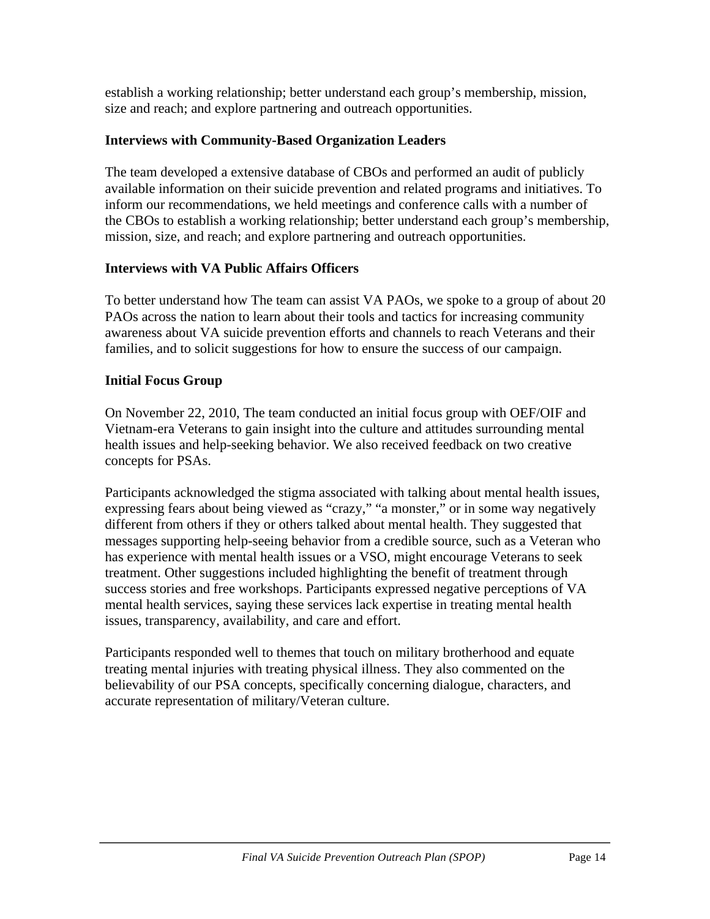establish a working relationship; better understand each group's membership, mission, size and reach; and explore partnering and outreach opportunities.

**Interviews with Community-Based Organization Leaders**

The team developed a extensive database of CBOs and performed an audit of publicly available information on their suicide prevention and related programs and initiatives. To inform our recommendations, we held meetings and conference calls with a number of the CBOs to establish a working relationship; better understand each group's membership, mission, size, and reach; and explore partnering and outreach opportunities.

**Interviews with VA Public Affairs Officers**

To better understand how The team can assist VA PAOs, we spoke to a group of about 20 PAOs across the nation to learn about their tools and tactics for increasing community awareness about VA suicide prevention efforts and channels to reach Veterans and their families, and to solicit suggestions for how to ensure the success of our campaign.

**Initial Focus Group**

On November 22, 2010, The team conducted an initial focus group with OEF/OIF and Vietnam-era Veterans to gain insight into the culture and attitudes surrounding mental health issues and help-seeking behavior. We also received feedback on two creative concepts for PSAs.

Participants acknowledged the stigma associated with talking about mental health issues, expressing fears about being viewed as "crazy," "a monster," or in some way negatively different from others if they or others talked about mental health. They suggested that messages supporting help-seeing behavior from a credible source, such as a Veteran who has experience with mental health issues or a VSO, might encourage Veterans to seek treatment. Other suggestions included highlighting the benefit of treatment through success stories and free workshops. Participants expressed negative perceptions of VA mental health services, saying these services lack expertise in treating mental health issues, transparency, availability, and care and effort.

Participants responded well to themes that touch on military brotherhood and equate treating mental injuries with treating physical illness. They also commented on the believability of our PSA concepts, specifically concerning dialogue, characters, and accurate representation of military/Veteran culture.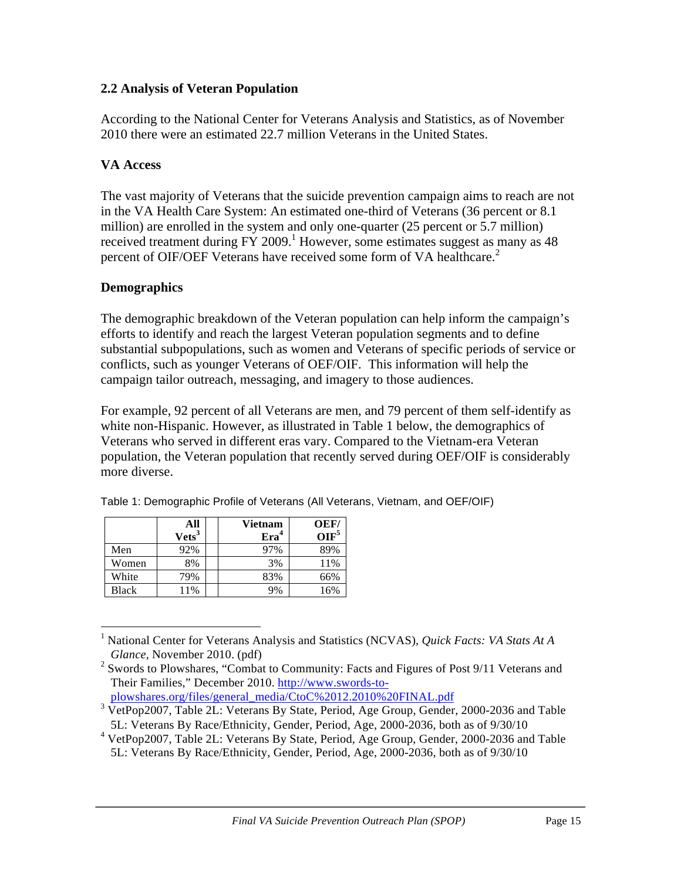## 2.2 Analysis of Veteran Population

According to the National Center for Veterans Analysis and Statistics, as of November 2010 there were an estimated 22.7 million Veterans in the United States.

### VA Access

The vast majority of Veterans that the suicide prevention campaign aims to reach are not in the VA Health Care System: An estimated one-third of Veterans (36 percent or 8.1 million) are enrolled in the system and only one-quarter (25 percent or 5.7 million) received treatment during FY 2009.[1] However, some estimates suggest as many as 48 percent of OIF/OEF Veterans have received some form of VA healthcare.[2]

### Demographics

The demographic breakdown of the Veteran population can help inform the campaign's efforts to identify and reach the largest Veteran population segments and to define substantial subpopulations, such as women and Veterans of specific periods of service or conflicts, such as younger Veterans of OEF/OIF. This information will help the campaign tailor outreach, messaging, and imagery to those audiences.

For example, 92 percent of all Veterans are men, and 79 percent of them self-identify as white non-Hispanic. However, as illustrated in Table 1 below, the demographics of Veterans who served in different eras vary. Compared to the Vietnam-era Veteran population, the Veteran population that recently served during OEF/OIF is considerably more diverse.

Table 1: Demographic Profile of Veterans (All Veterans, Vietnam, and OEF/OIF)

| | All Vets[3] | | Vietnam Era[4] | OEF/ OIF[5] |
|---|---|---|---|---|
| Men | 92% | | 97% | 89% |
| Women | 8% | | 3% | 11% |
| White | 79% | | 83% | 66% |
| Black | 11% | | 9% | 16% |

---

[1] National Center for Veterans Analysis and Statistics (NCVAS), *Quick Facts: VA Stats At A Glance*, November 2010. (pdf)

[2] Swords to Plowshares, "Combat to Community: Facts and Figures of Post 9/11 Veterans and Their Families," December 2010. http://www.swords-to-plowshares.org/files/general_media/CtoC%2012.2010%20FINAL.pdf

[3] VetPop2007, Table 2L: Veterans By State, Period, Age Group, Gender, 2000-2036 and Table 5L: Veterans By Race/Ethnicity, Gender, Period, Age, 2000-2036, both as of 9/30/10

[4] VetPop2007, Table 2L: Veterans By State, Period, Age Group, Gender, 2000-2036 and Table 5L: Veterans By Race/Ethnicity, Gender, Period, Age, 2000-2036, both as of 9/30/10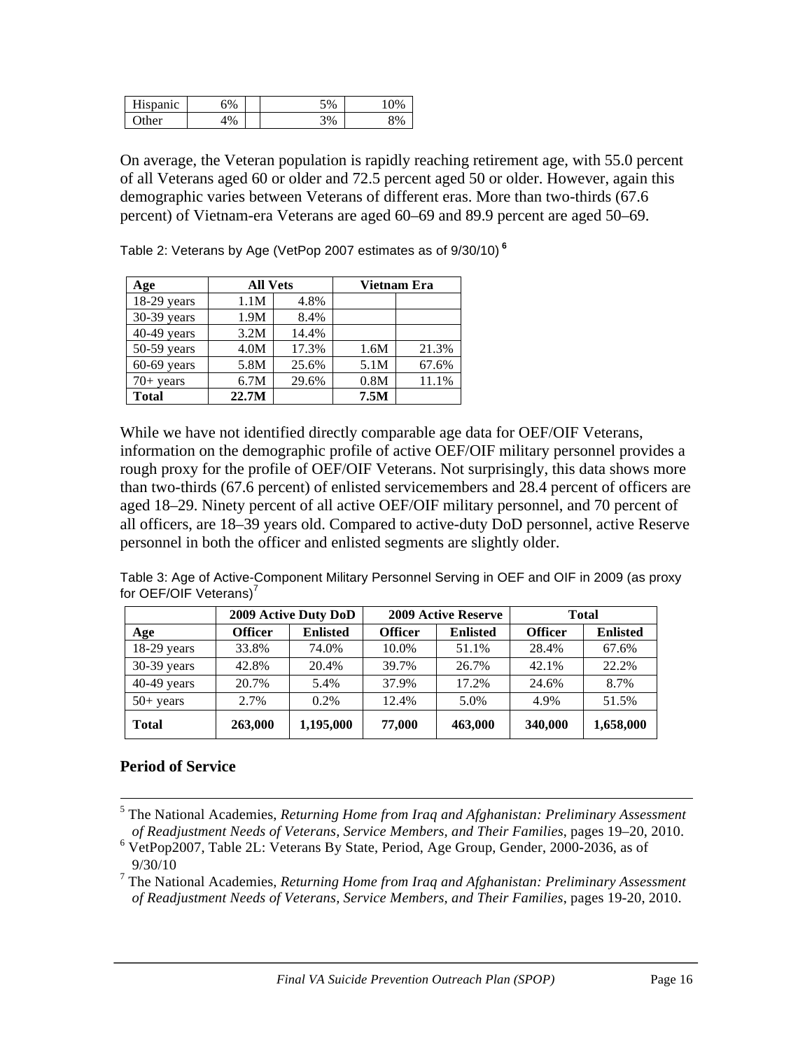| Hispanic | 6% | | 5% | 10% |
|---|---|---|---|---|
| Other | 4% | | 3% | 8% |

On average, the Veteran population is rapidly reaching retirement age, with 55.0 percent of all Veterans aged 60 or older and 72.5 percent aged 50 or older. However, again this demographic varies between Veterans of different eras. More than two-thirds (67.6 percent) of Vietnam-era Veterans are aged 60–69 and 89.9 percent are aged 50–69.

Table 2: Veterans by Age (VetPop 2007 estimates as of 9/30/10) [6]

| Age | All Vets | | Vietnam Era | |
|---|---|---|---|---|
| 18-29 years | 1.1M | 4.8% | | |
| 30-39 years | 1.9M | 8.4% | | |
| 40-49 years | 3.2M | 14.4% | | |
| 50-59 years | 4.0M | 17.3% | 1.6M | 21.3% |
| 60-69 years | 5.8M | 25.6% | 5.1M | 67.6% |
| 70+ years | 6.7M | 29.6% | 0.8M | 11.1% |
| **Total** | **22.7M** | | **7.5M** | |

While we have not identified directly comparable age data for OEF/OIF Veterans, information on the demographic profile of active OEF/OIF military personnel provides a rough proxy for the profile of OEF/OIF Veterans. Not surprisingly, this data shows more than two-thirds (67.6 percent) of enlisted servicemembers and 28.4 percent of officers are aged 18–29. Ninety percent of all active OEF/OIF military personnel, and 70 percent of all officers, are 18–39 years old. Compared to active-duty DoD personnel, active Reserve personnel in both the officer and enlisted segments are slightly older.

Table 3: Age of Active-Component Military Personnel Serving in OEF and OIF in 2009 (as proxy for OEF/OIF Veterans)[7]

| | 2009 Active Duty DoD | | 2009 Active Reserve | | Total | |
|---|---|---|---|---|---|---|
| **Age** | **Officer** | **Enlisted** | **Officer** | **Enlisted** | **Officer** | **Enlisted** |
| 18-29 years | 33.8% | 74.0% | 10.0% | 51.1% | 28.4% | 67.6% |
| 30-39 years | 42.8% | 20.4% | 39.7% | 26.7% | 42.1% | 22.2% |
| 40-49 years | 20.7% | 5.4% | 37.9% | 17.2% | 24.6% | 8.7% |
| 50+ years | 2.7% | 0.2% | 12.4% | 5.0% | 4.9% | 51.5% |
| **Total** | **263,000** | **1,195,000** | **77,000** | **463,000** | **340,000** | **1,658,000** |

### Period of Service

---

[5] The National Academies, *Returning Home from Iraq and Afghanistan: Preliminary Assessment of Readjustment Needs of Veterans, Service Members, and Their Families*, pages 19–20, 2010.

[6] VetPop2007, Table 2L: Veterans By State, Period, Age Group, Gender, 2000-2036, as of 9/30/10

[7] The National Academies, *Returning Home from Iraq and Afghanistan: Preliminary Assessment of Readjustment Needs of Veterans, Service Members, and Their Families*, pages 19-20, 2010.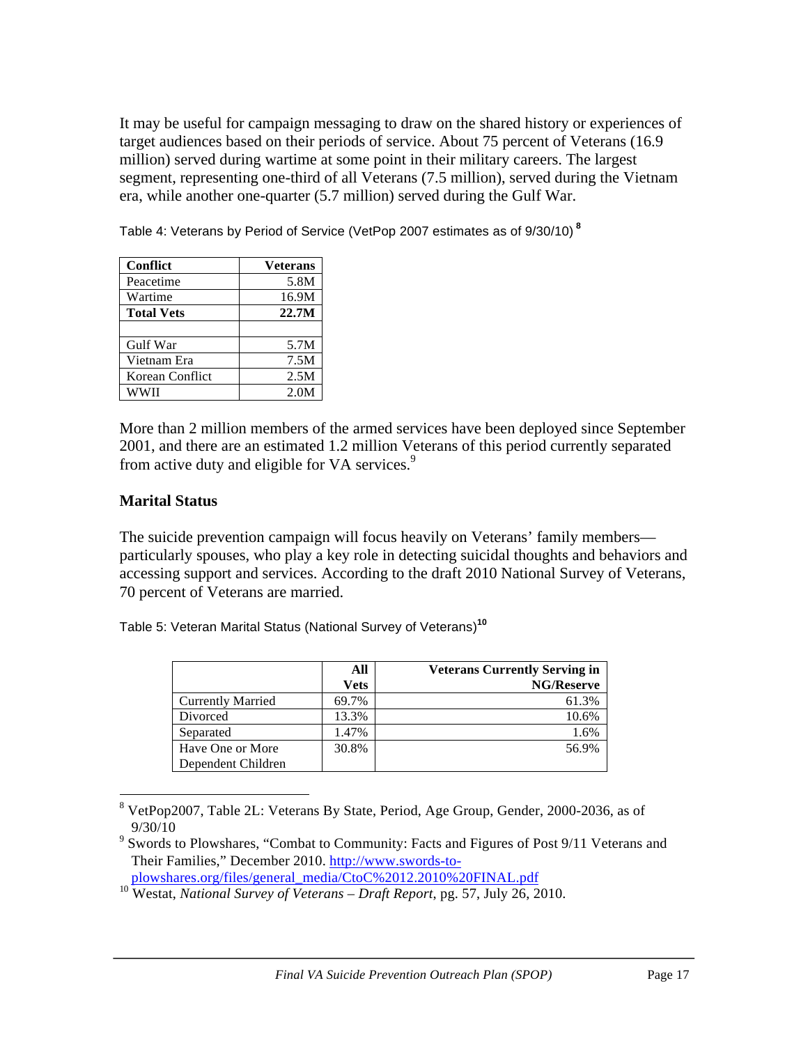It may be useful for campaign messaging to draw on the shared history or experiences of target audiences based on their periods of service. About 75 percent of Veterans (16.9 million) served during wartime at some point in their military careers. The largest segment, representing one-third of all Veterans (7.5 million), served during the Vietnam era, while another one-quarter (5.7 million) served during the Gulf War.

Table 4: Veterans by Period of Service (VetPop 2007 estimates as of 9/30/10)[8]

| Conflict | Veterans |
|---|---|
| Peacetime | 5.8M |
| Wartime | 16.9M |
| **Total Vets** | **22.7M** |
| | |
| Gulf War | 5.7M |
| Vietnam Era | 7.5M |
| Korean Conflict | 2.5M |
| WWII | 2.0M |

More than 2 million members of the armed services have been deployed since September 2001, and there are an estimated 1.2 million Veterans of this period currently separated from active duty and eligible for VA services.[9]

### Marital Status

The suicide prevention campaign will focus heavily on Veterans' family members—particularly spouses, who play a key role in detecting suicidal thoughts and behaviors and accessing support and services. According to the draft 2010 National Survey of Veterans, 70 percent of Veterans are married.

Table 5: Veteran Marital Status (National Survey of Veterans)[10]

| | All Vets | Veterans Currently Serving in NG/Reserve |
|---|---|---|
| Currently Married | 69.7% | 61.3% |
| Divorced | 13.3% | 10.6% |
| Separated | 1.47% | 1.6% |
| Have One or More Dependent Children | 30.8% | 56.9% |

[8] VetPop2007, Table 2L: Veterans By State, Period, Age Group, Gender, 2000-2036, as of 9/30/10

[9] Swords to Plowshares, "Combat to Community: Facts and Figures of Post 9/11 Veterans and Their Families," December 2010. http://www.swords-to-plowshares.org/files/general_media/CtoC%2012.2010%20FINAL.pdf

[10] Westat, *National Survey of Veterans – Draft Report*, pg. 57, July 26, 2010.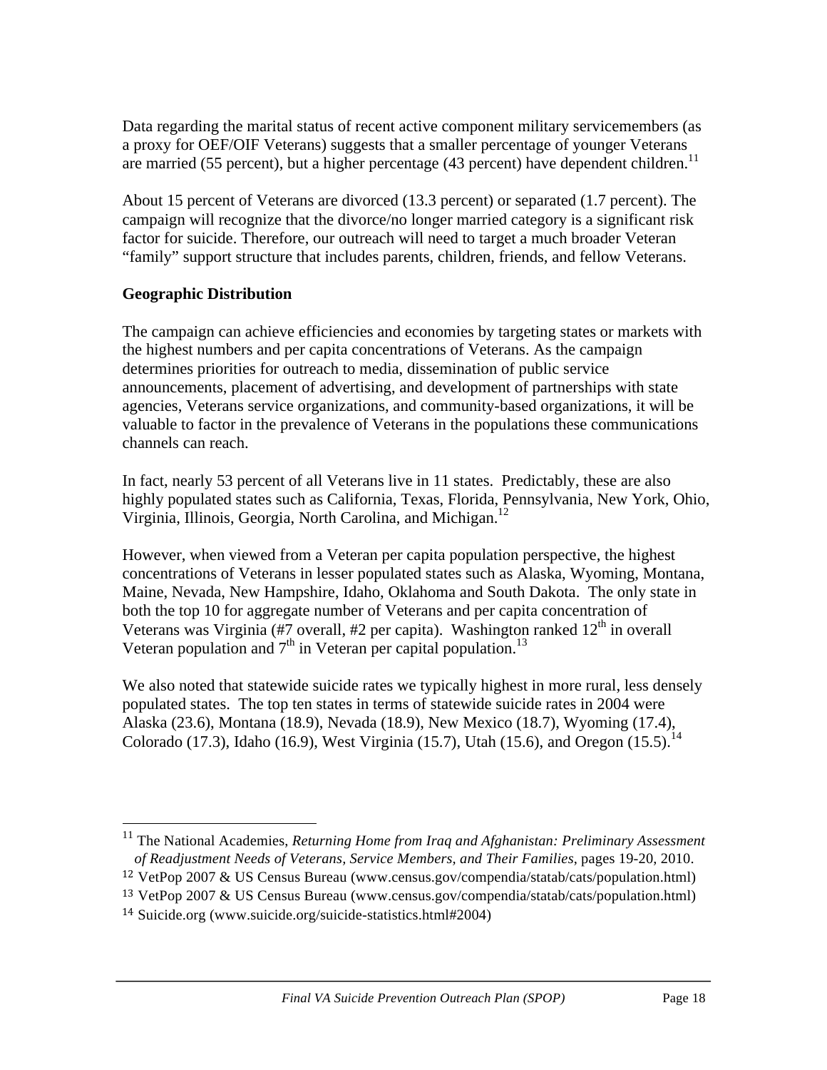Data regarding the marital status of recent active component military servicemembers (as a proxy for OEF/OIF Veterans) suggests that a smaller percentage of younger Veterans are married (55 percent), but a higher percentage (43 percent) have dependent children.[11]

About 15 percent of Veterans are divorced (13.3 percent) or separated (1.7 percent). The campaign will recognize that the divorce/no longer married category is a significant risk factor for suicide. Therefore, our outreach will need to target a much broader Veteran "family" support structure that includes parents, children, friends, and fellow Veterans.

**Geographic Distribution**

The campaign can achieve efficiencies and economies by targeting states or markets with the highest numbers and per capita concentrations of Veterans. As the campaign determines priorities for outreach to media, dissemination of public service announcements, placement of advertising, and development of partnerships with state agencies, Veterans service organizations, and community-based organizations, it will be valuable to factor in the prevalence of Veterans in the populations these communications channels can reach.

In fact, nearly 53 percent of all Veterans live in 11 states. Predictably, these are also highly populated states such as California, Texas, Florida, Pennsylvania, New York, Ohio, Virginia, Illinois, Georgia, North Carolina, and Michigan.[12]

However, when viewed from a Veteran per capita population perspective, the highest concentrations of Veterans in lesser populated states such as Alaska, Wyoming, Montana, Maine, Nevada, New Hampshire, Idaho, Oklahoma and South Dakota. The only state in both the top 10 for aggregate number of Veterans and per capita concentration of Veterans was Virginia (#7 overall, #2 per capita). Washington ranked 12th in overall Veteran population and 7th in Veteran per capital population.[13]

We also noted that statewide suicide rates we typically highest in more rural, less densely populated states. The top ten states in terms of statewide suicide rates in 2004 were Alaska (23.6), Montana (18.9), Nevada (18.9), New Mexico (18.7), Wyoming (17.4), Colorado (17.3), Idaho (16.9), West Virginia (15.7), Utah (15.6), and Oregon (15.5).[14]

---

[11] The National Academies, *Returning Home from Iraq and Afghanistan: Preliminary Assessment of Readjustment Needs of Veterans, Service Members, and Their Families*, pages 19-20, 2010.

[12] VetPop 2007 & US Census Bureau (www.census.gov/compendia/statab/cats/population.html)

[13] VetPop 2007 & US Census Bureau (www.census.gov/compendia/statab/cats/population.html)

[14] Suicide.org (www.suicide.org/suicide-statistics.html#2004)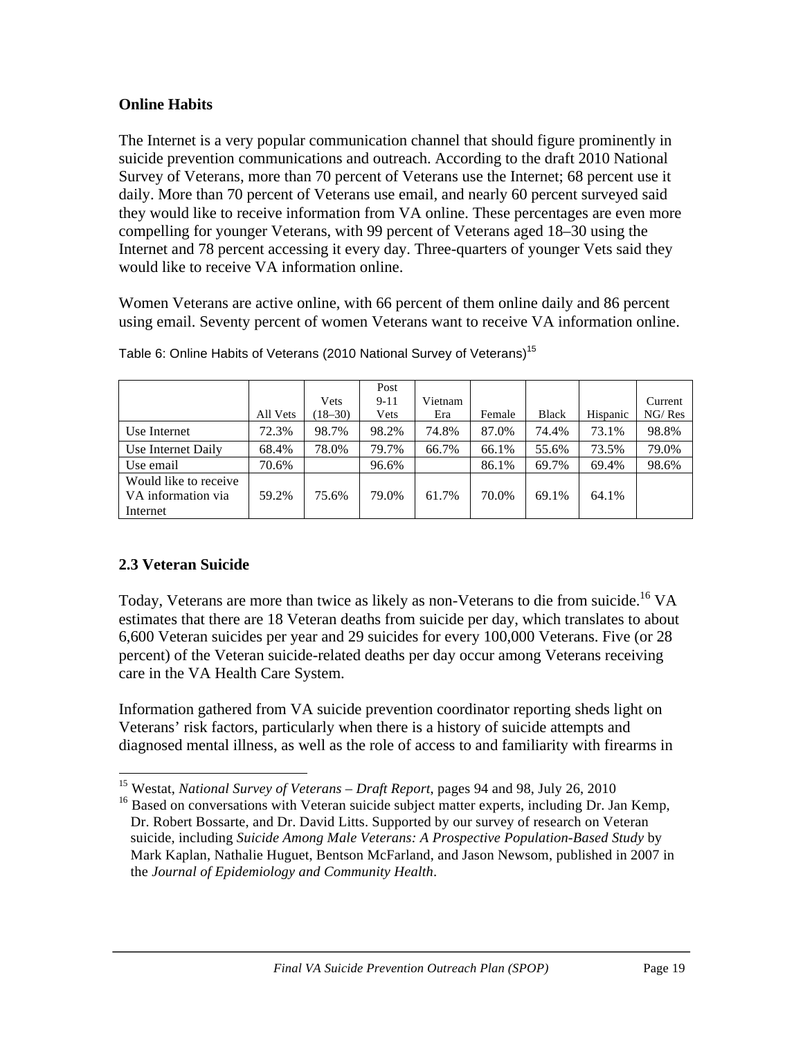### Online Habits

The Internet is a very popular communication channel that should figure prominently in suicide prevention communications and outreach. According to the draft 2010 National Survey of Veterans, more than 70 percent of Veterans use the Internet; 68 percent use it daily. More than 70 percent of Veterans use email, and nearly 60 percent surveyed said they would like to receive information from VA online. These percentages are even more compelling for younger Veterans, with 99 percent of Veterans aged 18–30 using the Internet and 78 percent accessing it every day. Three-quarters of younger Vets said they would like to receive VA information online.

Women Veterans are active online, with 66 percent of them online daily and 86 percent using email. Seventy percent of women Veterans want to receive VA information online.

Table 6: Online Habits of Veterans (2010 National Survey of Veterans)[15]

| | All Vets | Vets (18–30) | Post 9-11 Vets | Vietnam Era | Female | Black | Hispanic | Current NG/ Res |
|---|---|---|---|---|---|---|---|---|
| Use Internet | 72.3% | 98.7% | 98.2% | 74.8% | 87.0% | 74.4% | 73.1% | 98.8% |
| Use Internet Daily | 68.4% | 78.0% | 79.7% | 66.7% | 66.1% | 55.6% | 73.5% | 79.0% |
| Use email | 70.6% | | 96.6% | | 86.1% | 69.7% | 69.4% | 98.6% |
| Would like to receive VA information via Internet | 59.2% | 75.6% | 79.0% | 61.7% | 70.0% | 69.1% | 64.1% | |

### 2.3 Veteran Suicide

Today, Veterans are more than twice as likely as non-Veterans to die from suicide.[16] VA estimates that there are 18 Veteran deaths from suicide per day, which translates to about 6,600 Veteran suicides per year and 29 suicides for every 100,000 Veterans. Five (or 28 percent) of the Veteran suicide-related deaths per day occur among Veterans receiving care in the VA Health Care System.

Information gathered from VA suicide prevention coordinator reporting sheds light on Veterans' risk factors, particularly when there is a history of suicide attempts and diagnosed mental illness, as well as the role of access to and familiarity with firearms in

---

[15] Westat, *National Survey of Veterans – Draft Report*, pages 94 and 98, July 26, 2010

[16] Based on conversations with Veteran suicide subject matter experts, including Dr. Jan Kemp, Dr. Robert Bossarte, and Dr. David Litts. Supported by our survey of research on Veteran suicide, including *Suicide Among Male Veterans: A Prospective Population-Based Study* by Mark Kaplan, Nathalie Huguet, Bentson McFarland, and Jason Newsom, published in 2007 in the *Journal of Epidemiology and Community Health*.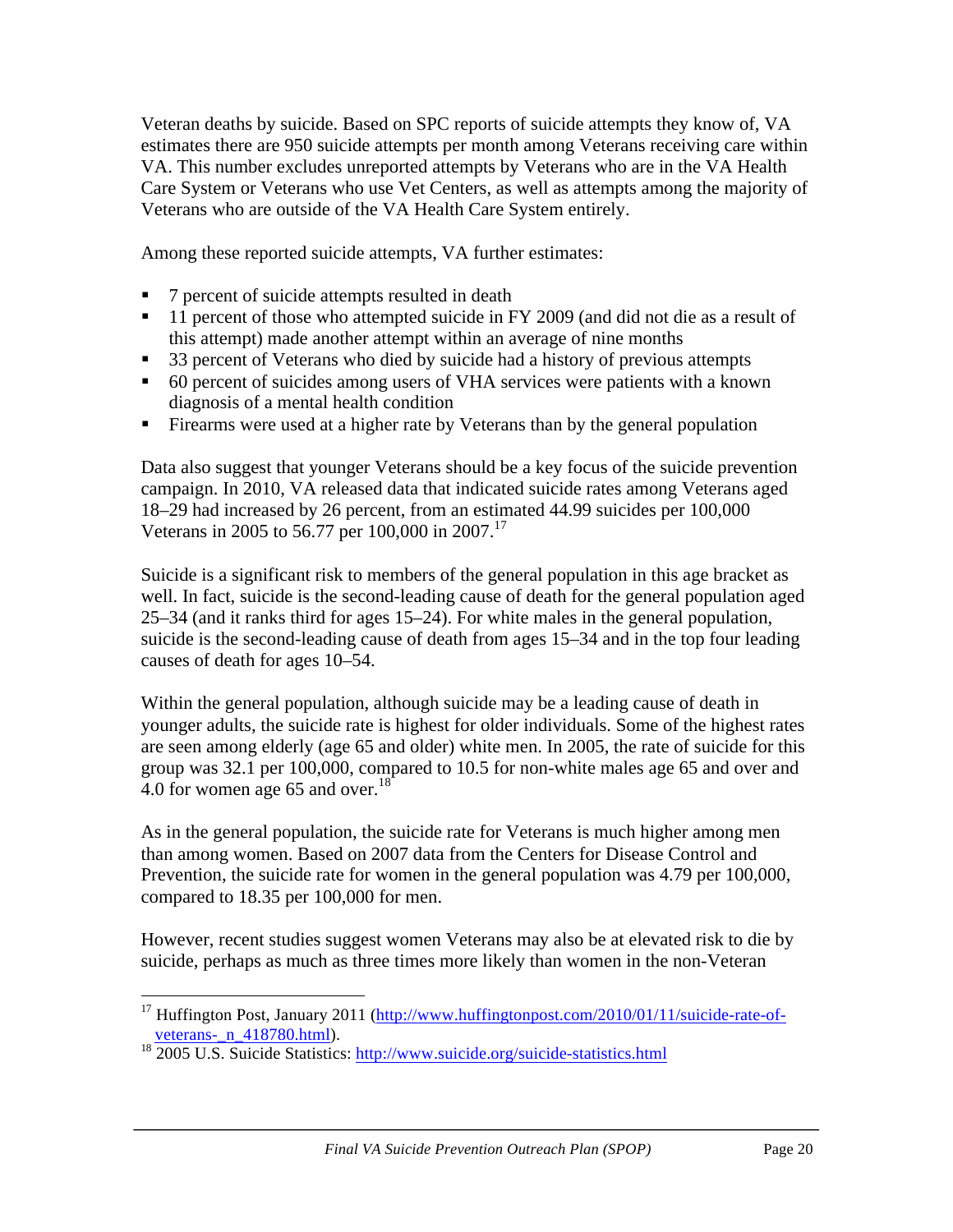Veteran deaths by suicide. Based on SPC reports of suicide attempts they know of, VA estimates there are 950 suicide attempts per month among Veterans receiving care within VA. This number excludes unreported attempts by Veterans who are in the VA Health Care System or Veterans who use Vet Centers, as well as attempts among the majority of Veterans who are outside of the VA Health Care System entirely.

Among these reported suicide attempts, VA further estimates:

- 7 percent of suicide attempts resulted in death
- 11 percent of those who attempted suicide in FY 2009 (and did not die as a result of this attempt) made another attempt within an average of nine months
- 33 percent of Veterans who died by suicide had a history of previous attempts
- 60 percent of suicides among users of VHA services were patients with a known diagnosis of a mental health condition
- Firearms were used at a higher rate by Veterans than by the general population

Data also suggest that younger Veterans should be a key focus of the suicide prevention campaign. In 2010, VA released data that indicated suicide rates among Veterans aged 18–29 had increased by 26 percent, from an estimated 44.99 suicides per 100,000 Veterans in 2005 to 56.77 per 100,000 in 2007.[17]

Suicide is a significant risk to members of the general population in this age bracket as well. In fact, suicide is the second-leading cause of death for the general population aged 25–34 (and it ranks third for ages 15–24). For white males in the general population, suicide is the second-leading cause of death from ages 15–34 and in the top four leading causes of death for ages 10–54.

Within the general population, although suicide may be a leading cause of death in younger adults, the suicide rate is highest for older individuals. Some of the highest rates are seen among elderly (age 65 and older) white men. In 2005, the rate of suicide for this group was 32.1 per 100,000, compared to 10.5 for non-white males age 65 and over and 4.0 for women age 65 and over.[18]

As in the general population, the suicide rate for Veterans is much higher among men than among women. Based on 2007 data from the Centers for Disease Control and Prevention, the suicide rate for women in the general population was 4.79 per 100,000, compared to 18.35 per 100,000 for men.

However, recent studies suggest women Veterans may also be at elevated risk to die by suicide, perhaps as much as three times more likely than women in the non-Veteran

---

[17] Huffington Post, January 2011 (http://www.huffingtonpost.com/2010/01/11/suicide-rate-of-veterans-_n_418780.html).

[18] 2005 U.S. Suicide Statistics: http://www.suicide.org/suicide-statistics.html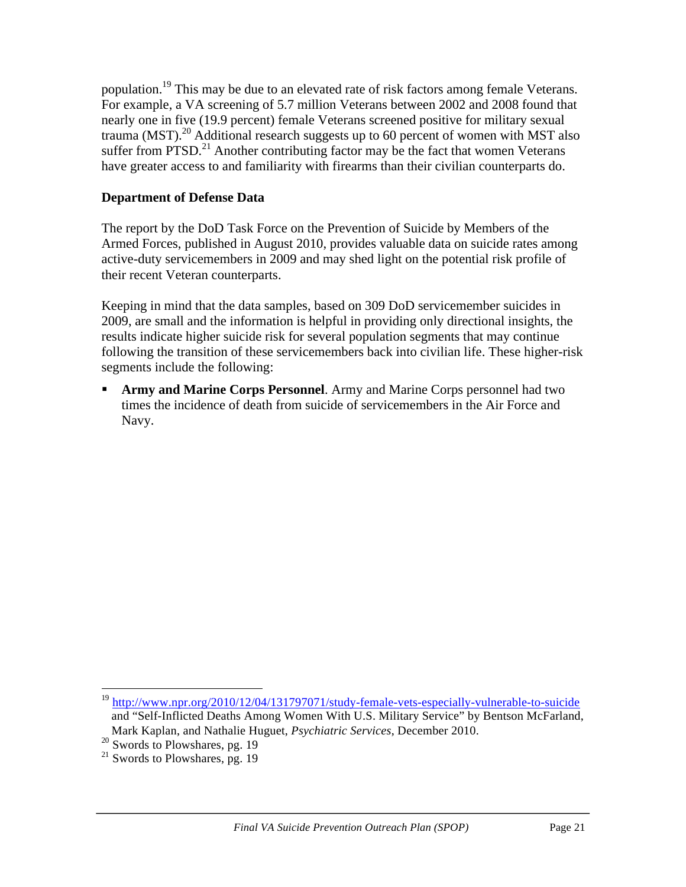population.[19] This may be due to an elevated rate of risk factors among female Veterans. For example, a VA screening of 5.7 million Veterans between 2002 and 2008 found that nearly one in five (19.9 percent) female Veterans screened positive for military sexual trauma (MST).[20] Additional research suggests up to 60 percent of women with MST also suffer from PTSD.[21] Another contributing factor may be the fact that women Veterans have greater access to and familiarity with firearms than their civilian counterparts do.

**Department of Defense Data**

The report by the DoD Task Force on the Prevention of Suicide by Members of the Armed Forces, published in August 2010, provides valuable data on suicide rates among active-duty servicemembers in 2009 and may shed light on the potential risk profile of their recent Veteran counterparts.

Keeping in mind that the data samples, based on 309 DoD servicemember suicides in 2009, are small and the information is helpful in providing only directional insights, the results indicate higher suicide risk for several population segments that may continue following the transition of these servicemembers back into civilian life. These higher-risk segments include the following:

- **Army and Marine Corps Personnel**. Army and Marine Corps personnel had two times the incidence of death from suicide of servicemembers in the Air Force and Navy.

---

[19] http://www.npr.org/2010/12/04/131797071/study-female-vets-especially-vulnerable-to-suicide and "Self-Inflicted Deaths Among Women With U.S. Military Service" by Bentson McFarland, Mark Kaplan, and Nathalie Huguet, *Psychiatric Services*, December 2010.

[20] Swords to Plowshares, pg. 19

[21] Swords to Plowshares, pg. 19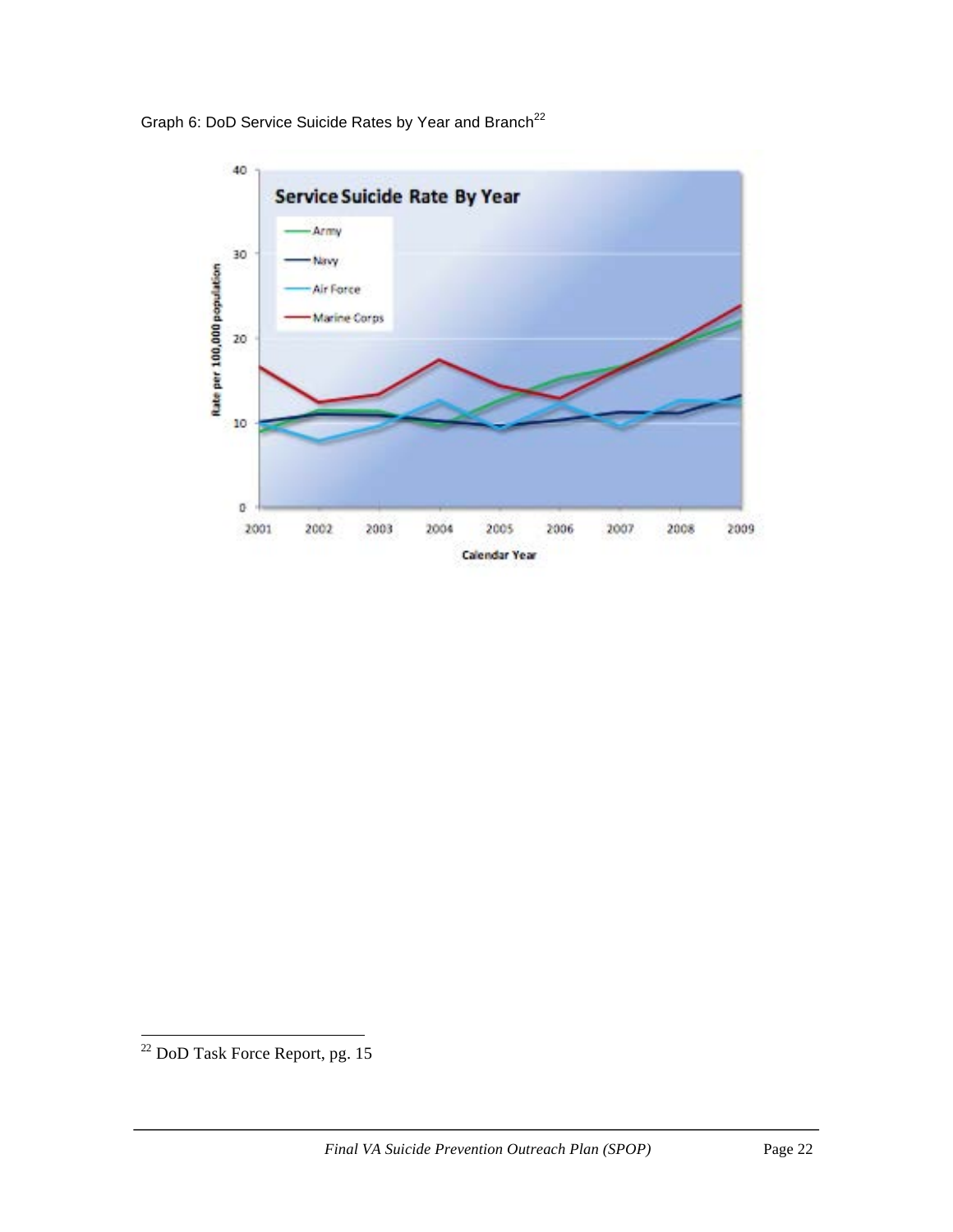Graph 6: DoD Service Suicide Rates by Year and Branch[22]

[22] DoD Task Force Report, pg. 15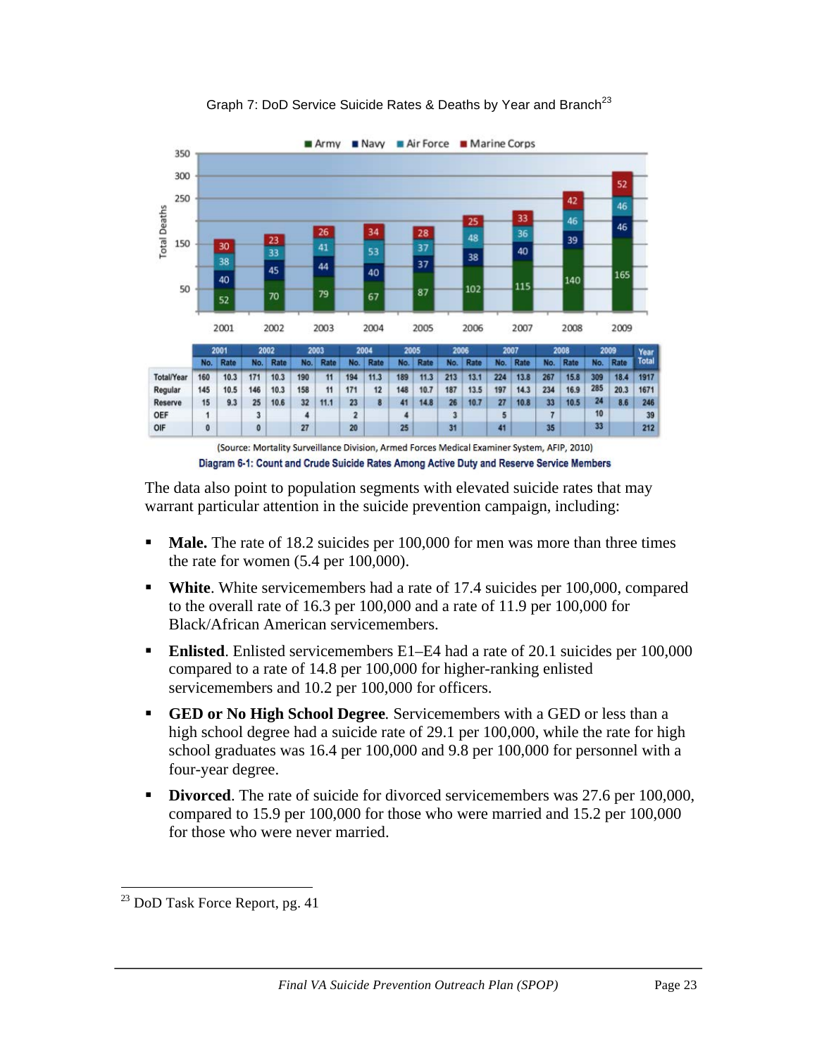Graph 7: DoD Service Suicide Rates & Deaths by Year and Branch[23]

| | 2001 | | 2002 | | 2003 | | 2004 | | 2005 | | 2006 | | 2007 | | 2008 | | 2009 | | Year Total |
|---|---|---|---|---|---|---|---|---|---|---|---|---|---|---|---|---|---|---|---|
| | No. | Rate | No. | Rate | No. | Rate | No. | Rate | No. | Rate | No. | Rate | No. | Rate | No. | Rate | No. | Rate | |
| Total/Year | 160 | 10.3 | 171 | 10.3 | 190 | 11 | 194 | 11.3 | 189 | 11.3 | 213 | 13.1 | 224 | 13.8 | 267 | 15.8 | 309 | 18.4 | 1917 |
| Regular | 145 | 10.5 | 146 | 10.3 | 158 | 11 | 171 | 12 | 148 | 10.7 | 187 | 13.5 | 197 | 14.3 | 234 | 16.9 | 285 | 20.3 | 1671 |
| Reserve | 15 | 9.3 | 25 | 10.6 | 32 | 11.1 | 23 | 8 | 41 | 14.8 | 26 | 10.7 | 27 | 10.8 | 33 | 10.5 | 24 | 8.6 | 246 |
| OEF | 1 | | 3 | | 4 | | 2 | | 4 | | 3 | | 5 | | 7 | | 10 | | 39 |
| OIF | 0 | | 0 | | 27 | | 20 | | 25 | | 31 | | 41 | | 35 | | 33 | | 212 |

(Source: Mortality Surveillance Division, Armed Forces Medical Examiner System, AFIP, 2010)

**Diagram 6-1: Count and Crude Suicide Rates Among Active Duty and Reserve Service Members**

The data also point to population segments with elevated suicide rates that may warrant particular attention in the suicide prevention campaign, including:

- **Male.** The rate of 18.2 suicides per 100,000 for men was more than three times the rate for women (5.4 per 100,000).
- **White**. White servicemembers had a rate of 17.4 suicides per 100,000, compared to the overall rate of 16.3 per 100,000 and a rate of 11.9 per 100,000 for Black/African American servicemembers.
- **Enlisted**. Enlisted servicemembers E1–E4 had a rate of 20.1 suicides per 100,000 compared to a rate of 14.8 per 100,000 for higher-ranking enlisted servicemembers and 10.2 per 100,000 for officers.
- **GED or No High School Degree***.* Servicemembers with a GED or less than a high school degree had a suicide rate of 29.1 per 100,000, while the rate for high school graduates was 16.4 per 100,000 and 9.8 per 100,000 for personnel with a four-year degree.
- **Divorced**. The rate of suicide for divorced servicemembers was 27.6 per 100,000, compared to 15.9 per 100,000 for those who were married and 15.2 per 100,000 for those who were never married.

[23] DoD Task Force Report, pg. 41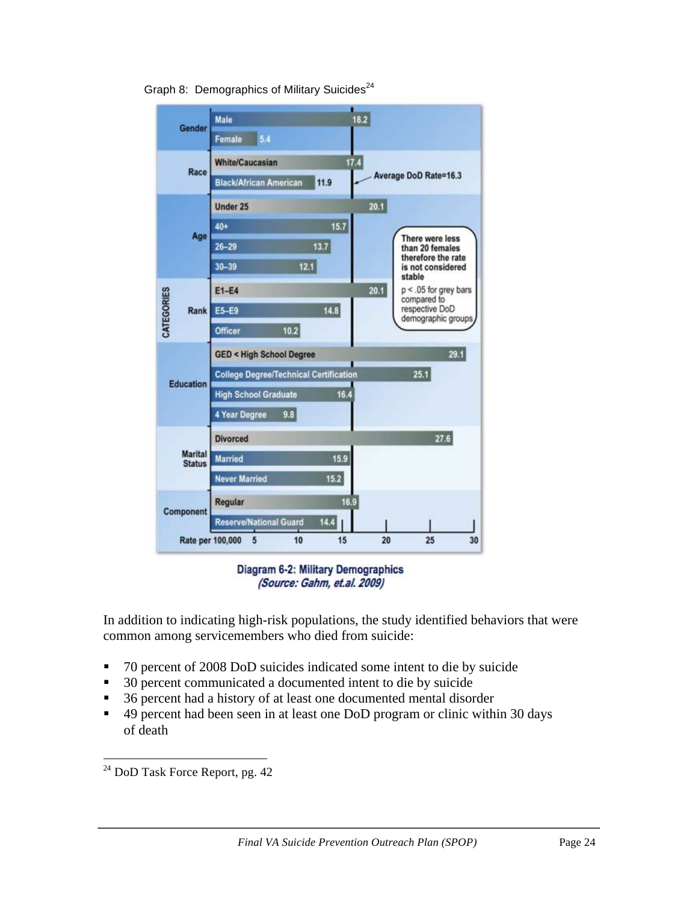Graph 8: Demographics of Military Suicides[24]

| Category | Group | Rate per 100,000 |
|---|---|---|
| Gender | Male | 18.2 |
| | Female | 5.4 |
| Race | White/Caucasian | 17.4 |
| | Black/African American | 11.9 |
| Age | Under 25 | 20.1 |
| | 40+ | 15.7 |
| | 26–29 | 13.7 |
| | 30–39 | 12.1 |
| Rank | E1–E4 | 20.1 |
| | E5–E9 | 14.8 |
| | Officer | 10.2 |
| Education | GED < High School Degree | 29.1 |
| | College Degree/Technical Certification | 25.1 |
| | High School Graduate | 16.4 |
| | 4 Year Degree | 9.8 |
| Marital Status | Divorced | 27.6 |
| | Married | 15.9 |
| | Never Married | 15.2 |
| Component | Regular | 16.9 |
| | Reserve/National Guard | 14.4 |

Average DoD Rate=16.3

There were less than 20 females therefore the rate is not considered stable

$p < .05$ for grey bars compared to respective DoD demographic groups

**Diagram 6-2: Military Demographics**
*(Source: Gahm, et.al. 2009)*

In addition to indicating high-risk populations, the study identified behaviors that were common among servicemembers who died from suicide:

- 70 percent of 2008 DoD suicides indicated some intent to die by suicide
- 30 percent communicated a documented intent to die by suicide
- 36 percent had a history of at least one documented mental disorder
- 49 percent had been seen in at least one DoD program or clinic within 30 days of death

[24] DoD Task Force Report, pg. 42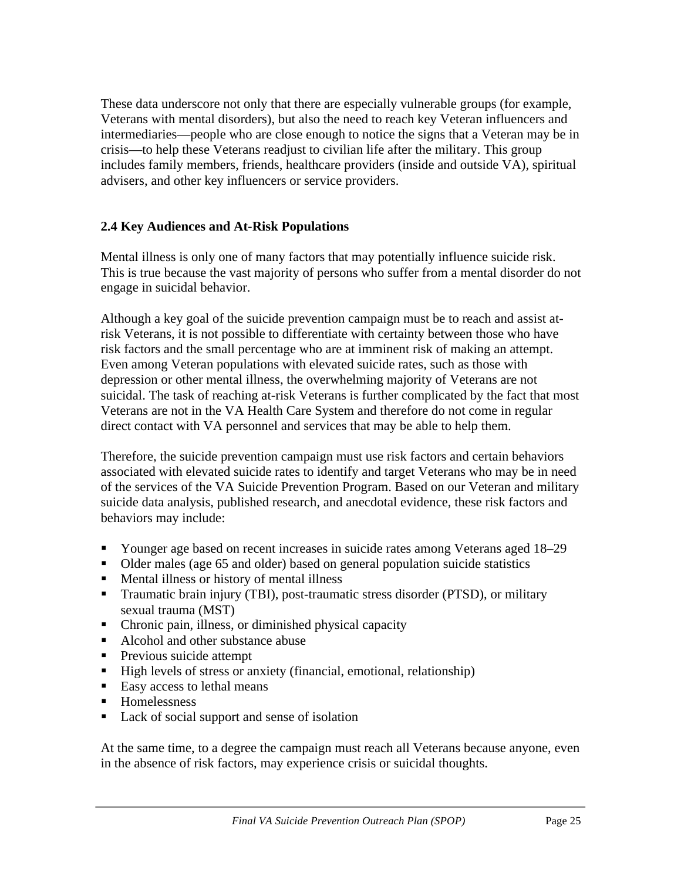These data underscore not only that there are especially vulnerable groups (for example, Veterans with mental disorders), but also the need to reach key Veteran influencers and intermediaries—people who are close enough to notice the signs that a Veteran may be in crisis—to help these Veterans readjust to civilian life after the military. This group includes family members, friends, healthcare providers (inside and outside VA), spiritual advisers, and other key influencers or service providers.

### 2.4 Key Audiences and At-Risk Populations

Mental illness is only one of many factors that may potentially influence suicide risk. This is true because the vast majority of persons who suffer from a mental disorder do not engage in suicidal behavior.

Although a key goal of the suicide prevention campaign must be to reach and assist at-risk Veterans, it is not possible to differentiate with certainty between those who have risk factors and the small percentage who are at imminent risk of making an attempt. Even among Veteran populations with elevated suicide rates, such as those with depression or other mental illness, the overwhelming majority of Veterans are not suicidal. The task of reaching at-risk Veterans is further complicated by the fact that most Veterans are not in the VA Health Care System and therefore do not come in regular direct contact with VA personnel and services that may be able to help them.

Therefore, the suicide prevention campaign must use risk factors and certain behaviors associated with elevated suicide rates to identify and target Veterans who may be in need of the services of the VA Suicide Prevention Program. Based on our Veteran and military suicide data analysis, published research, and anecdotal evidence, these risk factors and behaviors may include:

- Younger age based on recent increases in suicide rates among Veterans aged 18–29
- Older males (age 65 and older) based on general population suicide statistics
- Mental illness or history of mental illness
- Traumatic brain injury (TBI), post-traumatic stress disorder (PTSD), or military sexual trauma (MST)
- Chronic pain, illness, or diminished physical capacity
- Alcohol and other substance abuse
- Previous suicide attempt
- High levels of stress or anxiety (financial, emotional, relationship)
- Easy access to lethal means
- Homelessness
- Lack of social support and sense of isolation

At the same time, to a degree the campaign must reach all Veterans because anyone, even in the absence of risk factors, may experience crisis or suicidal thoughts.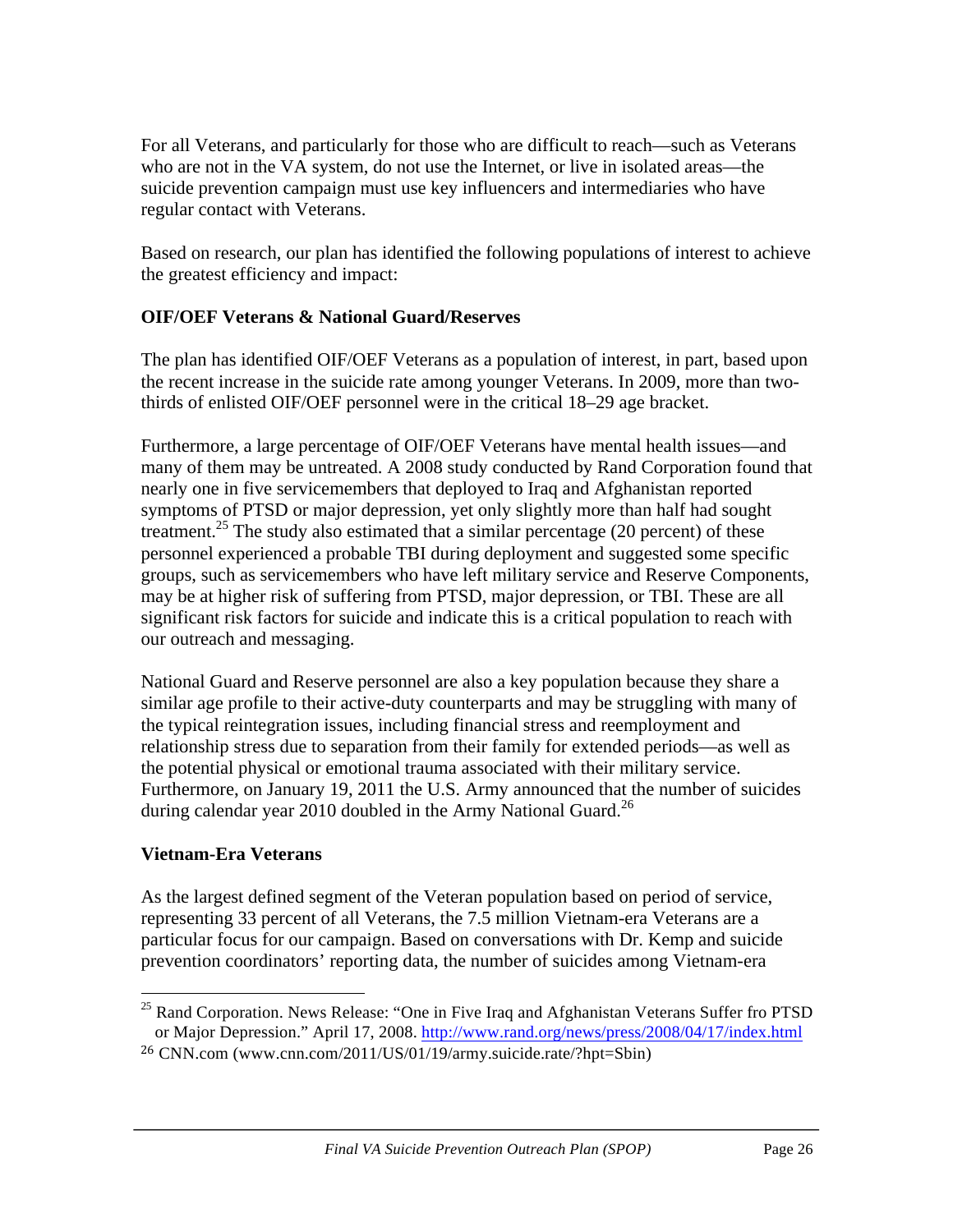For all Veterans, and particularly for those who are difficult to reach—such as Veterans who are not in the VA system, do not use the Internet, or live in isolated areas—the suicide prevention campaign must use key influencers and intermediaries who have regular contact with Veterans.

Based on research, our plan has identified the following populations of interest to achieve the greatest efficiency and impact:

### OIF/OEF Veterans & National Guard/Reserves

The plan has identified OIF/OEF Veterans as a population of interest, in part, based upon the recent increase in the suicide rate among younger Veterans. In 2009, more than two-thirds of enlisted OIF/OEF personnel were in the critical 18–29 age bracket.

Furthermore, a large percentage of OIF/OEF Veterans have mental health issues—and many of them may be untreated. A 2008 study conducted by Rand Corporation found that nearly one in five servicemembers that deployed to Iraq and Afghanistan reported symptoms of PTSD or major depression, yet only slightly more than half had sought treatment.[25] The study also estimated that a similar percentage (20 percent) of these personnel experienced a probable TBI during deployment and suggested some specific groups, such as servicemembers who have left military service and Reserve Components, may be at higher risk of suffering from PTSD, major depression, or TBI. These are all significant risk factors for suicide and indicate this is a critical population to reach with our outreach and messaging.

National Guard and Reserve personnel are also a key population because they share a similar age profile to their active-duty counterparts and may be struggling with many of the typical reintegration issues, including financial stress and reemployment and relationship stress due to separation from their family for extended periods—as well as the potential physical or emotional trauma associated with their military service. Furthermore, on January 19, 2011 the U.S. Army announced that the number of suicides during calendar year 2010 doubled in the Army National Guard.[26]

### Vietnam-Era Veterans

As the largest defined segment of the Veteran population based on period of service, representing 33 percent of all Veterans, the 7.5 million Vietnam-era Veterans are a particular focus for our campaign. Based on conversations with Dr. Kemp and suicide prevention coordinators' reporting data, the number of suicides among Vietnam-era

---

[25] Rand Corporation. News Release: "One in Five Iraq and Afghanistan Veterans Suffer fro PTSD or Major Depression." April 17, 2008. http://www.rand.org/news/press/2008/04/17/index.html

[26] CNN.com (www.cnn.com/2011/US/01/19/army.suicide.rate/?hpt=Sbin)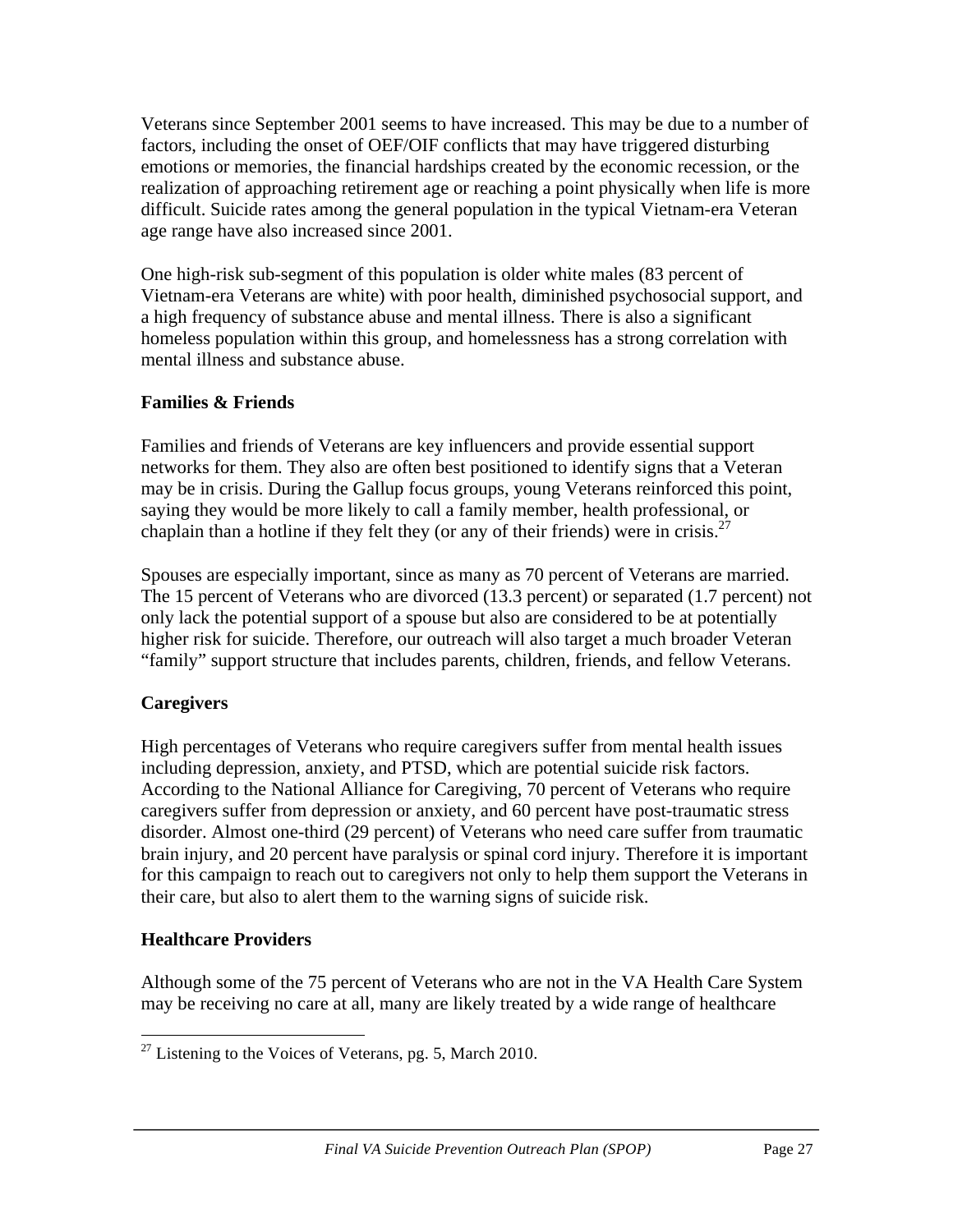Veterans since September 2001 seems to have increased. This may be due to a number of factors, including the onset of OEF/OIF conflicts that may have triggered disturbing emotions or memories, the financial hardships created by the economic recession, or the realization of approaching retirement age or reaching a point physically when life is more difficult. Suicide rates among the general population in the typical Vietnam-era Veteran age range have also increased since 2001.

One high-risk sub-segment of this population is older white males (83 percent of Vietnam-era Veterans are white) with poor health, diminished psychosocial support, and a high frequency of substance abuse and mental illness. There is also a significant homeless population within this group, and homelessness has a strong correlation with mental illness and substance abuse.

### Families & Friends

Families and friends of Veterans are key influencers and provide essential support networks for them. They also are often best positioned to identify signs that a Veteran may be in crisis. During the Gallup focus groups, young Veterans reinforced this point, saying they would be more likely to call a family member, health professional, or chaplain than a hotline if they felt they (or any of their friends) were in crisis.[27]

Spouses are especially important, since as many as 70 percent of Veterans are married. The 15 percent of Veterans who are divorced (13.3 percent) or separated (1.7 percent) not only lack the potential support of a spouse but also are considered to be at potentially higher risk for suicide. Therefore, our outreach will also target a much broader Veteran "family" support structure that includes parents, children, friends, and fellow Veterans.

### Caregivers

High percentages of Veterans who require caregivers suffer from mental health issues including depression, anxiety, and PTSD, which are potential suicide risk factors. According to the National Alliance for Caregiving, 70 percent of Veterans who require caregivers suffer from depression or anxiety, and 60 percent have post-traumatic stress disorder. Almost one-third (29 percent) of Veterans who need care suffer from traumatic brain injury, and 20 percent have paralysis or spinal cord injury. Therefore it is important for this campaign to reach out to caregivers not only to help them support the Veterans in their care, but also to alert them to the warning signs of suicide risk.

### Healthcare Providers

Although some of the 75 percent of Veterans who are not in the VA Health Care System may be receiving no care at all, many are likely treated by a wide range of healthcare

[27] Listening to the Voices of Veterans, pg. 5, March 2010.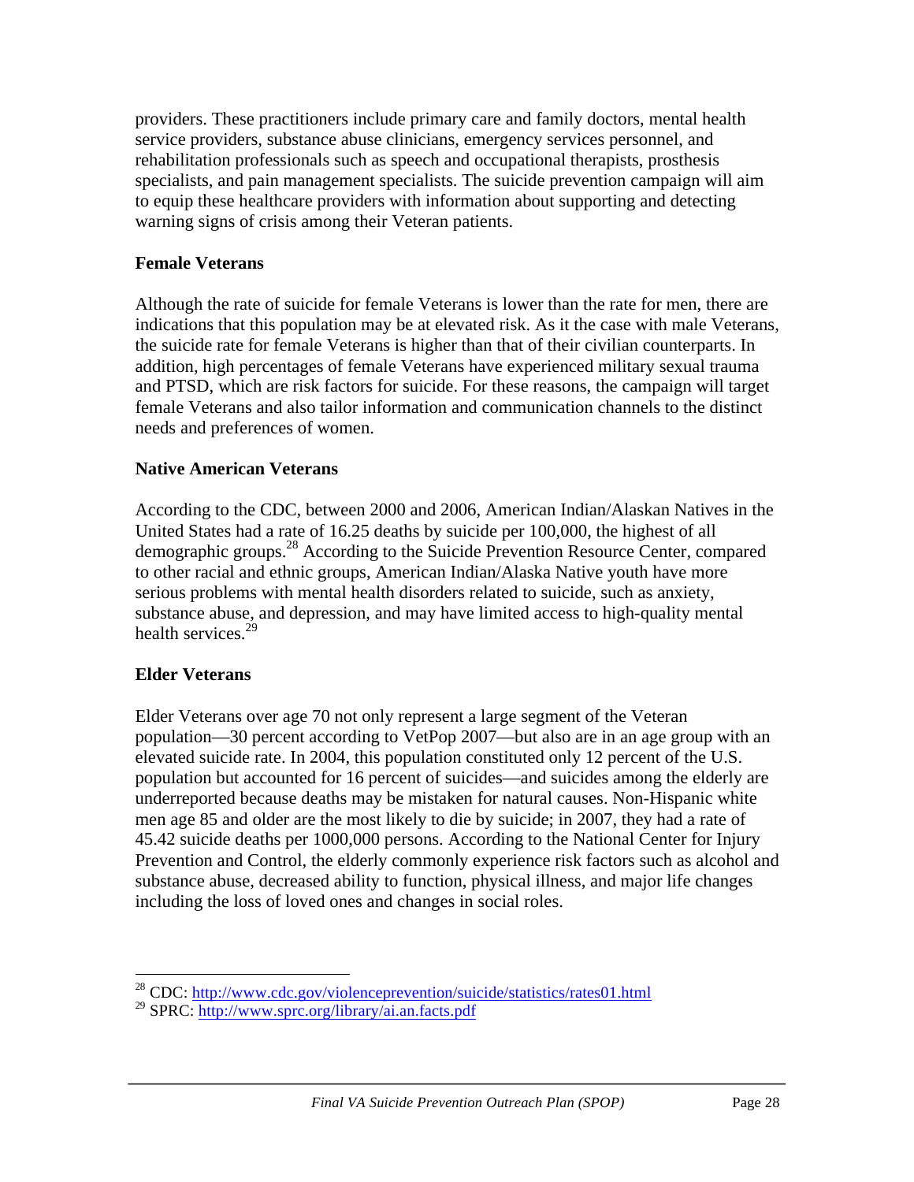providers. These practitioners include primary care and family doctors, mental health service providers, substance abuse clinicians, emergency services personnel, and rehabilitation professionals such as speech and occupational therapists, prosthesis specialists, and pain management specialists. The suicide prevention campaign will aim to equip these healthcare providers with information about supporting and detecting warning signs of crisis among their Veteran patients.

### Female Veterans

Although the rate of suicide for female Veterans is lower than the rate for men, there are indications that this population may be at elevated risk. As it the case with male Veterans, the suicide rate for female Veterans is higher than that of their civilian counterparts. In addition, high percentages of female Veterans have experienced military sexual trauma and PTSD, which are risk factors for suicide. For these reasons, the campaign will target female Veterans and also tailor information and communication channels to the distinct needs and preferences of women.

### Native American Veterans

According to the CDC, between 2000 and 2006, American Indian/Alaskan Natives in the United States had a rate of 16.25 deaths by suicide per 100,000, the highest of all demographic groups.[28] According to the Suicide Prevention Resource Center, compared to other racial and ethnic groups, American Indian/Alaska Native youth have more serious problems with mental health disorders related to suicide, such as anxiety, substance abuse, and depression, and may have limited access to high-quality mental health services.[29]

### Elder Veterans

Elder Veterans over age 70 not only represent a large segment of the Veteran population—30 percent according to VetPop 2007—but also are in an age group with an elevated suicide rate. In 2004, this population constituted only 12 percent of the U.S. population but accounted for 16 percent of suicides—and suicides among the elderly are underreported because deaths may be mistaken for natural causes. Non-Hispanic white men age 85 and older are the most likely to die by suicide; in 2007, they had a rate of 45.42 suicide deaths per 1000,000 persons. According to the National Center for Injury Prevention and Control, the elderly commonly experience risk factors such as alcohol and substance abuse, decreased ability to function, physical illness, and major life changes including the loss of loved ones and changes in social roles.

---

[28] CDC: http://www.cdc.gov/violenceprevention/suicide/statistics/rates01.html

[29] SPRC: http://www.sprc.org/library/ai.an.facts.pdf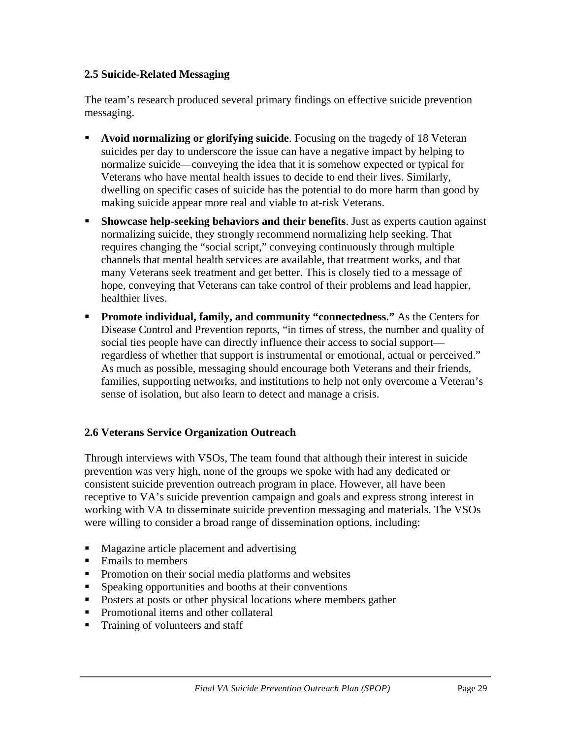### 2.5 Suicide-Related Messaging

The team's research produced several primary findings on effective suicide prevention messaging.

- **Avoid normalizing or glorifying suicide**. Focusing on the tragedy of 18 Veteran suicides per day to underscore the issue can have a negative impact by helping to normalize suicide—conveying the idea that it is somehow expected or typical for Veterans who have mental health issues to decide to end their lives. Similarly, dwelling on specific cases of suicide has the potential to do more harm than good by making suicide appear more real and viable to at-risk Veterans.
- **Showcase help-seeking behaviors and their benefits**. Just as experts caution against normalizing suicide, they strongly recommend normalizing help seeking. That requires changing the "social script," conveying continuously through multiple channels that mental health services are available, that treatment works, and that many Veterans seek treatment and get better. This is closely tied to a message of hope, conveying that Veterans can take control of their problems and lead happier, healthier lives.
- **Promote individual, family, and community "connectedness."** As the Centers for Disease Control and Prevention reports, "in times of stress, the number and quality of social ties people have can directly influence their access to social support—regardless of whether that support is instrumental or emotional, actual or perceived." As much as possible, messaging should encourage both Veterans and their friends, families, supporting networks, and institutions to help not only overcome a Veteran's sense of isolation, but also learn to detect and manage a crisis.

### 2.6 Veterans Service Organization Outreach

Through interviews with VSOs, The team found that although their interest in suicide prevention was very high, none of the groups we spoke with had any dedicated or consistent suicide prevention outreach program in place. However, all have been receptive to VA's suicide prevention campaign and goals and express strong interest in working with VA to disseminate suicide prevention messaging and materials. The VSOs were willing to consider a broad range of dissemination options, including:

- Magazine article placement and advertising
- Emails to members
- Promotion on their social media platforms and websites
- Speaking opportunities and booths at their conventions
- Posters at posts or other physical locations where members gather
- Promotional items and other collateral
- Training of volunteers and staff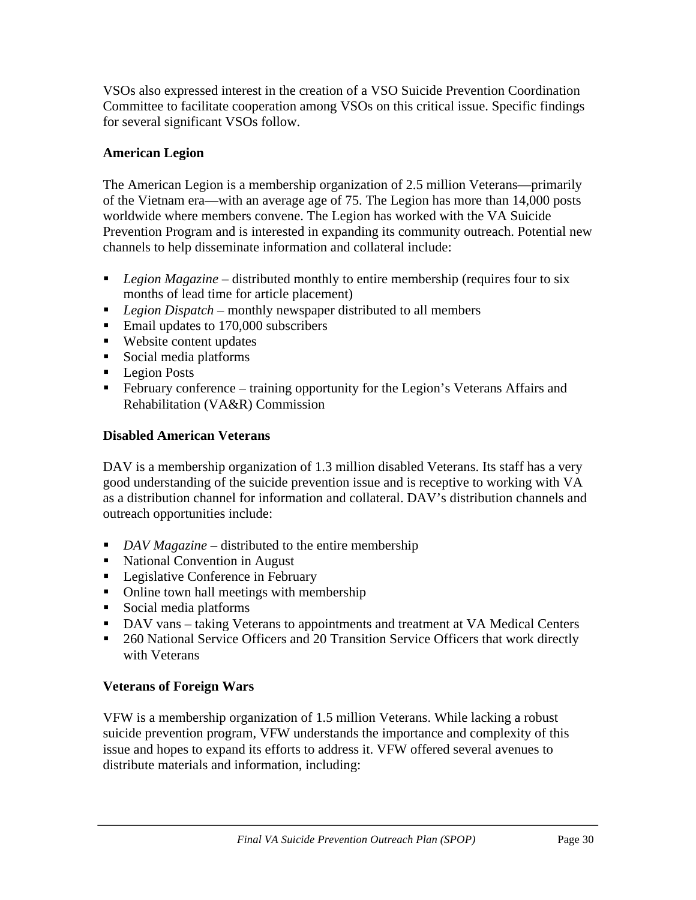VSOs also expressed interest in the creation of a VSO Suicide Prevention Coordination Committee to facilitate cooperation among VSOs on this critical issue. Specific findings for several significant VSOs follow.

### American Legion

The American Legion is a membership organization of 2.5 million Veterans—primarily of the Vietnam era—with an average age of 75. The Legion has more than 14,000 posts worldwide where members convene. The Legion has worked with the VA Suicide Prevention Program and is interested in expanding its community outreach. Potential new channels to help disseminate information and collateral include:

- *Legion Magazine* – distributed monthly to entire membership (requires four to six months of lead time for article placement)
- *Legion Dispatch* – monthly newspaper distributed to all members
- Email updates to 170,000 subscribers
- Website content updates
- Social media platforms
- Legion Posts
- February conference – training opportunity for the Legion's Veterans Affairs and Rehabilitation (VA&R) Commission

### Disabled American Veterans

DAV is a membership organization of 1.3 million disabled Veterans. Its staff has a very good understanding of the suicide prevention issue and is receptive to working with VA as a distribution channel for information and collateral. DAV's distribution channels and outreach opportunities include:

- *DAV Magazine* – distributed to the entire membership
- National Convention in August
- Legislative Conference in February
- Online town hall meetings with membership
- Social media platforms
- DAV vans – taking Veterans to appointments and treatment at VA Medical Centers
- 260 National Service Officers and 20 Transition Service Officers that work directly with Veterans

### Veterans of Foreign Wars

VFW is a membership organization of 1.5 million Veterans. While lacking a robust suicide prevention program, VFW understands the importance and complexity of this issue and hopes to expand its efforts to address it. VFW offered several avenues to distribute materials and information, including: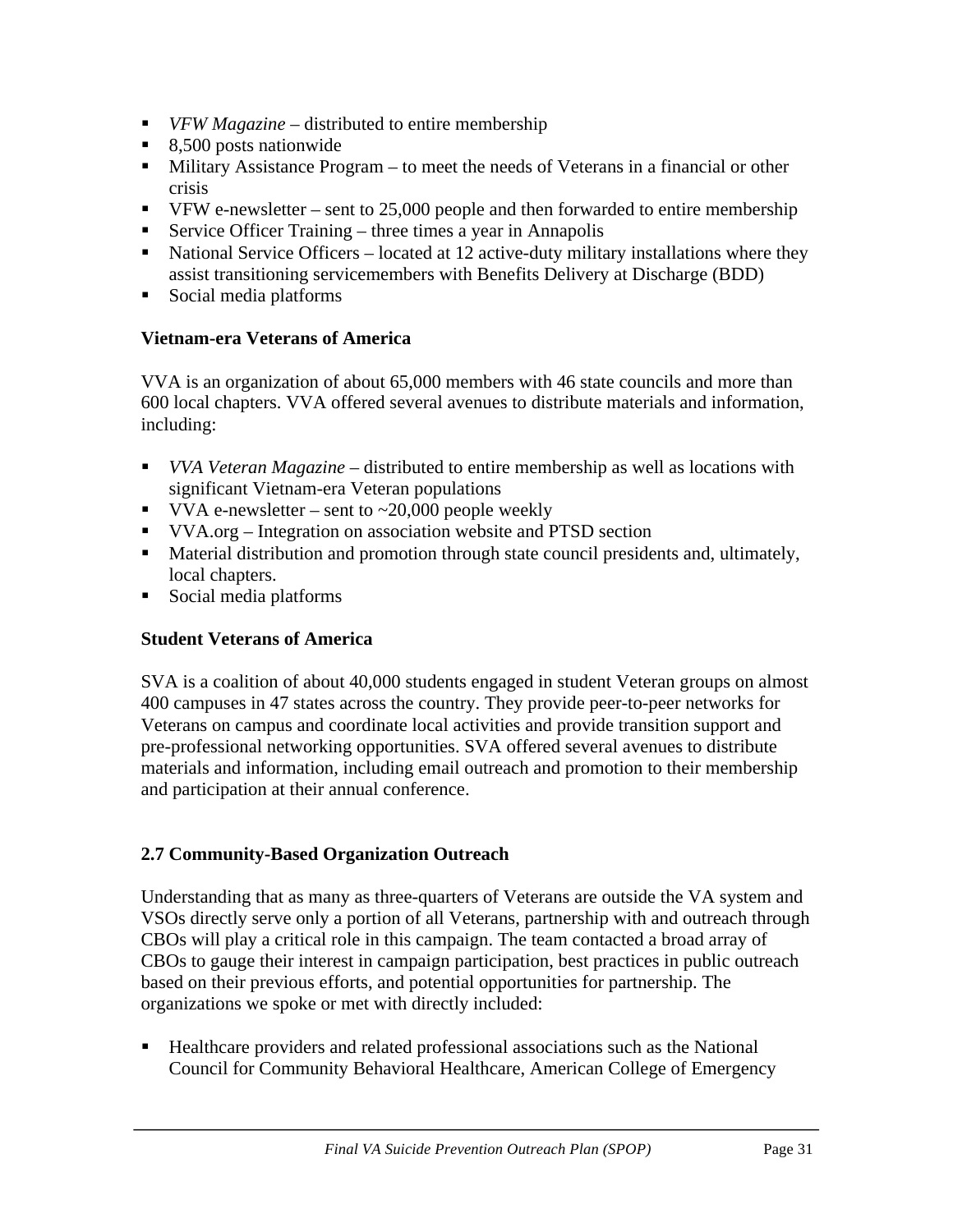- *VFW Magazine* – distributed to entire membership
- 8,500 posts nationwide
- Military Assistance Program – to meet the needs of Veterans in a financial or other crisis
- VFW e-newsletter – sent to 25,000 people and then forwarded to entire membership
- Service Officer Training – three times a year in Annapolis
- National Service Officers – located at 12 active-duty military installations where they assist transitioning servicemembers with Benefits Delivery at Discharge (BDD)
- Social media platforms

**Vietnam-era Veterans of America**

VVA is an organization of about 65,000 members with 46 state councils and more than 600 local chapters. VVA offered several avenues to distribute materials and information, including:

- *VVA Veteran Magazine* – distributed to entire membership as well as locations with significant Vietnam-era Veteran populations
- VVA e-newsletter – sent to ~20,000 people weekly
- VVA.org – Integration on association website and PTSD section
- Material distribution and promotion through state council presidents and, ultimately, local chapters.
- Social media platforms

**Student Veterans of America**

SVA is a coalition of about 40,000 students engaged in student Veteran groups on almost 400 campuses in 47 states across the country. They provide peer-to-peer networks for Veterans on campus and coordinate local activities and provide transition support and pre-professional networking opportunities. SVA offered several avenues to distribute materials and information, including email outreach and promotion to their membership and participation at their annual conference.

### 2.7 Community-Based Organization Outreach

Understanding that as many as three-quarters of Veterans are outside the VA system and VSOs directly serve only a portion of all Veterans, partnership with and outreach through CBOs will play a critical role in this campaign. The team contacted a broad array of CBOs to gauge their interest in campaign participation, best practices in public outreach based on their previous efforts, and potential opportunities for partnership. The organizations we spoke or met with directly included:

- Healthcare providers and related professional associations such as the National Council for Community Behavioral Healthcare, American College of Emergency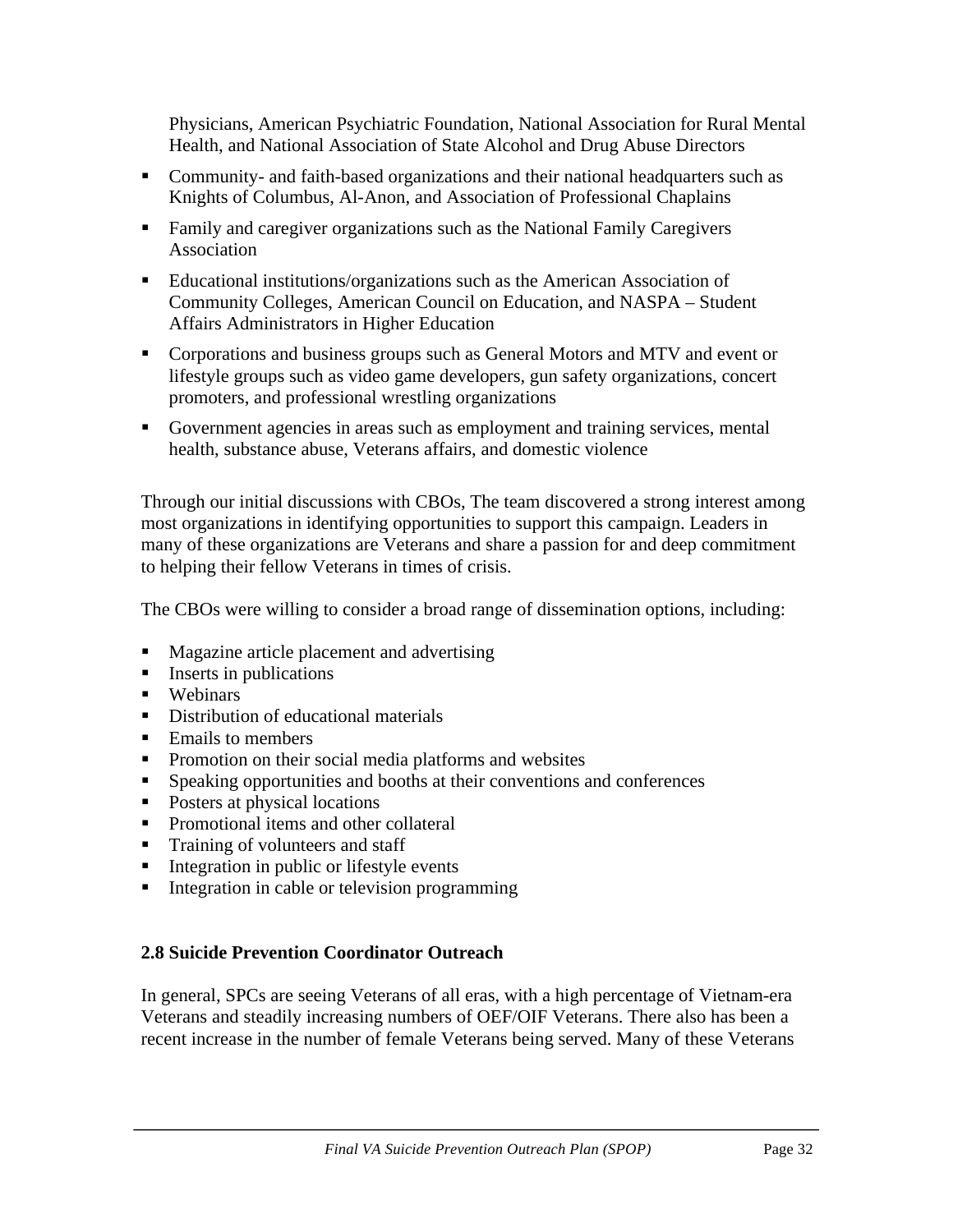Physicians, American Psychiatric Foundation, National Association for Rural Mental Health, and National Association of State Alcohol and Drug Abuse Directors

- Community- and faith-based organizations and their national headquarters such as Knights of Columbus, Al-Anon, and Association of Professional Chaplains
- Family and caregiver organizations such as the National Family Caregivers Association
- Educational institutions/organizations such as the American Association of Community Colleges, American Council on Education, and NASPA – Student Affairs Administrators in Higher Education
- Corporations and business groups such as General Motors and MTV and event or lifestyle groups such as video game developers, gun safety organizations, concert promoters, and professional wrestling organizations
- Government agencies in areas such as employment and training services, mental health, substance abuse, Veterans affairs, and domestic violence

Through our initial discussions with CBOs, The team discovered a strong interest among most organizations in identifying opportunities to support this campaign. Leaders in many of these organizations are Veterans and share a passion for and deep commitment to helping their fellow Veterans in times of crisis.

The CBOs were willing to consider a broad range of dissemination options, including:

- Magazine article placement and advertising
- Inserts in publications
- Webinars
- Distribution of educational materials
- Emails to members
- Promotion on their social media platforms and websites
- Speaking opportunities and booths at their conventions and conferences
- Posters at physical locations
- Promotional items and other collateral
- Training of volunteers and staff
- Integration in public or lifestyle events
- Integration in cable or television programming

### 2.8 Suicide Prevention Coordinator Outreach

In general, SPCs are seeing Veterans of all eras, with a high percentage of Vietnam-era Veterans and steadily increasing numbers of OEF/OIF Veterans. There also has been a recent increase in the number of female Veterans being served. Many of these Veterans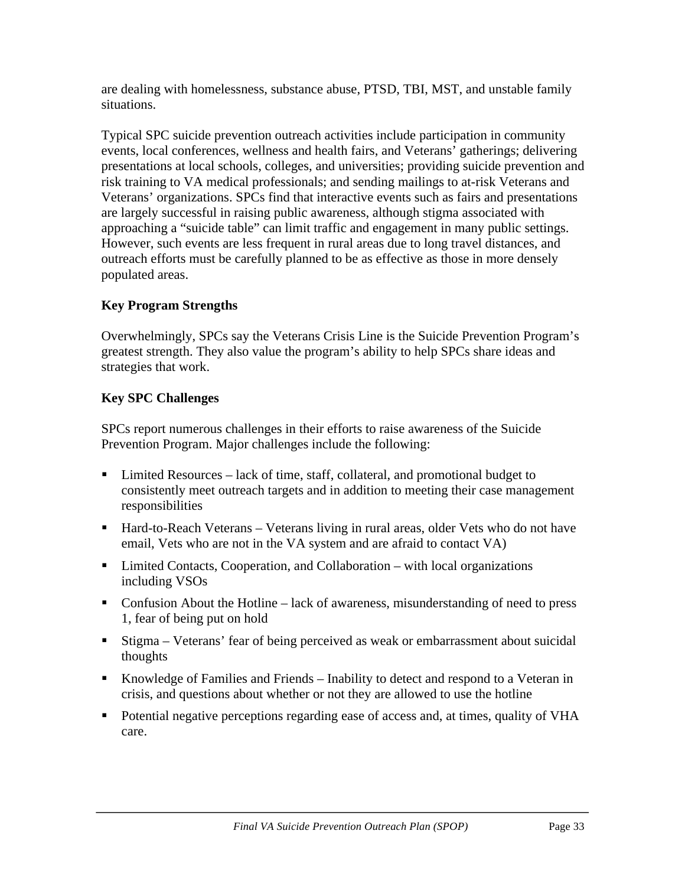are dealing with homelessness, substance abuse, PTSD, TBI, MST, and unstable family situations.

Typical SPC suicide prevention outreach activities include participation in community events, local conferences, wellness and health fairs, and Veterans' gatherings; delivering presentations at local schools, colleges, and universities; providing suicide prevention and risk training to VA medical professionals; and sending mailings to at-risk Veterans and Veterans' organizations. SPCs find that interactive events such as fairs and presentations are largely successful in raising public awareness, although stigma associated with approaching a "suicide table" can limit traffic and engagement in many public settings. However, such events are less frequent in rural areas due to long travel distances, and outreach efforts must be carefully planned to be as effective as those in more densely populated areas.

**Key Program Strengths**

Overwhelmingly, SPCs say the Veterans Crisis Line is the Suicide Prevention Program's greatest strength. They also value the program's ability to help SPCs share ideas and strategies that work.

**Key SPC Challenges**

SPCs report numerous challenges in their efforts to raise awareness of the Suicide Prevention Program. Major challenges include the following:

- Limited Resources – lack of time, staff, collateral, and promotional budget to consistently meet outreach targets and in addition to meeting their case management responsibilities
- Hard-to-Reach Veterans – Veterans living in rural areas, older Vets who do not have email, Vets who are not in the VA system and are afraid to contact VA)
- Limited Contacts, Cooperation, and Collaboration – with local organizations including VSOs
- Confusion About the Hotline – lack of awareness, misunderstanding of need to press 1, fear of being put on hold
- Stigma – Veterans' fear of being perceived as weak or embarrassment about suicidal thoughts
- Knowledge of Families and Friends – Inability to detect and respond to a Veteran in crisis, and questions about whether or not they are allowed to use the hotline
- Potential negative perceptions regarding ease of access and, at times, quality of VHA care.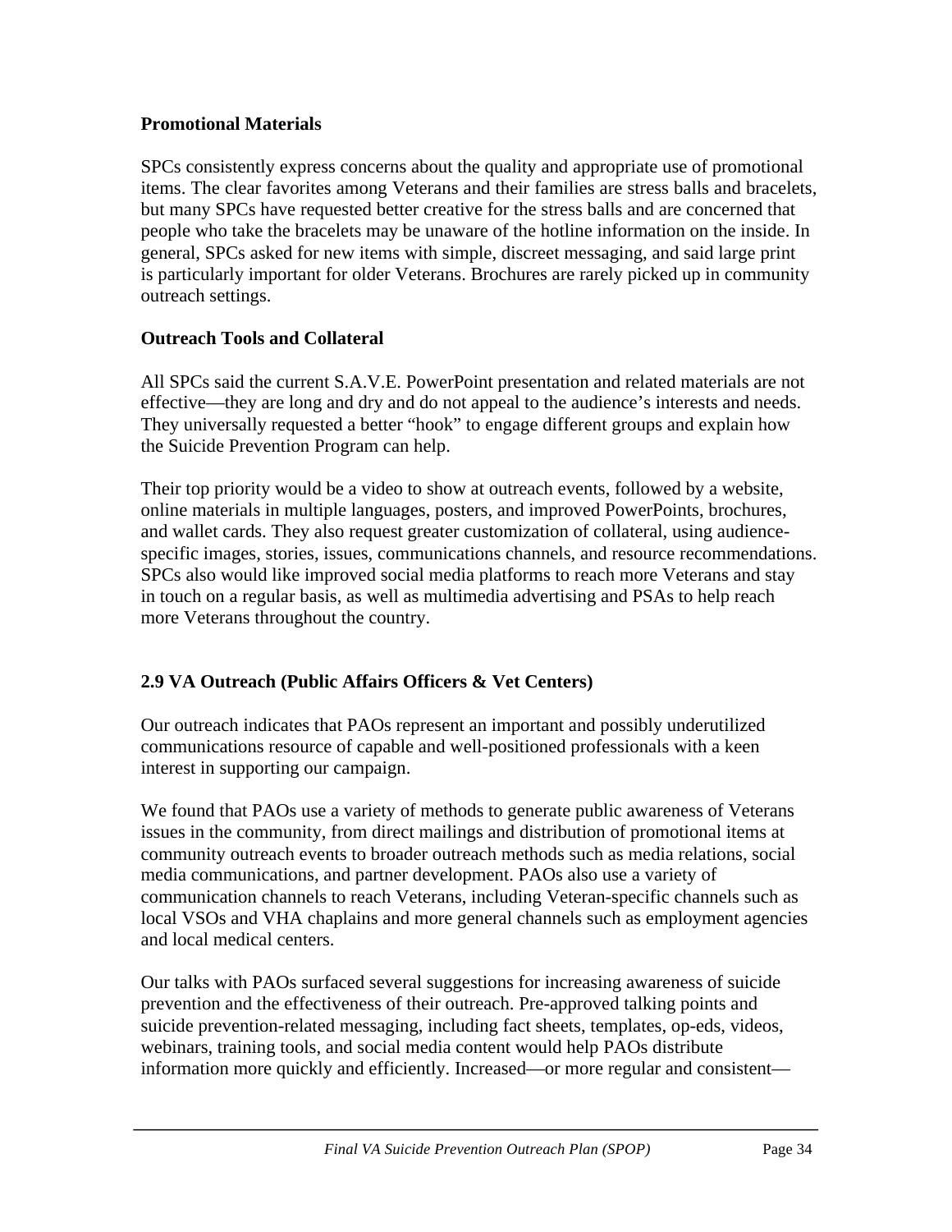**Promotional Materials**

SPCs consistently express concerns about the quality and appropriate use of promotional items. The clear favorites among Veterans and their families are stress balls and bracelets, but many SPCs have requested better creative for the stress balls and are concerned that people who take the bracelets may be unaware of the hotline information on the inside. In general, SPCs asked for new items with simple, discreet messaging, and said large print is particularly important for older Veterans. Brochures are rarely picked up in community outreach settings.

**Outreach Tools and Collateral**

All SPCs said the current S.A.V.E. PowerPoint presentation and related materials are not effective—they are long and dry and do not appeal to the audience's interests and needs. They universally requested a better "hook" to engage different groups and explain how the Suicide Prevention Program can help.

Their top priority would be a video to show at outreach events, followed by a website, online materials in multiple languages, posters, and improved PowerPoints, brochures, and wallet cards. They also request greater customization of collateral, using audience-specific images, stories, issues, communications channels, and resource recommendations. SPCs also would like improved social media platforms to reach more Veterans and stay in touch on a regular basis, as well as multimedia advertising and PSAs to help reach more Veterans throughout the country.

### 2.9 VA Outreach (Public Affairs Officers & Vet Centers)

Our outreach indicates that PAOs represent an important and possibly underutilized communications resource of capable and well-positioned professionals with a keen interest in supporting our campaign.

We found that PAOs use a variety of methods to generate public awareness of Veterans issues in the community, from direct mailings and distribution of promotional items at community outreach events to broader outreach methods such as media relations, social media communications, and partner development. PAOs also use a variety of communication channels to reach Veterans, including Veteran-specific channels such as local VSOs and VHA chaplains and more general channels such as employment agencies and local medical centers.

Our talks with PAOs surfaced several suggestions for increasing awareness of suicide prevention and the effectiveness of their outreach. Pre-approved talking points and suicide prevention-related messaging, including fact sheets, templates, op-eds, videos, webinars, training tools, and social media content would help PAOs distribute information more quickly and efficiently. Increased—or more regular and consistent—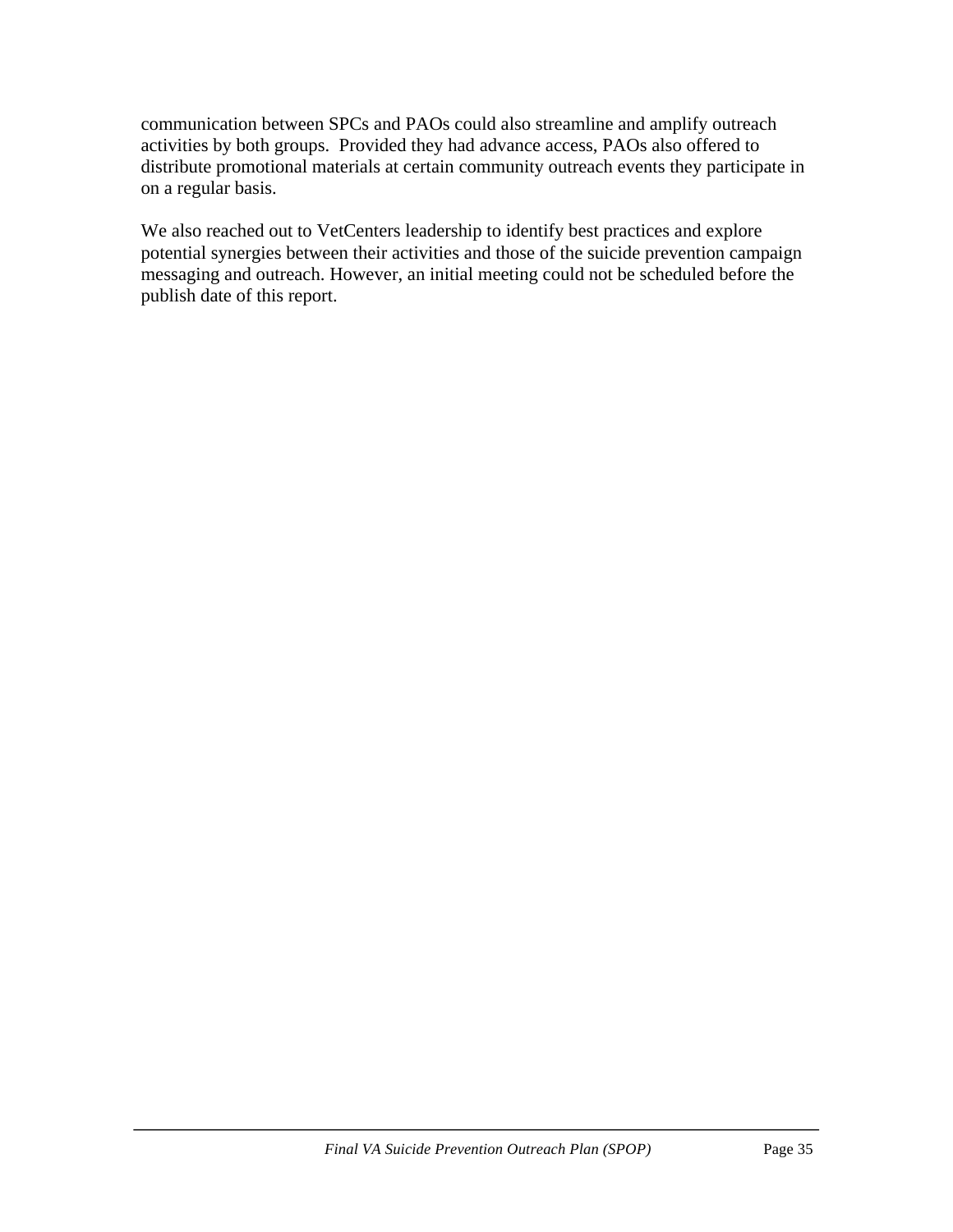communication between SPCs and PAOs could also streamline and amplify outreach activities by both groups. Provided they had advance access, PAOs also offered to distribute promotional materials at certain community outreach events they participate in on a regular basis.

We also reached out to VetCenters leadership to identify best practices and explore potential synergies between their activities and those of the suicide prevention campaign messaging and outreach. However, an initial meeting could not be scheduled before the publish date of this report.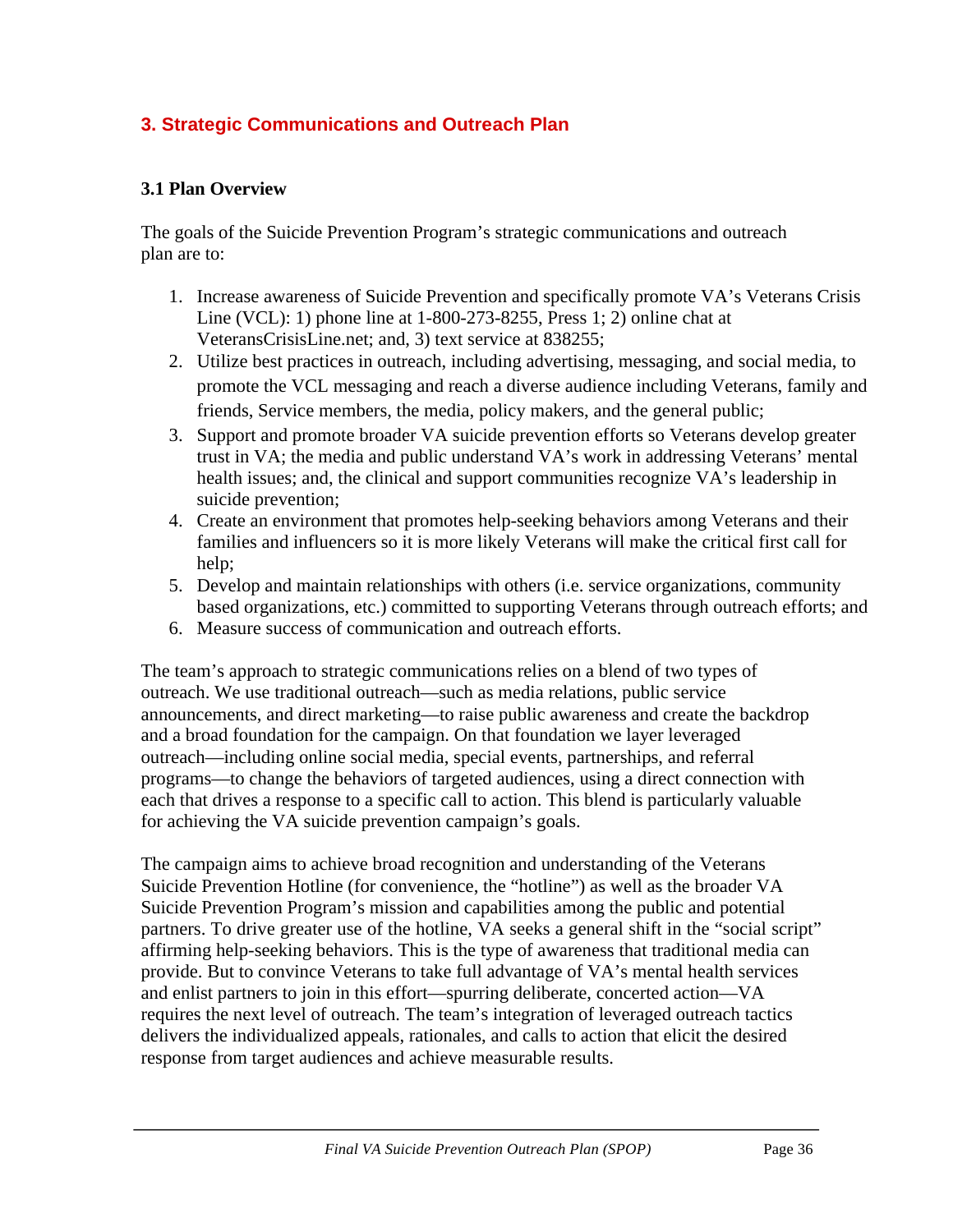## 3. Strategic Communications and Outreach Plan

### 3.1 Plan Overview

The goals of the Suicide Prevention Program's strategic communications and outreach plan are to:

1. Increase awareness of Suicide Prevention and specifically promote VA's Veterans Crisis Line (VCL): 1) phone line at 1-800-273-8255, Press 1; 2) online chat at VeteransCrisisLine.net; and, 3) text service at 838255;
2. Utilize best practices in outreach, including advertising, messaging, and social media, to promote the VCL messaging and reach a diverse audience including Veterans, family and friends, Service members, the media, policy makers, and the general public;
3. Support and promote broader VA suicide prevention efforts so Veterans develop greater trust in VA; the media and public understand VA's work in addressing Veterans' mental health issues; and, the clinical and support communities recognize VA's leadership in suicide prevention;
4. Create an environment that promotes help-seeking behaviors among Veterans and their families and influencers so it is more likely Veterans will make the critical first call for help;
5. Develop and maintain relationships with others (i.e. service organizations, community based organizations, etc.) committed to supporting Veterans through outreach efforts; and
6. Measure success of communication and outreach efforts.

The team's approach to strategic communications relies on a blend of two types of outreach. We use traditional outreach—such as media relations, public service announcements, and direct marketing—to raise public awareness and create the backdrop and a broad foundation for the campaign. On that foundation we layer leveraged outreach—including online social media, special events, partnerships, and referral programs—to change the behaviors of targeted audiences, using a direct connection with each that drives a response to a specific call to action. This blend is particularly valuable for achieving the VA suicide prevention campaign's goals.

The campaign aims to achieve broad recognition and understanding of the Veterans Suicide Prevention Hotline (for convenience, the "hotline") as well as the broader VA Suicide Prevention Program's mission and capabilities among the public and potential partners. To drive greater use of the hotline, VA seeks a general shift in the "social script" affirming help-seeking behaviors. This is the type of awareness that traditional media can provide. But to convince Veterans to take full advantage of VA's mental health services and enlist partners to join in this effort—spurring deliberate, concerted action—VA requires the next level of outreach. The team's integration of leveraged outreach tactics delivers the individualized appeals, rationales, and calls to action that elicit the desired response from target audiences and achieve measurable results.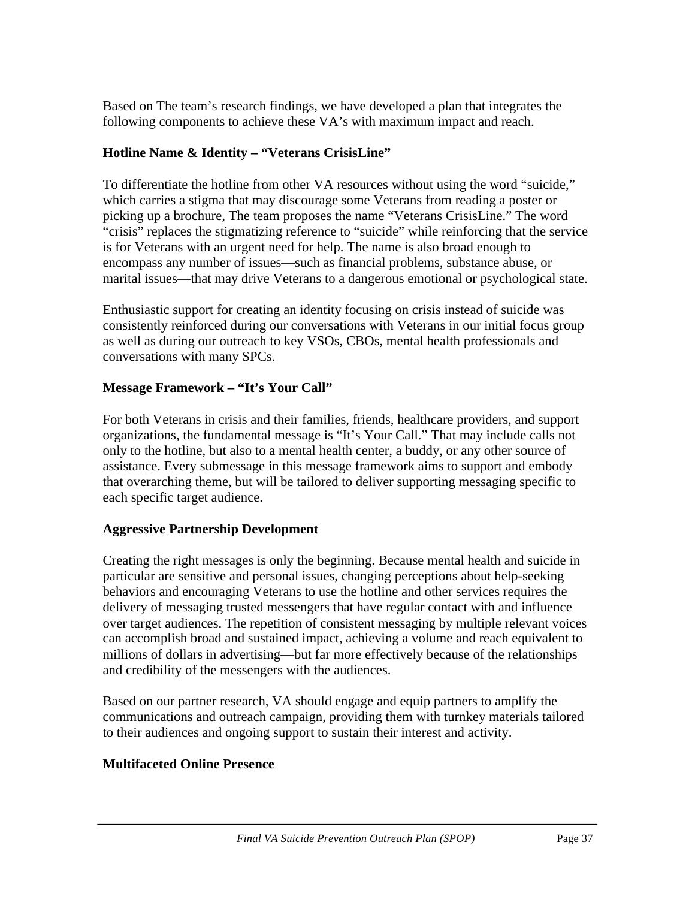Based on The team's research findings, we have developed a plan that integrates the following components to achieve these VA's with maximum impact and reach.

**Hotline Name & Identity – "Veterans CrisisLine"**

To differentiate the hotline from other VA resources without using the word "suicide," which carries a stigma that may discourage some Veterans from reading a poster or picking up a brochure, The team proposes the name "Veterans CrisisLine." The word "crisis" replaces the stigmatizing reference to "suicide" while reinforcing that the service is for Veterans with an urgent need for help. The name is also broad enough to encompass any number of issues—such as financial problems, substance abuse, or marital issues—that may drive Veterans to a dangerous emotional or psychological state.

Enthusiastic support for creating an identity focusing on crisis instead of suicide was consistently reinforced during our conversations with Veterans in our initial focus group as well as during our outreach to key VSOs, CBOs, mental health professionals and conversations with many SPCs.

**Message Framework – "It's Your Call"**

For both Veterans in crisis and their families, friends, healthcare providers, and support organizations, the fundamental message is "It's Your Call." That may include calls not only to the hotline, but also to a mental health center, a buddy, or any other source of assistance. Every submessage in this message framework aims to support and embody that overarching theme, but will be tailored to deliver supporting messaging specific to each specific target audience.

**Aggressive Partnership Development**

Creating the right messages is only the beginning. Because mental health and suicide in particular are sensitive and personal issues, changing perceptions about help-seeking behaviors and encouraging Veterans to use the hotline and other services requires the delivery of messaging trusted messengers that have regular contact with and influence over target audiences. The repetition of consistent messaging by multiple relevant voices can accomplish broad and sustained impact, achieving a volume and reach equivalent to millions of dollars in advertising—but far more effectively because of the relationships and credibility of the messengers with the audiences.

Based on our partner research, VA should engage and equip partners to amplify the communications and outreach campaign, providing them with turnkey materials tailored to their audiences and ongoing support to sustain their interest and activity.

**Multifaceted Online Presence**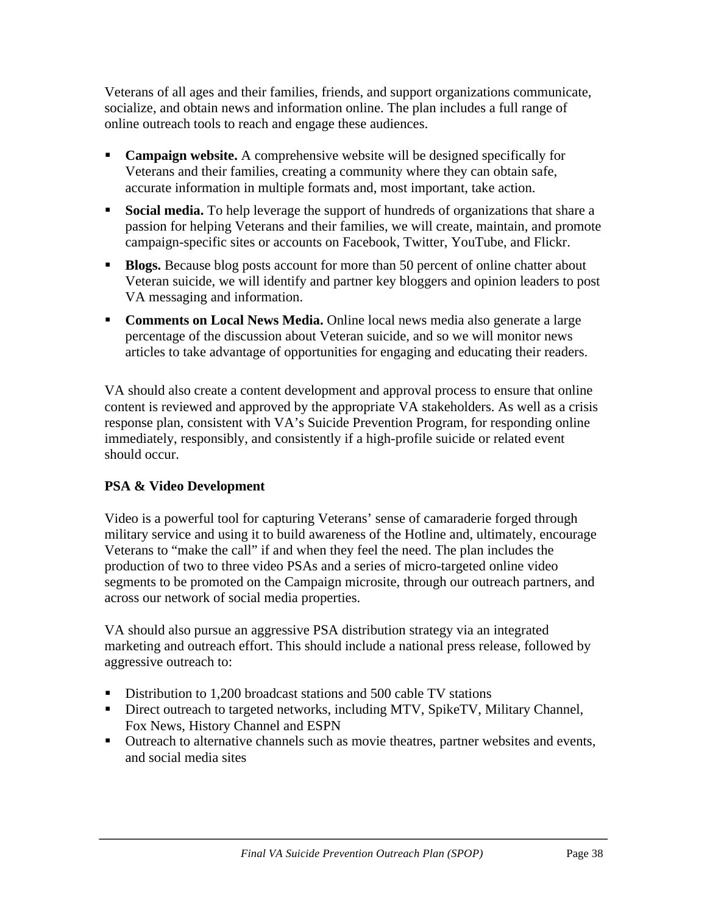Veterans of all ages and their families, friends, and support organizations communicate, socialize, and obtain news and information online. The plan includes a full range of online outreach tools to reach and engage these audiences.

- **Campaign website.** A comprehensive website will be designed specifically for Veterans and their families, creating a community where they can obtain safe, accurate information in multiple formats and, most important, take action.
- **Social media.** To help leverage the support of hundreds of organizations that share a passion for helping Veterans and their families, we will create, maintain, and promote campaign-specific sites or accounts on Facebook, Twitter, YouTube, and Flickr.
- **Blogs.** Because blog posts account for more than 50 percent of online chatter about Veteran suicide, we will identify and partner key bloggers and opinion leaders to post VA messaging and information.
- **Comments on Local News Media.** Online local news media also generate a large percentage of the discussion about Veteran suicide, and so we will monitor news articles to take advantage of opportunities for engaging and educating their readers.

VA should also create a content development and approval process to ensure that online content is reviewed and approved by the appropriate VA stakeholders. As well as a crisis response plan, consistent with VA's Suicide Prevention Program, for responding online immediately, responsibly, and consistently if a high-profile suicide or related event should occur.

**PSA & Video Development**

Video is a powerful tool for capturing Veterans' sense of camaraderie forged through military service and using it to build awareness of the Hotline and, ultimately, encourage Veterans to "make the call" if and when they feel the need. The plan includes the production of two to three video PSAs and a series of micro-targeted online video segments to be promoted on the Campaign microsite, through our outreach partners, and across our network of social media properties.

VA should also pursue an aggressive PSA distribution strategy via an integrated marketing and outreach effort. This should include a national press release, followed by aggressive outreach to:

- Distribution to 1,200 broadcast stations and 500 cable TV stations
- Direct outreach to targeted networks, including MTV, SpikeTV, Military Channel, Fox News, History Channel and ESPN
- Outreach to alternative channels such as movie theatres, partner websites and events, and social media sites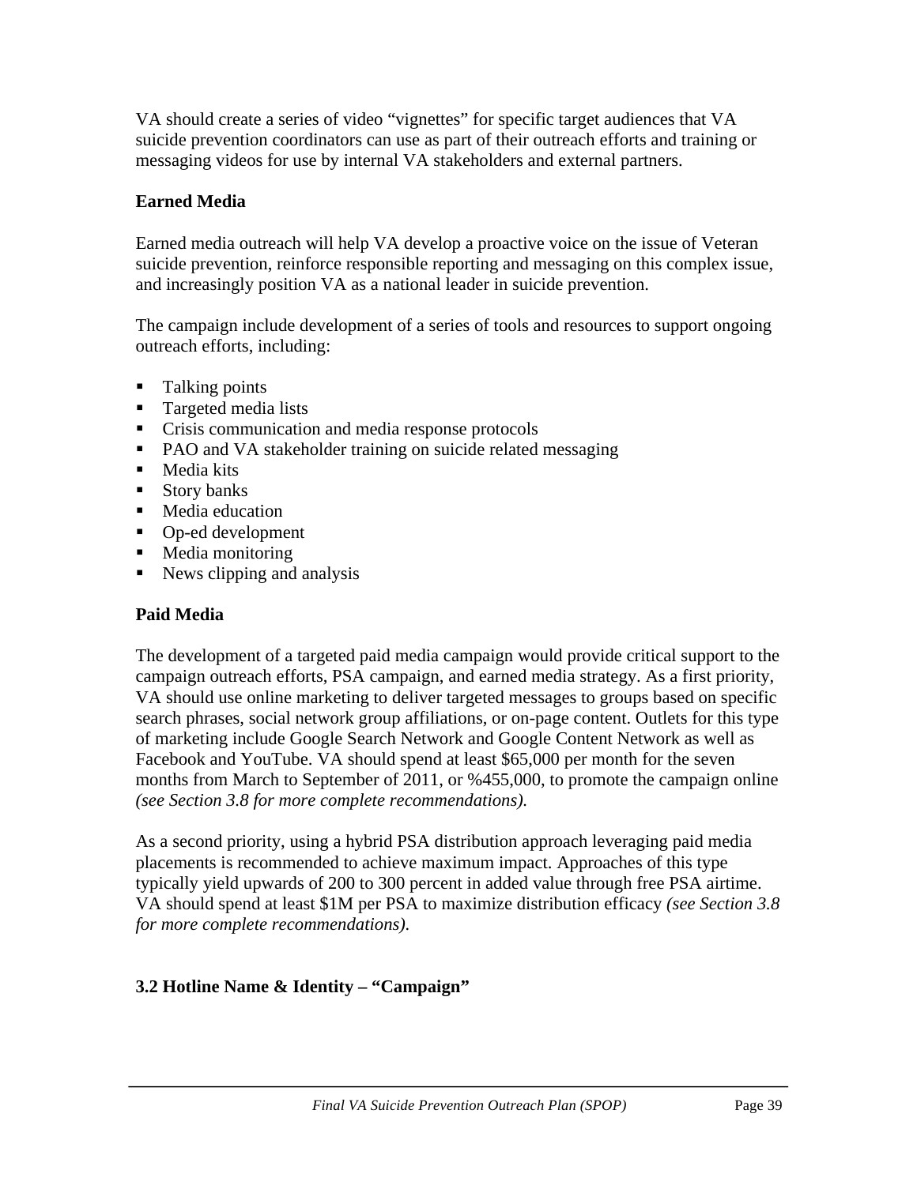VA should create a series of video "vignettes" for specific target audiences that VA suicide prevention coordinators can use as part of their outreach efforts and training or messaging videos for use by internal VA stakeholders and external partners.

**Earned Media**

Earned media outreach will help VA develop a proactive voice on the issue of Veteran suicide prevention, reinforce responsible reporting and messaging on this complex issue, and increasingly position VA as a national leader in suicide prevention.

The campaign include development of a series of tools and resources to support ongoing outreach efforts, including:

- Talking points
- Targeted media lists
- Crisis communication and media response protocols
- PAO and VA stakeholder training on suicide related messaging
- Media kits
- Story banks
- Media education
- Op-ed development
- Media monitoring
- News clipping and analysis

**Paid Media**

The development of a targeted paid media campaign would provide critical support to the campaign outreach efforts, PSA campaign, and earned media strategy. As a first priority, VA should use online marketing to deliver targeted messages to groups based on specific search phrases, social network group affiliations, or on-page content. Outlets for this type of marketing include Google Search Network and Google Content Network as well as Facebook and YouTube. VA should spend at least $65,000 per month for the seven months from March to September of 2011, or %455,000, to promote the campaign online *(see Section 3.8 for more complete recommendations).*

As a second priority, using a hybrid PSA distribution approach leveraging paid media placements is recommended to achieve maximum impact. Approaches of this type typically yield upwards of 200 to 300 percent in added value through free PSA airtime. VA should spend at least $1M per PSA to maximize distribution efficacy *(see Section 3.8 for more complete recommendations).*

### 3.2 Hotline Name & Identity – "Campaign"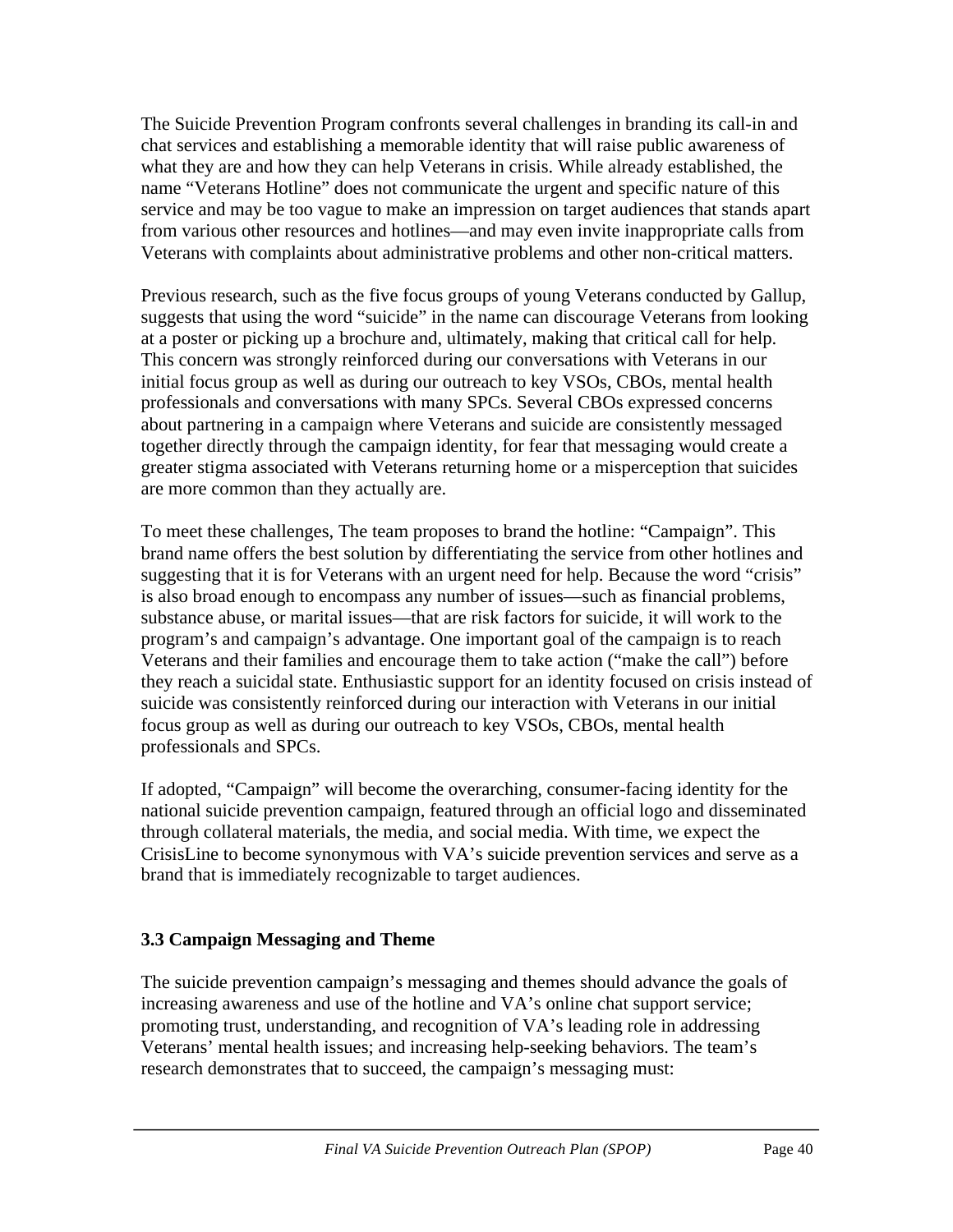The Suicide Prevention Program confronts several challenges in branding its call-in and chat services and establishing a memorable identity that will raise public awareness of what they are and how they can help Veterans in crisis. While already established, the name "Veterans Hotline" does not communicate the urgent and specific nature of this service and may be too vague to make an impression on target audiences that stands apart from various other resources and hotlines—and may even invite inappropriate calls from Veterans with complaints about administrative problems and other non-critical matters.

Previous research, such as the five focus groups of young Veterans conducted by Gallup, suggests that using the word "suicide" in the name can discourage Veterans from looking at a poster or picking up a brochure and, ultimately, making that critical call for help. This concern was strongly reinforced during our conversations with Veterans in our initial focus group as well as during our outreach to key VSOs, CBOs, mental health professionals and conversations with many SPCs. Several CBOs expressed concerns about partnering in a campaign where Veterans and suicide are consistently messaged together directly through the campaign identity, for fear that messaging would create a greater stigma associated with Veterans returning home or a misperception that suicides are more common than they actually are.

To meet these challenges, The team proposes to brand the hotline: "Campaign". This brand name offers the best solution by differentiating the service from other hotlines and suggesting that it is for Veterans with an urgent need for help. Because the word "crisis" is also broad enough to encompass any number of issues—such as financial problems, substance abuse, or marital issues—that are risk factors for suicide, it will work to the program's and campaign's advantage. One important goal of the campaign is to reach Veterans and their families and encourage them to take action ("make the call") before they reach a suicidal state. Enthusiastic support for an identity focused on crisis instead of suicide was consistently reinforced during our interaction with Veterans in our initial focus group as well as during our outreach to key VSOs, CBOs, mental health professionals and SPCs.

If adopted, "Campaign" will become the overarching, consumer-facing identity for the national suicide prevention campaign, featured through an official logo and disseminated through collateral materials, the media, and social media. With time, we expect the CrisisLine to become synonymous with VA's suicide prevention services and serve as a brand that is immediately recognizable to target audiences.

### 3.3 Campaign Messaging and Theme

The suicide prevention campaign's messaging and themes should advance the goals of increasing awareness and use of the hotline and VA's online chat support service; promoting trust, understanding, and recognition of VA's leading role in addressing Veterans' mental health issues; and increasing help-seeking behaviors. The team's research demonstrates that to succeed, the campaign's messaging must: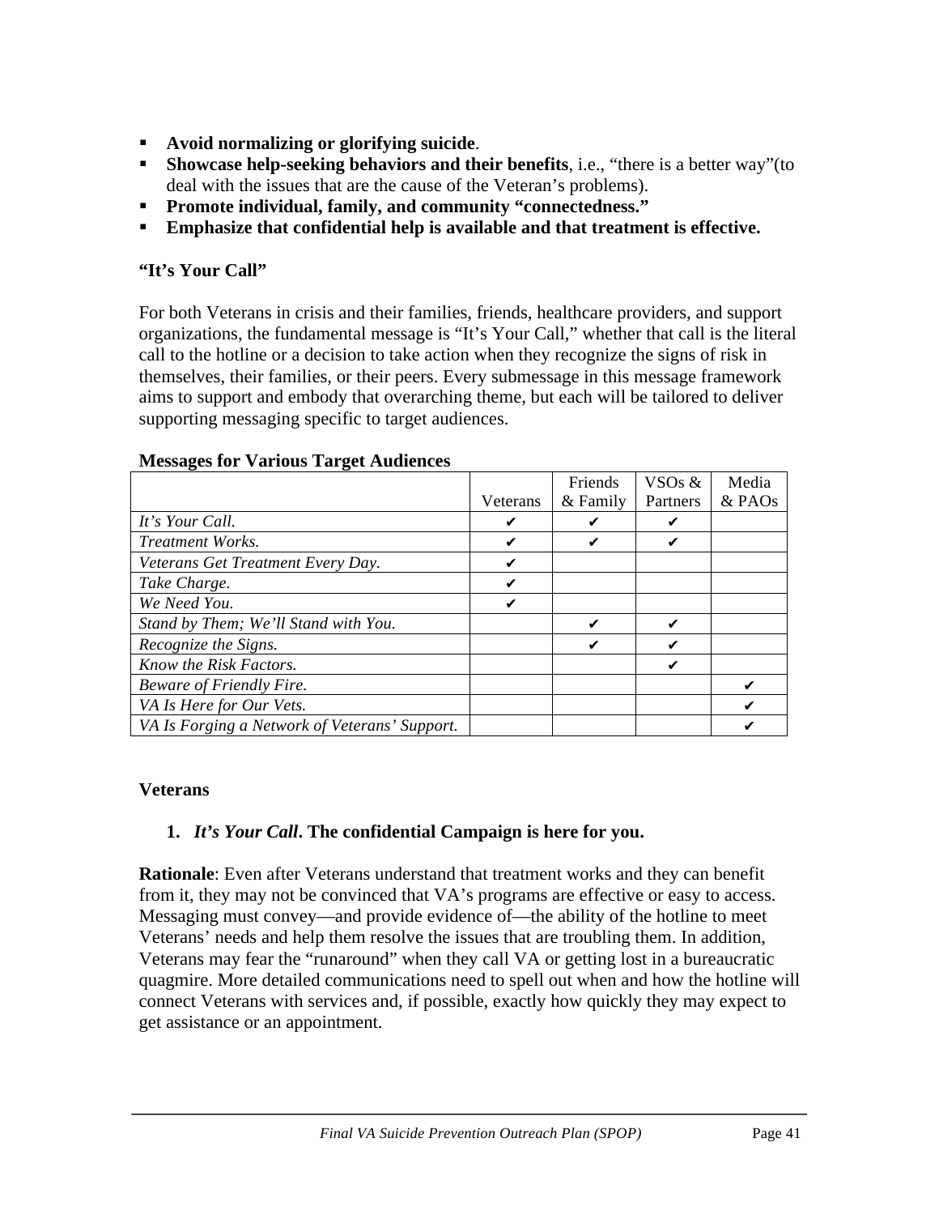- **Avoid normalizing or glorifying suicide**.
- **Showcase help-seeking behaviors and their benefits**, i.e., "there is a better way"(to deal with the issues that are the cause of the Veteran's problems).
- **Promote individual, family, and community "connectedness."**
- **Emphasize that confidential help is available and that treatment is effective.**

**"It's Your Call"**

For both Veterans in crisis and their families, friends, healthcare providers, and support organizations, the fundamental message is "It's Your Call," whether that call is the literal call to the hotline or a decision to take action when they recognize the signs of risk in themselves, their families, or their peers. Every submessage in this message framework aims to support and embody that overarching theme, but each will be tailored to deliver supporting messaging specific to target audiences.

**Messages for Various Target Audiences**

| | Veterans | Friends & Family | VSOs & Partners | Media & PAOs |
|---|---|---|---|---|
| *It's Your Call.* | ✔ | ✔ | ✔ | |
| *Treatment Works.* | ✔ | ✔ | ✔ | |
| *Veterans Get Treatment Every Day.* | ✔ | | | |
| *Take Charge.* | ✔ | | | |
| *We Need You.* | ✔ | | | |
| *Stand by Them; We'll Stand with You.* | | ✔ | ✔ | |
| *Recognize the Signs.* | | ✔ | ✔ | |
| *Know the Risk Factors.* | | | ✔ | |
| *Beware of Friendly Fire.* | | | | ✔ |
| *VA Is Here for Our Vets.* | | | | ✔ |
| *VA Is Forging a Network of Veterans' Support.* | | | | ✔ |

**Veterans**

1. ***It's Your Call*. The confidential Campaign is here for you.**

**Rationale**: Even after Veterans understand that treatment works and they can benefit from it, they may not be convinced that VA's programs are effective or easy to access. Messaging must convey—and provide evidence of—the ability of the hotline to meet Veterans' needs and help them resolve the issues that are troubling them. In addition, Veterans may fear the "runaround" when they call VA or getting lost in a bureaucratic quagmire. More detailed communications need to spell out when and how the hotline will connect Veterans with services and, if possible, exactly how quickly they may expect to get assistance or an appointment.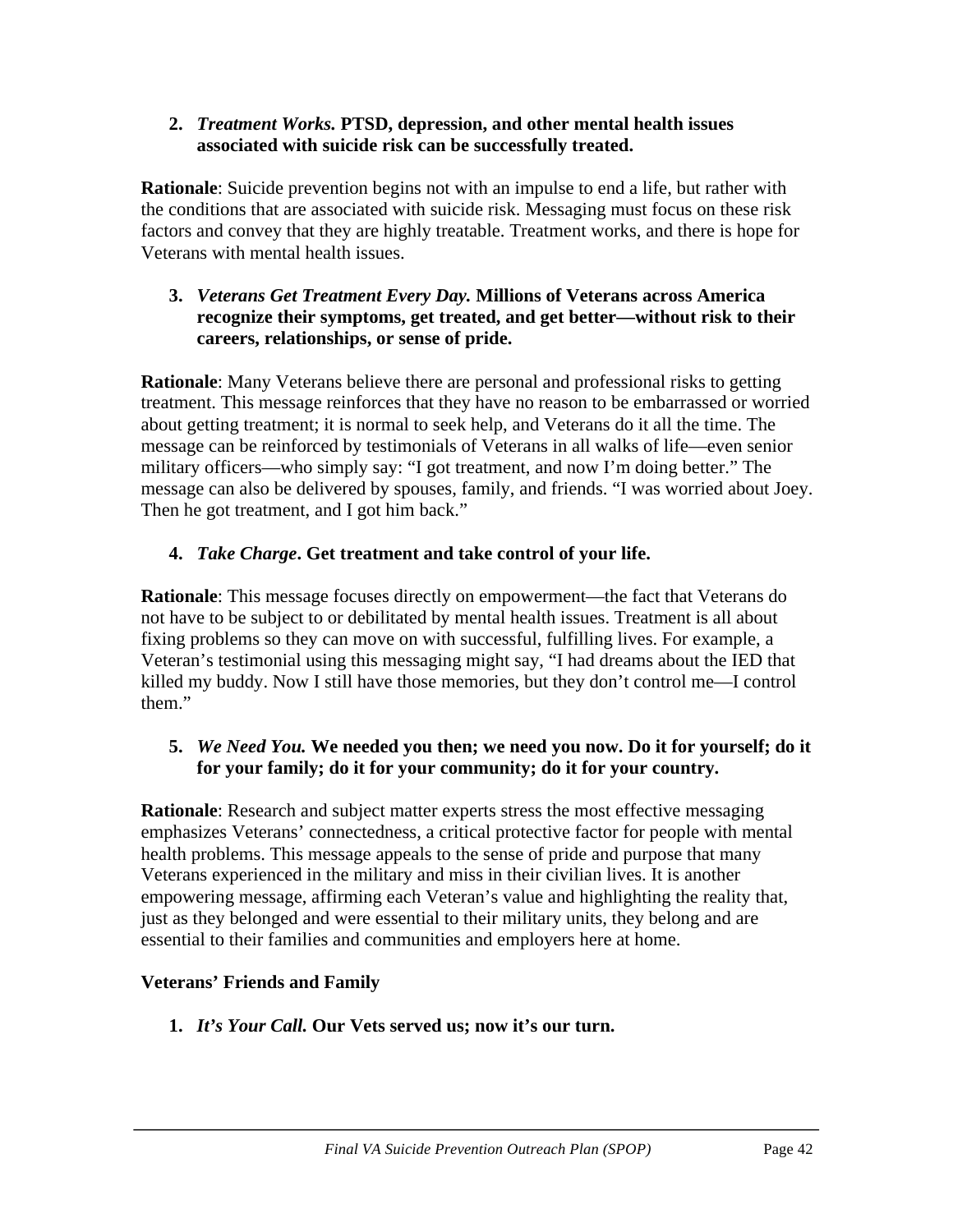2. ***Treatment Works.*** **PTSD, depression, and other mental health issues associated with suicide risk can be successfully treated.**

**Rationale**: Suicide prevention begins not with an impulse to end a life, but rather with the conditions that are associated with suicide risk. Messaging must focus on these risk factors and convey that they are highly treatable. Treatment works, and there is hope for Veterans with mental health issues.

3. ***Veterans Get Treatment Every Day.*** **Millions of Veterans across America recognize their symptoms, get treated, and get better—without risk to their careers, relationships, or sense of pride.**

**Rationale**: Many Veterans believe there are personal and professional risks to getting treatment. This message reinforces that they have no reason to be embarrassed or worried about getting treatment; it is normal to seek help, and Veterans do it all the time. The message can be reinforced by testimonials of Veterans in all walks of life—even senior military officers—who simply say: "I got treatment, and now I'm doing better." The message can also be delivered by spouses, family, and friends. "I was worried about Joey. Then he got treatment, and I got him back."

4. ***Take Charge*. Get treatment and take control of your life.**

**Rationale**: This message focuses directly on empowerment—the fact that Veterans do not have to be subject to or debilitated by mental health issues. Treatment is all about fixing problems so they can move on with successful, fulfilling lives. For example, a Veteran's testimonial using this messaging might say, "I had dreams about the IED that killed my buddy. Now I still have those memories, but they don't control me—I control them."

5. ***We Need You.*** **We needed you then; we need you now. Do it for yourself; do it for your family; do it for your community; do it for your country.**

**Rationale**: Research and subject matter experts stress the most effective messaging emphasizes Veterans' connectedness, a critical protective factor for people with mental health problems. This message appeals to the sense of pride and purpose that many Veterans experienced in the military and miss in their civilian lives. It is another empowering message, affirming each Veteran's value and highlighting the reality that, just as they belonged and were essential to their military units, they belong and are essential to their families and communities and employers here at home.

**Veterans' Friends and Family**

1. ***It's Your Call.*** **Our Vets served us; now it's our turn.**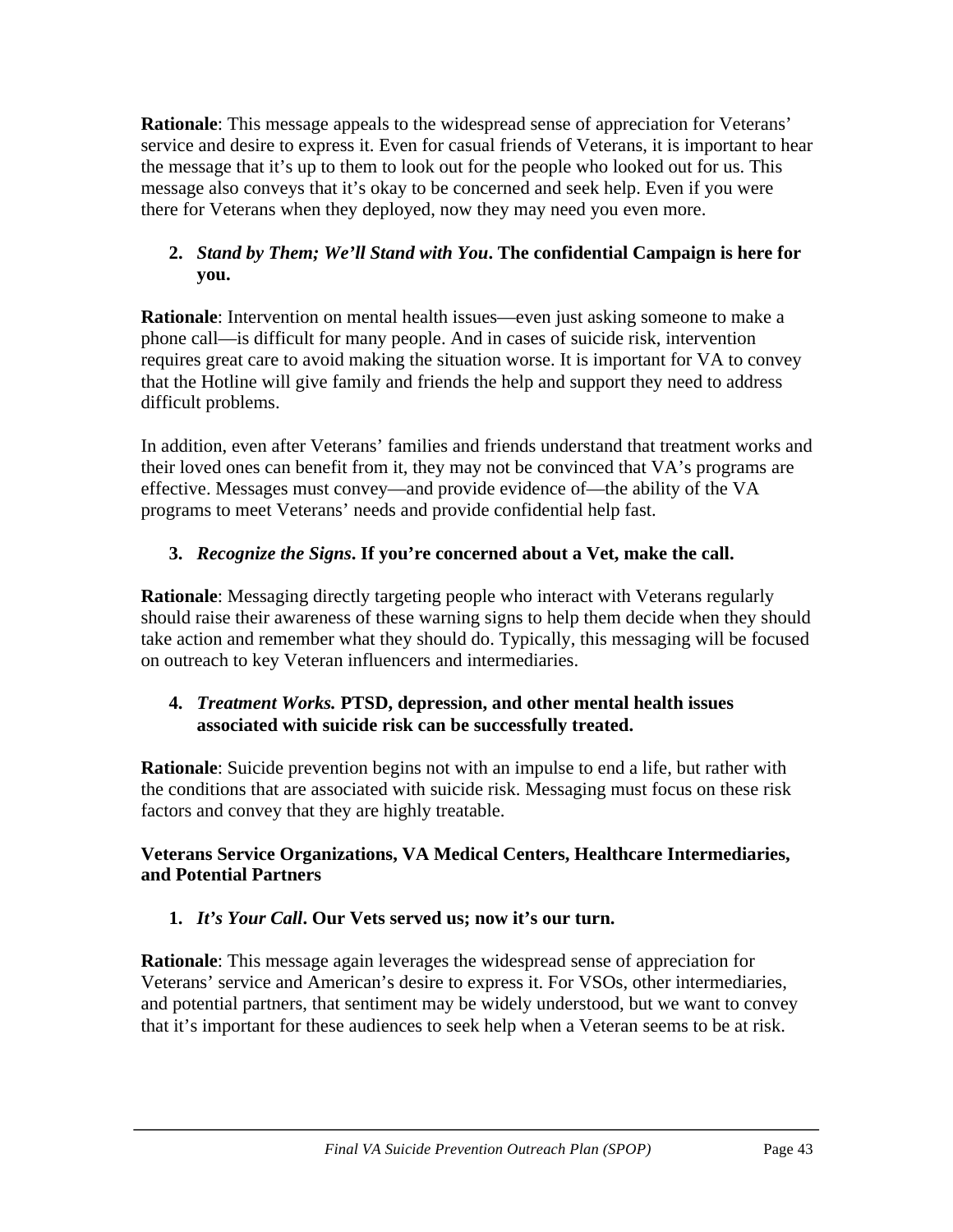**Rationale**: This message appeals to the widespread sense of appreciation for Veterans' service and desire to express it. Even for casual friends of Veterans, it is important to hear the message that it's up to them to look out for the people who looked out for us. This message also conveys that it's okay to be concerned and seek help. Even if you were there for Veterans when they deployed, now they may need you even more.

2. ***Stand by Them; We'll Stand with You*. The confidential Campaign is here for you.**

**Rationale**: Intervention on mental health issues—even just asking someone to make a phone call—is difficult for many people. And in cases of suicide risk, intervention requires great care to avoid making the situation worse. It is important for VA to convey that the Hotline will give family and friends the help and support they need to address difficult problems.

In addition, even after Veterans' families and friends understand that treatment works and their loved ones can benefit from it, they may not be convinced that VA's programs are effective. Messages must convey—and provide evidence of—the ability of the VA programs to meet Veterans' needs and provide confidential help fast.

3. ***Recognize the Signs*. If you're concerned about a Vet, make the call.**

**Rationale**: Messaging directly targeting people who interact with Veterans regularly should raise their awareness of these warning signs to help them decide when they should take action and remember what they should do. Typically, this messaging will be focused on outreach to key Veteran influencers and intermediaries.

4. ***Treatment Works.* PTSD, depression, and other mental health issues associated with suicide risk can be successfully treated.**

**Rationale**: Suicide prevention begins not with an impulse to end a life, but rather with the conditions that are associated with suicide risk. Messaging must focus on these risk factors and convey that they are highly treatable.

**Veterans Service Organizations, VA Medical Centers, Healthcare Intermediaries, and Potential Partners**

1. ***It's Your Call*. Our Vets served us; now it's our turn.**

**Rationale**: This message again leverages the widespread sense of appreciation for Veterans' service and American's desire to express it. For VSOs, other intermediaries, and potential partners, that sentiment may be widely understood, but we want to convey that it's important for these audiences to seek help when a Veteran seems to be at risk.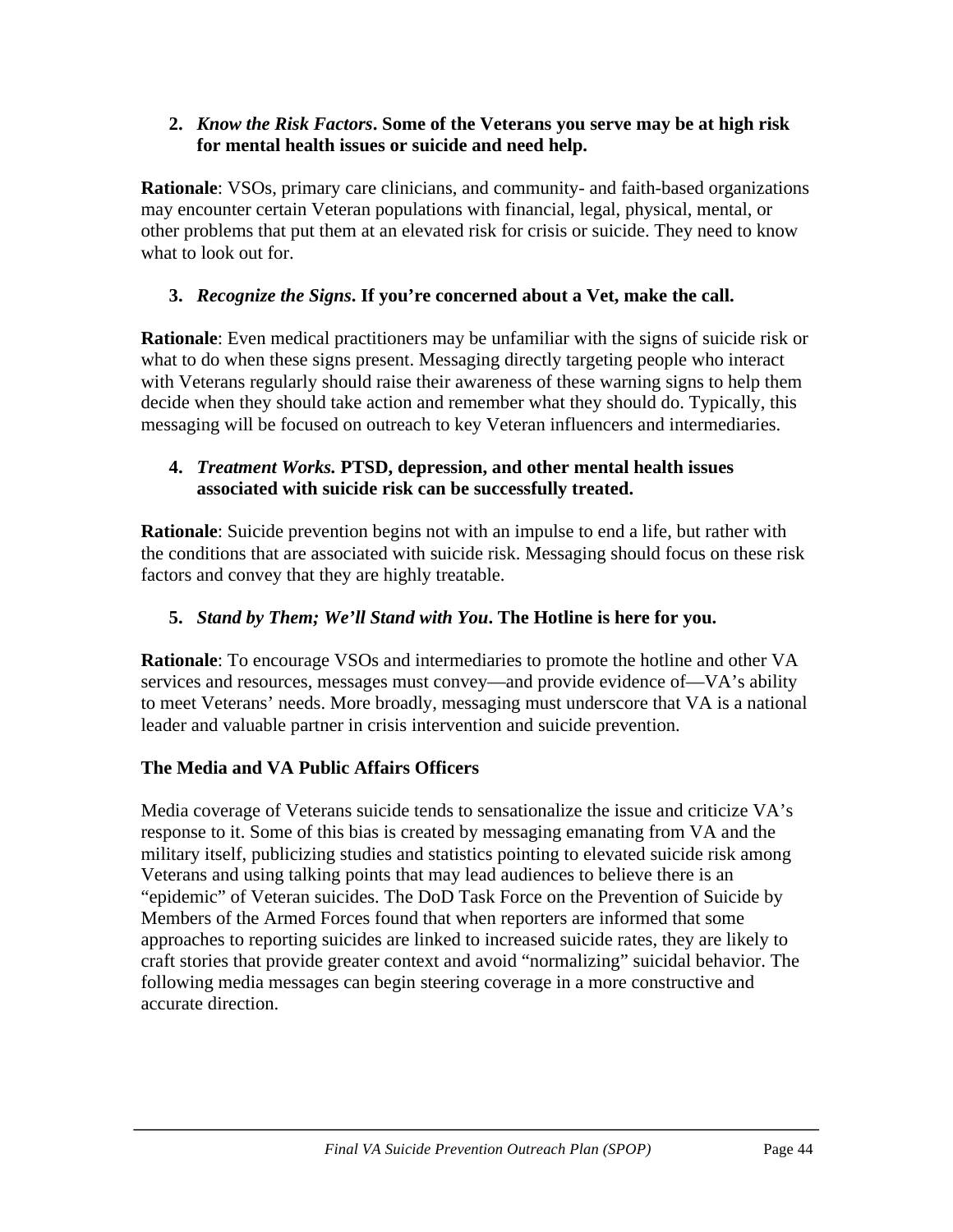2. ***Know the Risk Factors*. Some of the Veterans you serve may be at high risk for mental health issues or suicide and need help.**

**Rationale**: VSOs, primary care clinicians, and community- and faith-based organizations may encounter certain Veteran populations with financial, legal, physical, mental, or other problems that put them at an elevated risk for crisis or suicide. They need to know what to look out for.

3. ***Recognize the Signs*. If you're concerned about a Vet, make the call.**

**Rationale**: Even medical practitioners may be unfamiliar with the signs of suicide risk or what to do when these signs present. Messaging directly targeting people who interact with Veterans regularly should raise their awareness of these warning signs to help them decide when they should take action and remember what they should do. Typically, this messaging will be focused on outreach to key Veteran influencers and intermediaries.

4. ***Treatment Works.* PTSD, depression, and other mental health issues associated with suicide risk can be successfully treated.**

**Rationale**: Suicide prevention begins not with an impulse to end a life, but rather with the conditions that are associated with suicide risk. Messaging should focus on these risk factors and convey that they are highly treatable.

5. ***Stand by Them; We'll Stand with You*. The Hotline is here for you.**

**Rationale**: To encourage VSOs and intermediaries to promote the hotline and other VA services and resources, messages must convey—and provide evidence of—VA's ability to meet Veterans' needs. More broadly, messaging must underscore that VA is a national leader and valuable partner in crisis intervention and suicide prevention.

### The Media and VA Public Affairs Officers

Media coverage of Veterans suicide tends to sensationalize the issue and criticize VA's response to it. Some of this bias is created by messaging emanating from VA and the military itself, publicizing studies and statistics pointing to elevated suicide risk among Veterans and using talking points that may lead audiences to believe there is an "epidemic" of Veteran suicides. The DoD Task Force on the Prevention of Suicide by Members of the Armed Forces found that when reporters are informed that some approaches to reporting suicides are linked to increased suicide rates, they are likely to craft stories that provide greater context and avoid "normalizing" suicidal behavior. The following media messages can begin steering coverage in a more constructive and accurate direction.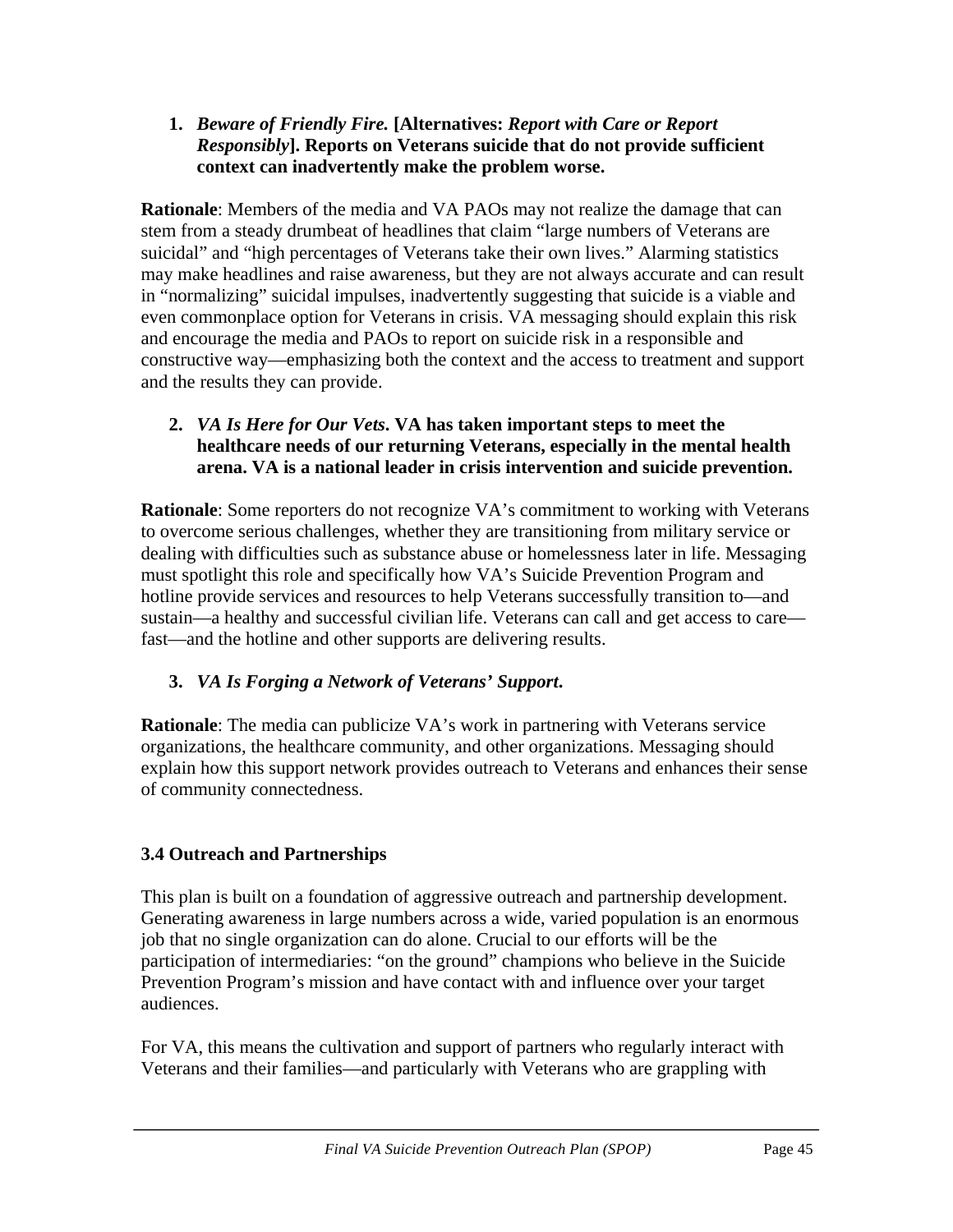1. ***Beware of Friendly Fire.* [Alternatives: *Report with Care or Report Responsibly*]. Reports on Veterans suicide that do not provide sufficient context can inadvertently make the problem worse.**

**Rationale**: Members of the media and VA PAOs may not realize the damage that can stem from a steady drumbeat of headlines that claim "large numbers of Veterans are suicidal" and "high percentages of Veterans take their own lives." Alarming statistics may make headlines and raise awareness, but they are not always accurate and can result in "normalizing" suicidal impulses, inadvertently suggesting that suicide is a viable and even commonplace option for Veterans in crisis. VA messaging should explain this risk and encourage the media and PAOs to report on suicide risk in a responsible and constructive way—emphasizing both the context and the access to treatment and support and the results they can provide.

2. ***VA Is Here for Our Vets*. VA has taken important steps to meet the healthcare needs of our returning Veterans, especially in the mental health arena. VA is a national leader in crisis intervention and suicide prevention.**

**Rationale**: Some reporters do not recognize VA's commitment to working with Veterans to overcome serious challenges, whether they are transitioning from military service or dealing with difficulties such as substance abuse or homelessness later in life. Messaging must spotlight this role and specifically how VA's Suicide Prevention Program and hotline provide services and resources to help Veterans successfully transition to—and sustain—a healthy and successful civilian life. Veterans can call and get access to care—fast—and the hotline and other supports are delivering results.

3. ***VA Is Forging a Network of Veterans' Support*.**

**Rationale**: The media can publicize VA's work in partnering with Veterans service organizations, the healthcare community, and other organizations. Messaging should explain how this support network provides outreach to Veterans and enhances their sense of community connectedness.

### 3.4 Outreach and Partnerships

This plan is built on a foundation of aggressive outreach and partnership development. Generating awareness in large numbers across a wide, varied population is an enormous job that no single organization can do alone. Crucial to our efforts will be the participation of intermediaries: "on the ground" champions who believe in the Suicide Prevention Program's mission and have contact with and influence over your target audiences.

For VA, this means the cultivation and support of partners who regularly interact with Veterans and their families—and particularly with Veterans who are grappling with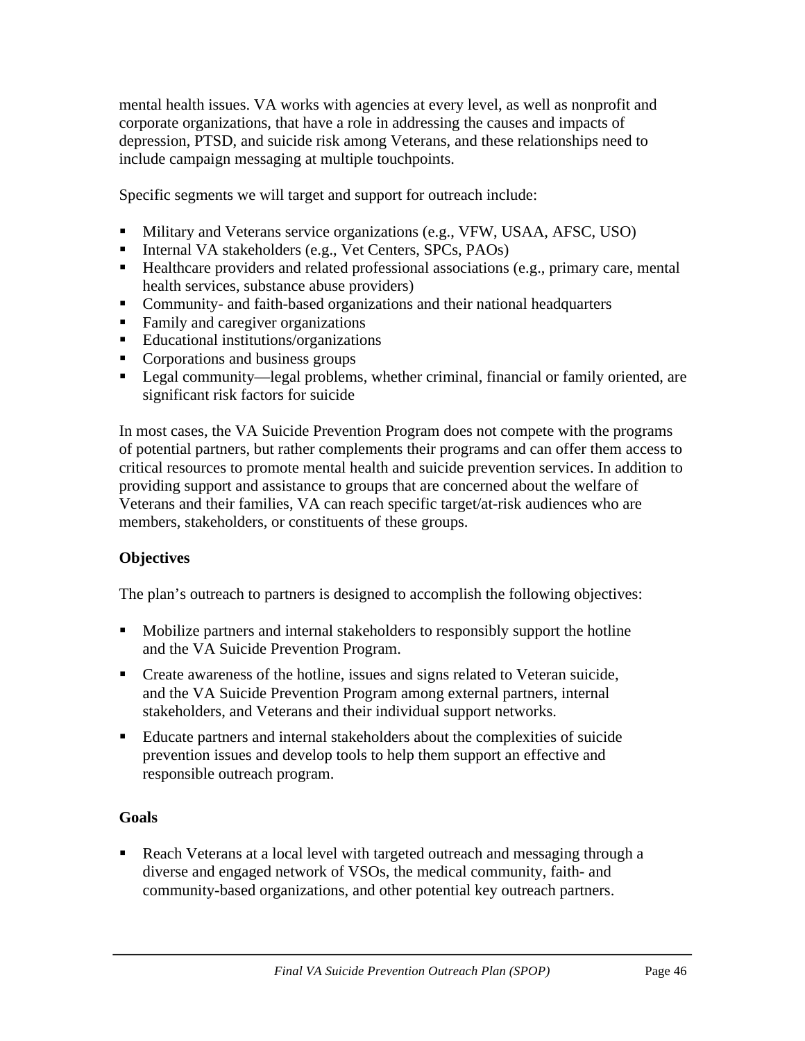mental health issues. VA works with agencies at every level, as well as nonprofit and corporate organizations, that have a role in addressing the causes and impacts of depression, PTSD, and suicide risk among Veterans, and these relationships need to include campaign messaging at multiple touchpoints.

Specific segments we will target and support for outreach include:

- Military and Veterans service organizations (e.g., VFW, USAA, AFSC, USO)
- Internal VA stakeholders (e.g., Vet Centers, SPCs, PAOs)
- Healthcare providers and related professional associations (e.g., primary care, mental health services, substance abuse providers)
- Community- and faith-based organizations and their national headquarters
- Family and caregiver organizations
- Educational institutions/organizations
- Corporations and business groups
- Legal community—legal problems, whether criminal, financial or family oriented, are significant risk factors for suicide

In most cases, the VA Suicide Prevention Program does not compete with the programs of potential partners, but rather complements their programs and can offer them access to critical resources to promote mental health and suicide prevention services. In addition to providing support and assistance to groups that are concerned about the welfare of Veterans and their families, VA can reach specific target/at-risk audiences who are members, stakeholders, or constituents of these groups.

**Objectives**

The plan's outreach to partners is designed to accomplish the following objectives:

- Mobilize partners and internal stakeholders to responsibly support the hotline and the VA Suicide Prevention Program.
- Create awareness of the hotline, issues and signs related to Veteran suicide, and the VA Suicide Prevention Program among external partners, internal stakeholders, and Veterans and their individual support networks.
- Educate partners and internal stakeholders about the complexities of suicide prevention issues and develop tools to help them support an effective and responsible outreach program.

**Goals**

- Reach Veterans at a local level with targeted outreach and messaging through a diverse and engaged network of VSOs, the medical community, faith- and community-based organizations, and other potential key outreach partners.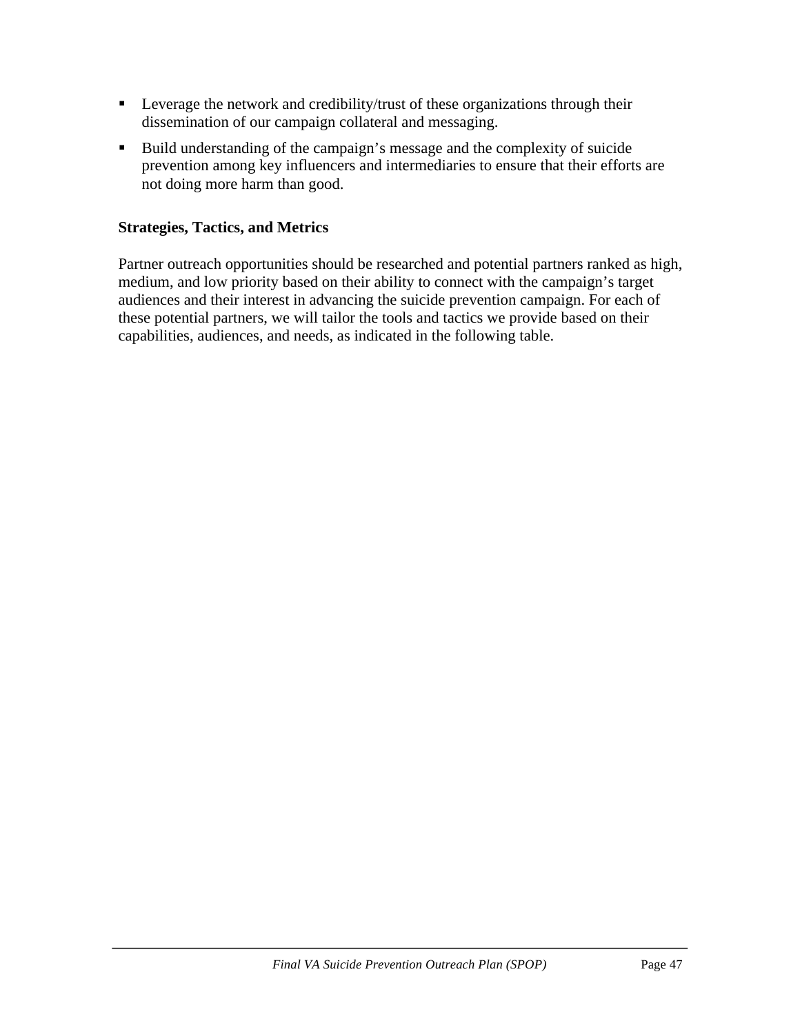- Leverage the network and credibility/trust of these organizations through their dissemination of our campaign collateral and messaging.
- Build understanding of the campaign's message and the complexity of suicide prevention among key influencers and intermediaries to ensure that their efforts are not doing more harm than good.

**Strategies, Tactics, and Metrics**

Partner outreach opportunities should be researched and potential partners ranked as high, medium, and low priority based on their ability to connect with the campaign's target audiences and their interest in advancing the suicide prevention campaign. For each of these potential partners, we will tailor the tools and tactics we provide based on their capabilities, audiences, and needs, as indicated in the following table.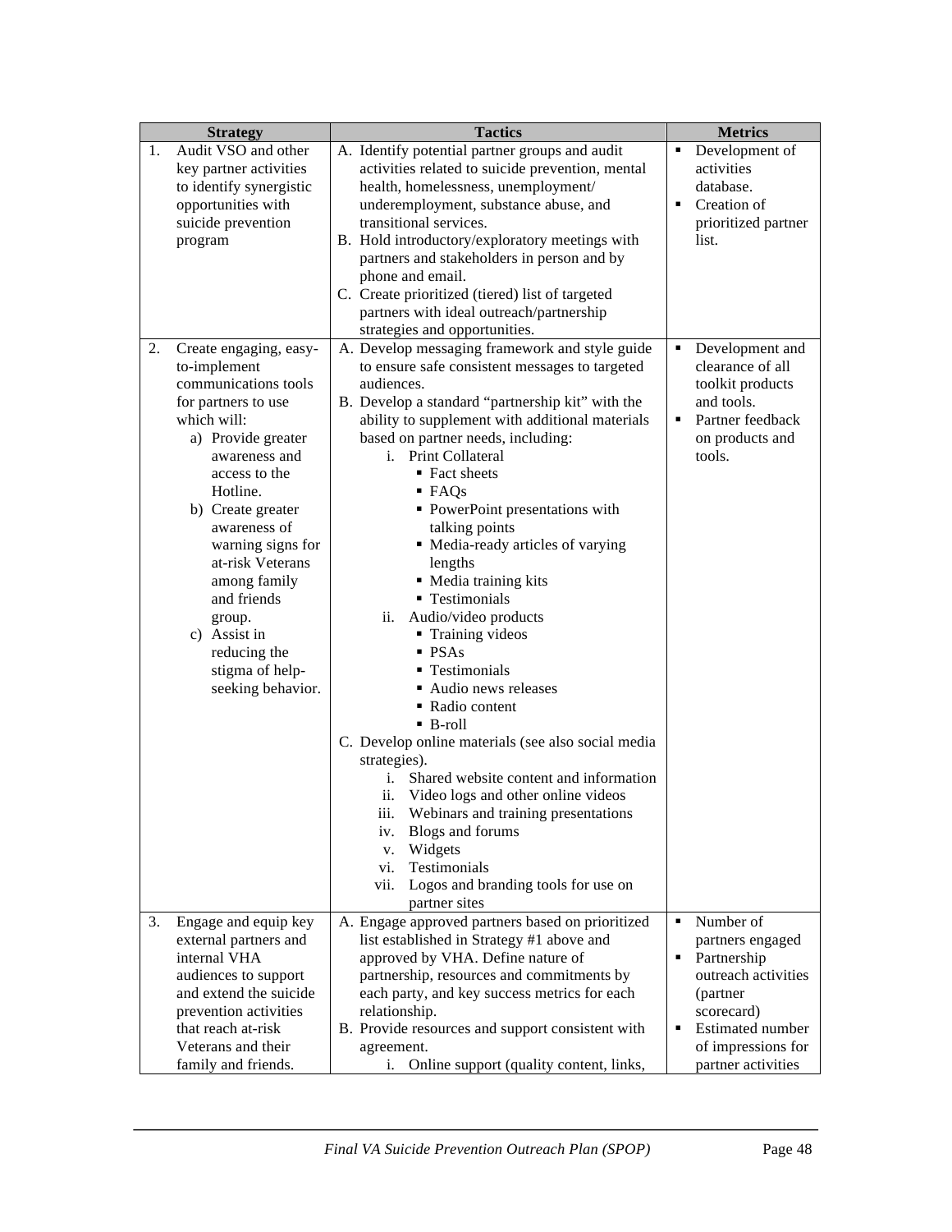| Strategy | Tactics | Metrics |
|---|---|---|
| 1. Audit VSO and other key partner activities to identify synergistic opportunities with suicide prevention program | A. Identify potential partner groups and audit activities related to suicide prevention, mental health, homelessness, unemployment/ underemployment, substance abuse, and transitional services.<br>B. Hold introductory/exploratory meetings with partners and stakeholders in person and by phone and email.<br>C. Create prioritized (tiered) list of targeted partners with ideal outreach/partnership strategies and opportunities. | ▪ Development of activities database.<br>▪ Creation of prioritized partner list. |
| 2. Create engaging, easy-to-implement communications tools for partners to use which will:<br>a) Provide greater awareness and access to the Hotline.<br>b) Create greater awareness of warning signs for at-risk Veterans among family and friends group.<br>c) Assist in reducing the stigma of help-seeking behavior. | A. Develop messaging framework and style guide to ensure safe consistent messages to targeted audiences.<br>B. Develop a standard "partnership kit" with the ability to supplement with additional materials based on partner needs, including:<br>i. Print Collateral<br>▪ Fact sheets<br>▪ FAQs<br>▪ PowerPoint presentations with talking points<br>▪ Media-ready articles of varying lengths<br>▪ Media training kits<br>▪ Testimonials<br>ii. Audio/video products<br>▪ Training videos<br>▪ PSAs<br>▪ Testimonials<br>▪ Audio news releases<br>▪ Radio content<br>▪ B-roll<br>C. Develop online materials (see also social media strategies).<br>i. Shared website content and information<br>ii. Video logs and other online videos<br>iii. Webinars and training presentations<br>iv. Blogs and forums<br>v. Widgets<br>vi. Testimonials<br>vii. Logos and branding tools for use on partner sites | ▪ Development and clearance of all toolkit products and tools.<br>▪ Partner feedback on products and tools. |
| 3. Engage and equip key external partners and internal VHA audiences to support and extend the suicide prevention activities that reach at-risk Veterans and their family and friends. | A. Engage approved partners based on prioritized list established in Strategy #1 above and approved by VHA. Define nature of partnership, resources and commitments by each party, and key success metrics for each relationship.<br>B. Provide resources and support consistent with agreement.<br>i. Online support (quality content, links, | ▪ Number of partners engaged<br>▪ Partnership outreach activities (partner scorecard)<br>▪ Estimated number of impressions for partner activities |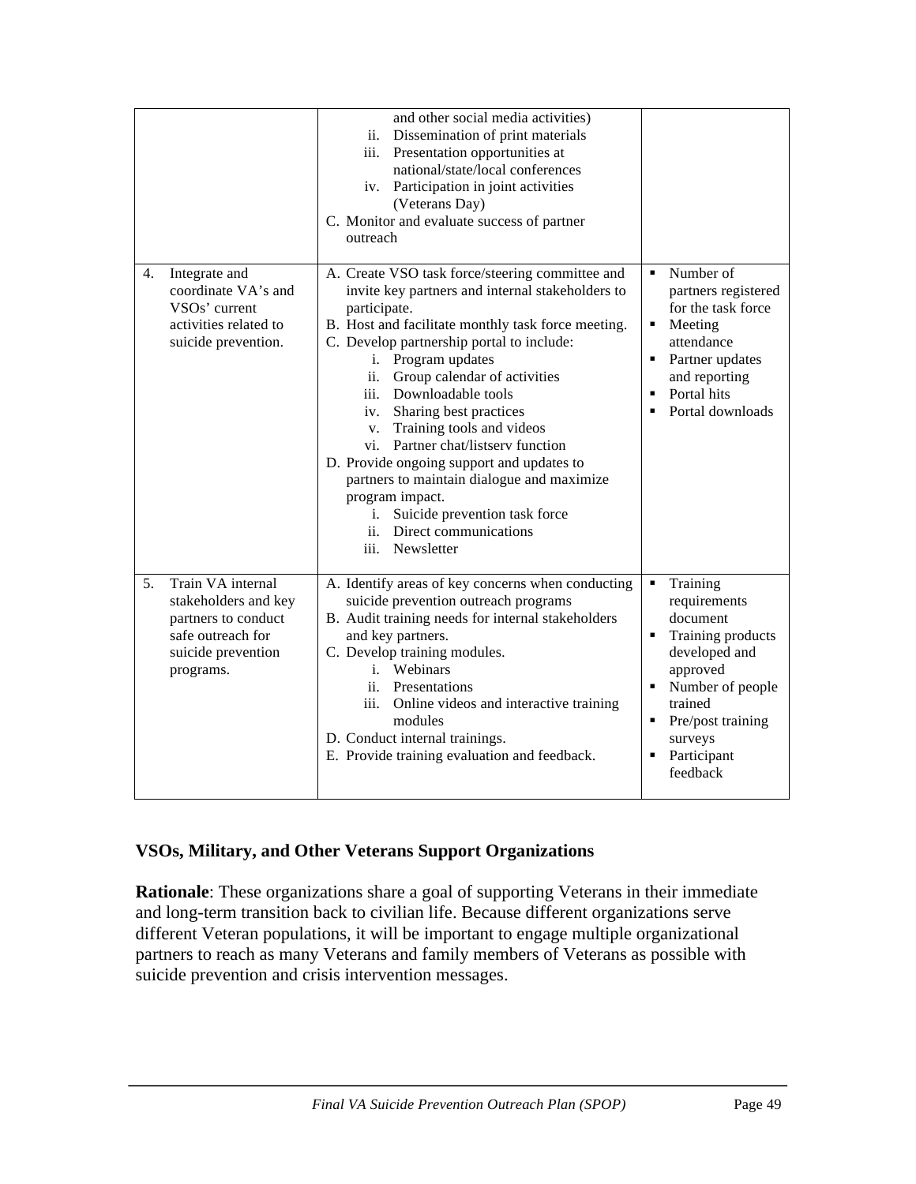| | | |
|---|---|---|
| | and other social media activities)<br>ii. Dissemination of print materials<br>iii. Presentation opportunities at national/state/local conferences<br>iv. Participation in joint activities (Veterans Day)<br>C. Monitor and evaluate success of partner outreach | |
| 4. Integrate and coordinate VA's and VSOs' current activities related to suicide prevention. | A. Create VSO task force/steering committee and invite key partners and internal stakeholders to participate.<br>B. Host and facilitate monthly task force meeting.<br>C. Develop partnership portal to include:<br>i. Program updates<br>ii. Group calendar of activities<br>iii. Downloadable tools<br>iv. Sharing best practices<br>v. Training tools and videos<br>vi. Partner chat/listserv function<br>D. Provide ongoing support and updates to partners to maintain dialogue and maximize program impact.<br>i. Suicide prevention task force<br>ii. Direct communications<br>iii. Newsletter | ▪ Number of partners registered for the task force<br>▪ Meeting attendance<br>▪ Partner updates and reporting<br>▪ Portal hits<br>▪ Portal downloads |
| 5. Train VA internal stakeholders and key partners to conduct safe outreach for suicide prevention programs. | A. Identify areas of key concerns when conducting suicide prevention outreach programs<br>B. Audit training needs for internal stakeholders and key partners.<br>C. Develop training modules.<br>i. Webinars<br>ii. Presentations<br>iii. Online videos and interactive training modules<br>D. Conduct internal trainings.<br>E. Provide training evaluation and feedback. | ▪ Training requirements document<br>▪ Training products developed and approved<br>▪ Number of people trained<br>▪ Pre/post training surveys<br>▪ Participant feedback |

**VSOs, Military, and Other Veterans Support Organizations**

**Rationale**: These organizations share a goal of supporting Veterans in their immediate and long-term transition back to civilian life. Because different organizations serve different Veteran populations, it will be important to engage multiple organizational partners to reach as many Veterans and family members of Veterans as possible with suicide prevention and crisis intervention messages.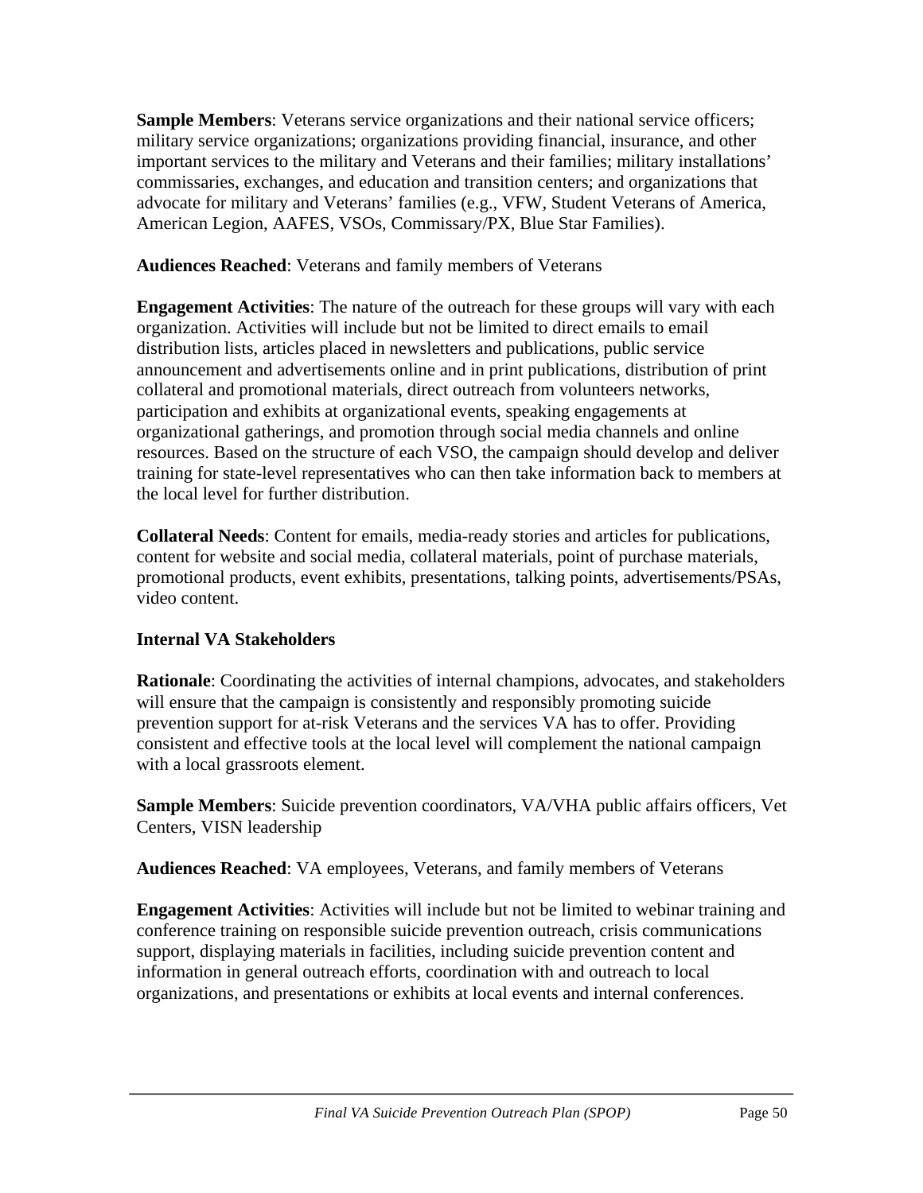**Sample Members**: Veterans service organizations and their national service officers; military service organizations; organizations providing financial, insurance, and other important services to the military and Veterans and their families; military installations' commissaries, exchanges, and education and transition centers; and organizations that advocate for military and Veterans' families (e.g., VFW, Student Veterans of America, American Legion, AAFES, VSOs, Commissary/PX, Blue Star Families).

**Audiences Reached**: Veterans and family members of Veterans

**Engagement Activities**: The nature of the outreach for these groups will vary with each organization. Activities will include but not be limited to direct emails to email distribution lists, articles placed in newsletters and publications, public service announcement and advertisements online and in print publications, distribution of print collateral and promotional materials, direct outreach from volunteers networks, participation and exhibits at organizational events, speaking engagements at organizational gatherings, and promotion through social media channels and online resources. Based on the structure of each VSO, the campaign should develop and deliver training for state-level representatives who can then take information back to members at the local level for further distribution.

**Collateral Needs**: Content for emails, media-ready stories and articles for publications, content for website and social media, collateral materials, point of purchase materials, promotional products, event exhibits, presentations, talking points, advertisements/PSAs, video content.

**Internal VA Stakeholders**

**Rationale**: Coordinating the activities of internal champions, advocates, and stakeholders will ensure that the campaign is consistently and responsibly promoting suicide prevention support for at-risk Veterans and the services VA has to offer. Providing consistent and effective tools at the local level will complement the national campaign with a local grassroots element.

**Sample Members**: Suicide prevention coordinators, VA/VHA public affairs officers, Vet Centers, VISN leadership

**Audiences Reached**: VA employees, Veterans, and family members of Veterans

**Engagement Activities**: Activities will include but not be limited to webinar training and conference training on responsible suicide prevention outreach, crisis communications support, displaying materials in facilities, including suicide prevention content and information in general outreach efforts, coordination with and outreach to local organizations, and presentations or exhibits at local events and internal conferences.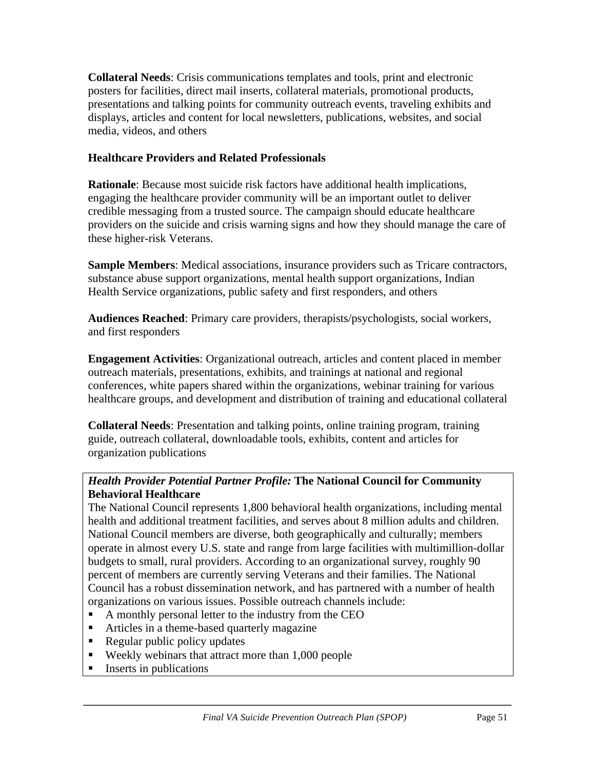**Collateral Needs**: Crisis communications templates and tools, print and electronic posters for facilities, direct mail inserts, collateral materials, promotional products, presentations and talking points for community outreach events, traveling exhibits and displays, articles and content for local newsletters, publications, websites, and social media, videos, and others

**Healthcare Providers and Related Professionals**

**Rationale**: Because most suicide risk factors have additional health implications, engaging the healthcare provider community will be an important outlet to deliver credible messaging from a trusted source. The campaign should educate healthcare providers on the suicide and crisis warning signs and how they should manage the care of these higher-risk Veterans.

**Sample Members**: Medical associations, insurance providers such as Tricare contractors, substance abuse support organizations, mental health support organizations, Indian Health Service organizations, public safety and first responders, and others

**Audiences Reached**: Primary care providers, therapists/psychologists, social workers, and first responders

**Engagement Activities**: Organizational outreach, articles and content placed in member outreach materials, presentations, exhibits, and trainings at national and regional conferences, white papers shared within the organizations, webinar training for various healthcare groups, and development and distribution of training and educational collateral

**Collateral Needs**: Presentation and talking points, online training program, training guide, outreach collateral, downloadable tools, exhibits, content and articles for organization publications

***Health Provider Potential Partner Profile:*** **The National Council for Community Behavioral Healthcare**

The National Council represents 1,800 behavioral health organizations, including mental health and additional treatment facilities, and serves about 8 million adults and children. National Council members are diverse, both geographically and culturally; members operate in almost every U.S. state and range from large facilities with multimillion-dollar budgets to small, rural providers. According to an organizational survey, roughly 90 percent of members are currently serving Veterans and their families. The National Council has a robust dissemination network, and has partnered with a number of health organizations on various issues. Possible outreach channels include:

- A monthly personal letter to the industry from the CEO
- Articles in a theme-based quarterly magazine
- Regular public policy updates
- Weekly webinars that attract more than 1,000 people
- Inserts in publications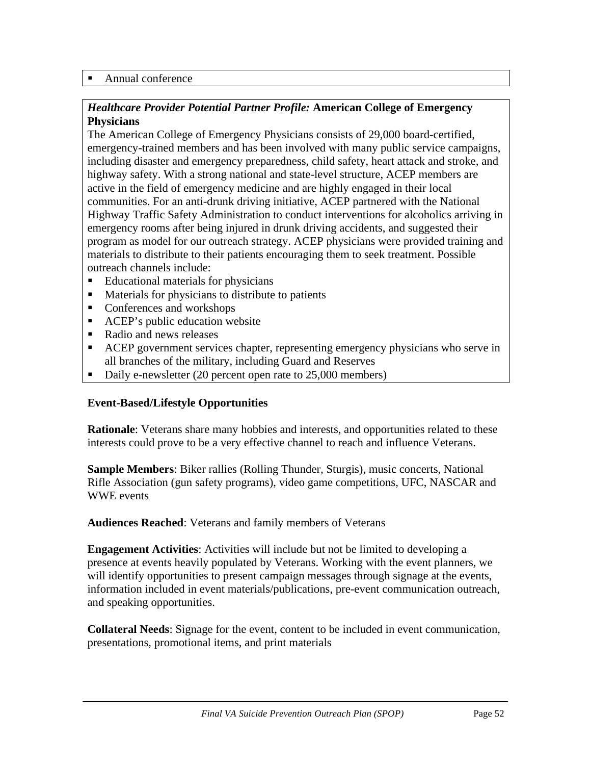- Annual conference

***Healthcare Provider Potential Partner Profile:* American College of Emergency Physicians**

The American College of Emergency Physicians consists of 29,000 board-certified, emergency-trained members and has been involved with many public service campaigns, including disaster and emergency preparedness, child safety, heart attack and stroke, and highway safety. With a strong national and state-level structure, ACEP members are active in the field of emergency medicine and are highly engaged in their local communities. For an anti-drunk driving initiative, ACEP partnered with the National Highway Traffic Safety Administration to conduct interventions for alcoholics arriving in emergency rooms after being injured in drunk driving accidents, and suggested their program as model for our outreach strategy. ACEP physicians were provided training and materials to distribute to their patients encouraging them to seek treatment. Possible outreach channels include:

- Educational materials for physicians
- Materials for physicians to distribute to patients
- Conferences and workshops
- ACEP's public education website
- Radio and news releases
- ACEP government services chapter, representing emergency physicians who serve in all branches of the military, including Guard and Reserves
- Daily e-newsletter (20 percent open rate to 25,000 members)

**Event-Based/Lifestyle Opportunities**

**Rationale**: Veterans share many hobbies and interests, and opportunities related to these interests could prove to be a very effective channel to reach and influence Veterans.

**Sample Members**: Biker rallies (Rolling Thunder, Sturgis), music concerts, National Rifle Association (gun safety programs), video game competitions, UFC, NASCAR and WWE events

**Audiences Reached**: Veterans and family members of Veterans

**Engagement Activities**: Activities will include but not be limited to developing a presence at events heavily populated by Veterans. Working with the event planners, we will identify opportunities to present campaign messages through signage at the events, information included in event materials/publications, pre-event communication outreach, and speaking opportunities.

**Collateral Needs**: Signage for the event, content to be included in event communication, presentations, promotional items, and print materials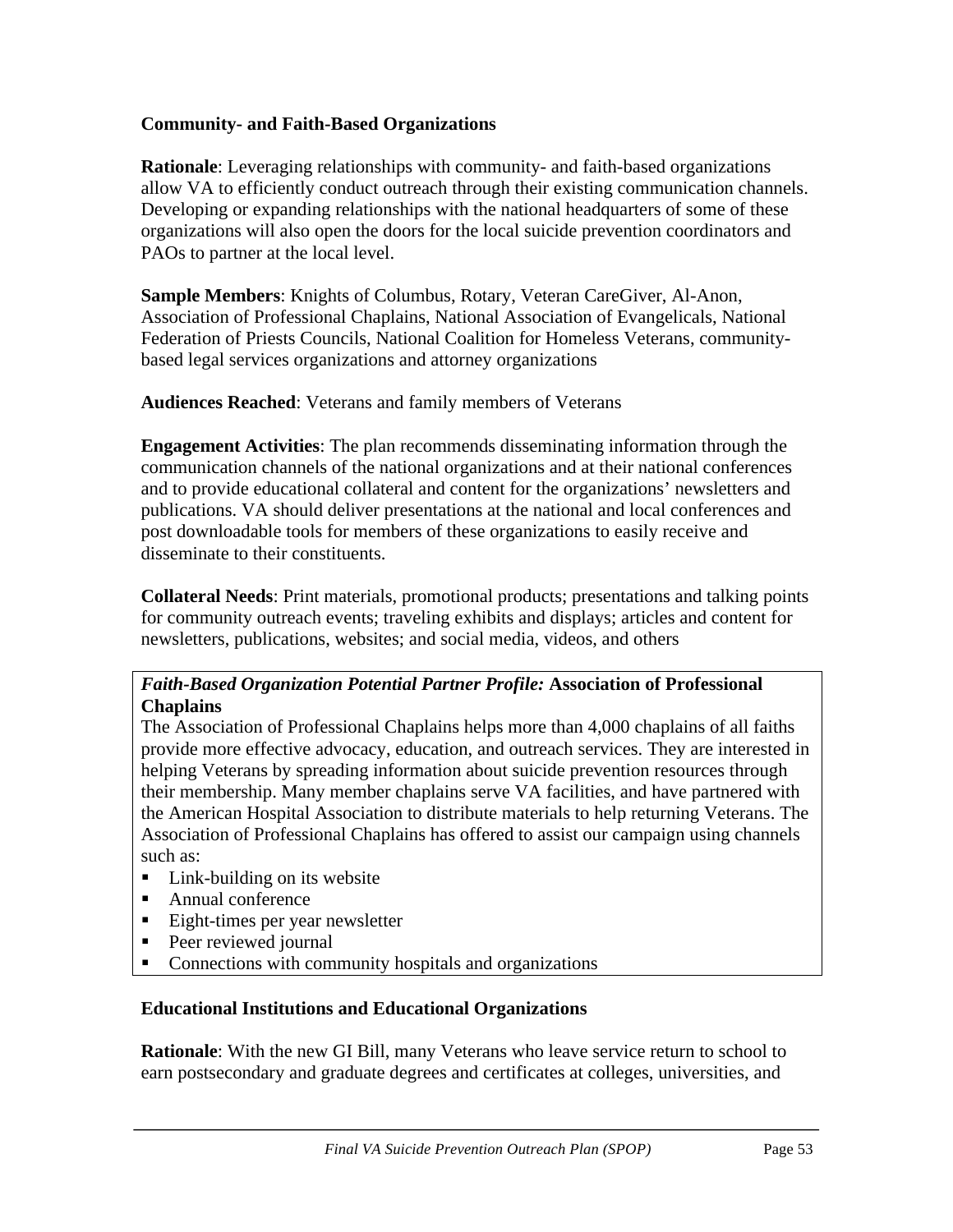**Community- and Faith-Based Organizations**

**Rationale**: Leveraging relationships with community- and faith-based organizations allow VA to efficiently conduct outreach through their existing communication channels. Developing or expanding relationships with the national headquarters of some of these organizations will also open the doors for the local suicide prevention coordinators and PAOs to partner at the local level.

**Sample Members**: Knights of Columbus, Rotary, Veteran CareGiver, Al-Anon, Association of Professional Chaplains, National Association of Evangelicals, National Federation of Priests Councils, National Coalition for Homeless Veterans, community-based legal services organizations and attorney organizations

**Audiences Reached**: Veterans and family members of Veterans

**Engagement Activities**: The plan recommends disseminating information through the communication channels of the national organizations and at their national conferences and to provide educational collateral and content for the organizations' newsletters and publications. VA should deliver presentations at the national and local conferences and post downloadable tools for members of these organizations to easily receive and disseminate to their constituents.

**Collateral Needs**: Print materials, promotional products; presentations and talking points for community outreach events; traveling exhibits and displays; articles and content for newsletters, publications, websites; and social media, videos, and others

***Faith-Based Organization Potential Partner Profile:* Association of Professional Chaplains**

The Association of Professional Chaplains helps more than 4,000 chaplains of all faiths provide more effective advocacy, education, and outreach services. They are interested in helping Veterans by spreading information about suicide prevention resources through their membership. Many member chaplains serve VA facilities, and have partnered with the American Hospital Association to distribute materials to help returning Veterans. The Association of Professional Chaplains has offered to assist our campaign using channels such as:

- Link-building on its website
- Annual conference
- Eight-times per year newsletter
- Peer reviewed journal
- Connections with community hospitals and organizations

**Educational Institutions and Educational Organizations**

**Rationale**: With the new GI Bill, many Veterans who leave service return to school to earn postsecondary and graduate degrees and certificates at colleges, universities, and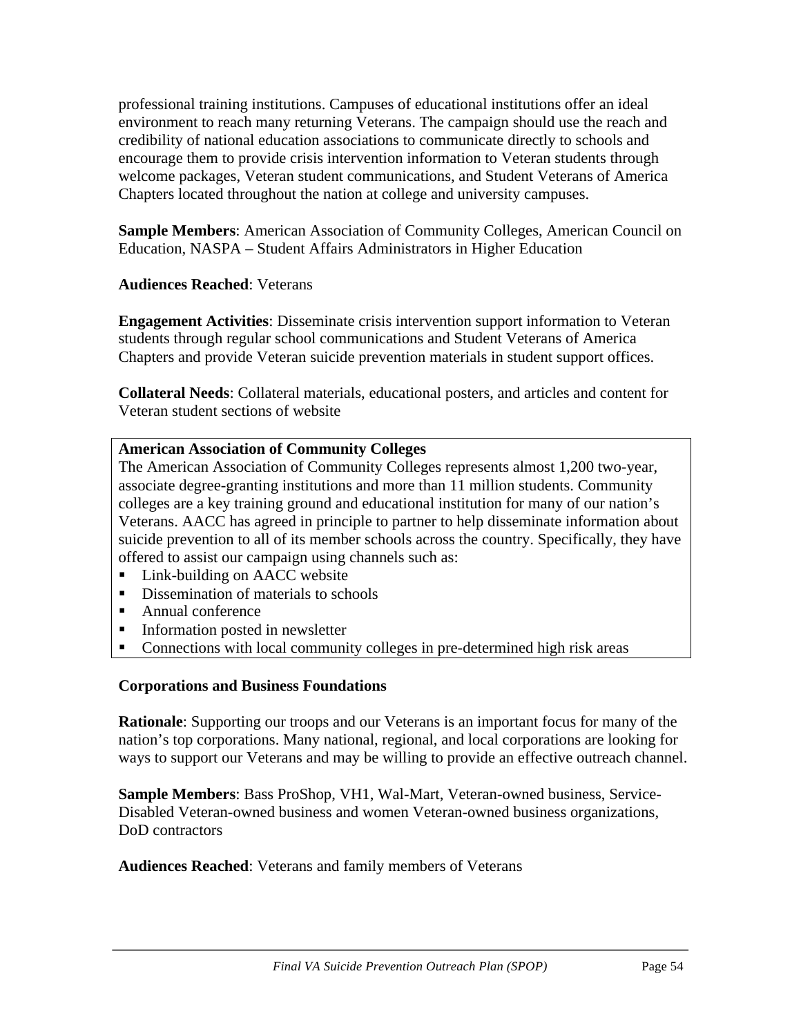professional training institutions. Campuses of educational institutions offer an ideal environment to reach many returning Veterans. The campaign should use the reach and credibility of national education associations to communicate directly to schools and encourage them to provide crisis intervention information to Veteran students through welcome packages, Veteran student communications, and Student Veterans of America Chapters located throughout the nation at college and university campuses.

**Sample Members**: American Association of Community Colleges, American Council on Education, NASPA – Student Affairs Administrators in Higher Education

**Audiences Reached**: Veterans

**Engagement Activities**: Disseminate crisis intervention support information to Veteran students through regular school communications and Student Veterans of America Chapters and provide Veteran suicide prevention materials in student support offices.

**Collateral Needs**: Collateral materials, educational posters, and articles and content for Veteran student sections of website

**American Association of Community Colleges**

The American Association of Community Colleges represents almost 1,200 two-year, associate degree-granting institutions and more than 11 million students. Community colleges are a key training ground and educational institution for many of our nation's Veterans. AACC has agreed in principle to partner to help disseminate information about suicide prevention to all of its member schools across the country. Specifically, they have offered to assist our campaign using channels such as:

- Link-building on AACC website
- Dissemination of materials to schools
- Annual conference
- Information posted in newsletter
- Connections with local community colleges in pre-determined high risk areas

**Corporations and Business Foundations**

**Rationale**: Supporting our troops and our Veterans is an important focus for many of the nation's top corporations. Many national, regional, and local corporations are looking for ways to support our Veterans and may be willing to provide an effective outreach channel.

**Sample Members**: Bass ProShop, VH1, Wal-Mart, Veteran-owned business, Service-Disabled Veteran-owned business and women Veteran-owned business organizations, DoD contractors

**Audiences Reached**: Veterans and family members of Veterans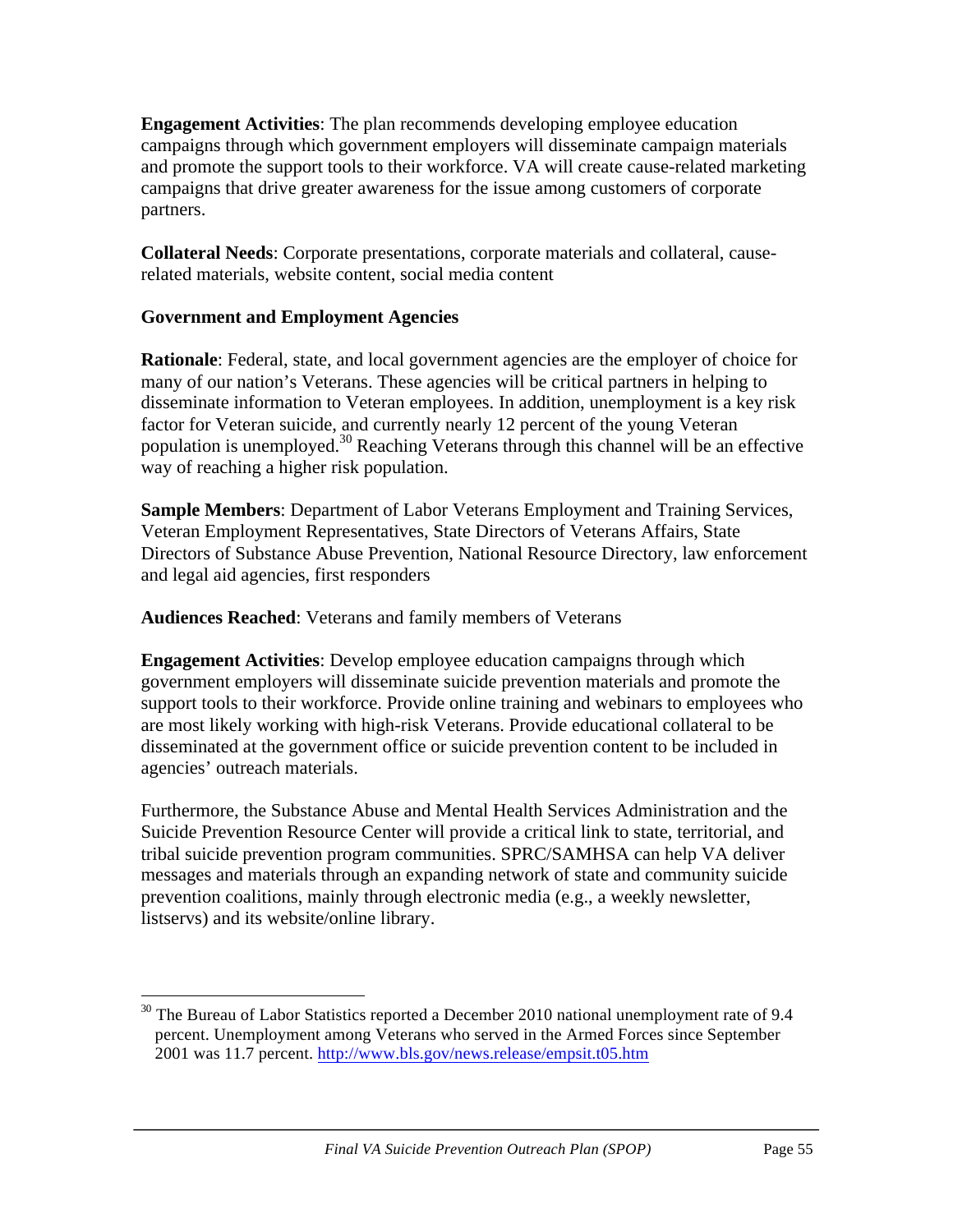**Engagement Activities**: The plan recommends developing employee education campaigns through which government employers will disseminate campaign materials and promote the support tools to their workforce. VA will create cause-related marketing campaigns that drive greater awareness for the issue among customers of corporate partners.

**Collateral Needs**: Corporate presentations, corporate materials and collateral, cause-related materials, website content, social media content

**Government and Employment Agencies**

**Rationale**: Federal, state, and local government agencies are the employer of choice for many of our nation's Veterans. These agencies will be critical partners in helping to disseminate information to Veteran employees. In addition, unemployment is a key risk factor for Veteran suicide, and currently nearly 12 percent of the young Veteran population is unemployed.[30] Reaching Veterans through this channel will be an effective way of reaching a higher risk population.

**Sample Members**: Department of Labor Veterans Employment and Training Services, Veteran Employment Representatives, State Directors of Veterans Affairs, State Directors of Substance Abuse Prevention, National Resource Directory, law enforcement and legal aid agencies, first responders

**Audiences Reached**: Veterans and family members of Veterans

**Engagement Activities**: Develop employee education campaigns through which government employers will disseminate suicide prevention materials and promote the support tools to their workforce. Provide online training and webinars to employees who are most likely working with high-risk Veterans. Provide educational collateral to be disseminated at the government office or suicide prevention content to be included in agencies' outreach materials.

Furthermore, the Substance Abuse and Mental Health Services Administration and the Suicide Prevention Resource Center will provide a critical link to state, territorial, and tribal suicide prevention program communities. SPRC/SAMHSA can help VA deliver messages and materials through an expanding network of state and community suicide prevention coalitions, mainly through electronic media (e.g., a weekly newsletter, listservs) and its website/online library.

---

[30] The Bureau of Labor Statistics reported a December 2010 national unemployment rate of 9.4 percent. Unemployment among Veterans who served in the Armed Forces since September 2001 was 11.7 percent. http://www.bls.gov/news.release/empsit.t05.htm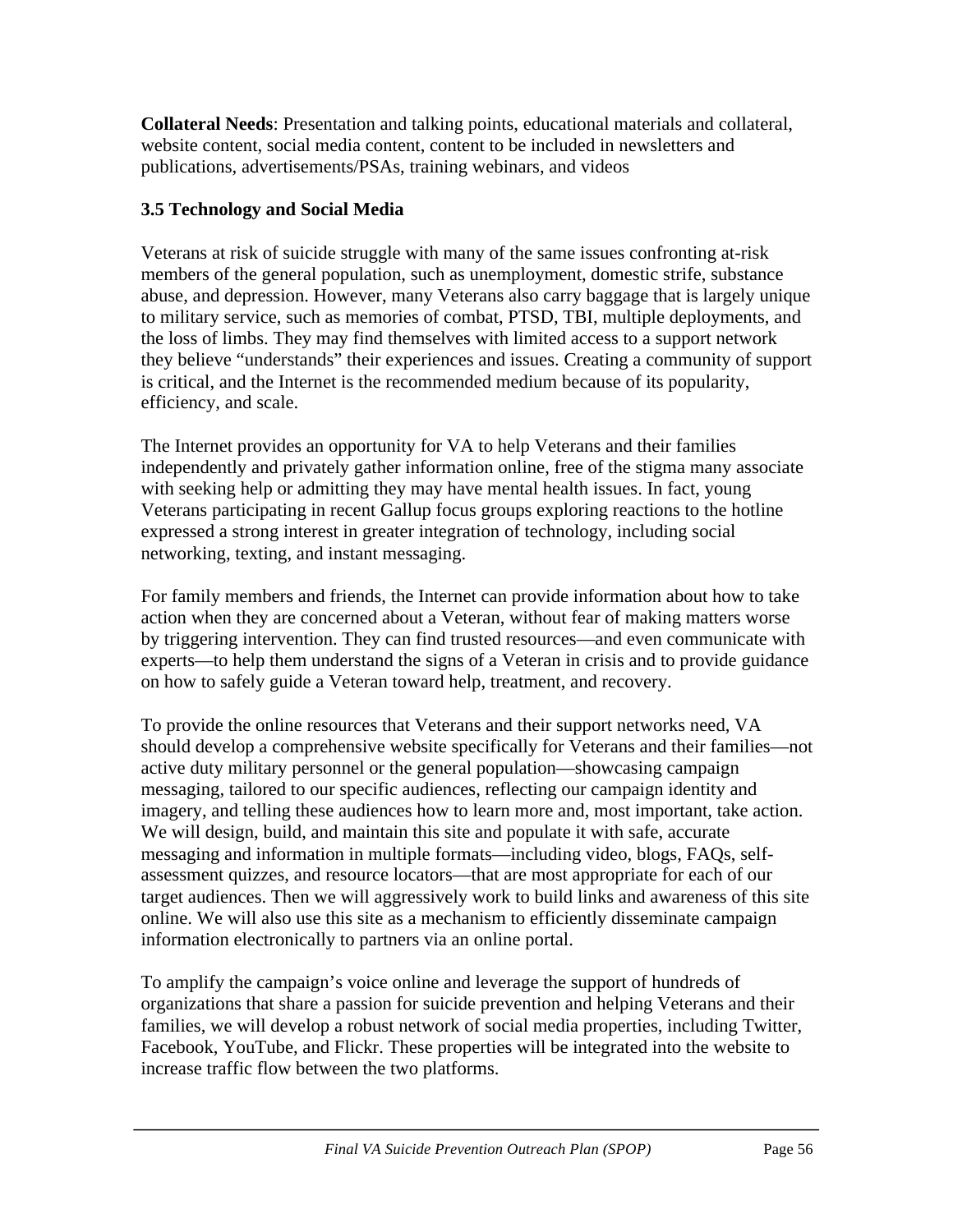**Collateral Needs**: Presentation and talking points, educational materials and collateral, website content, social media content, content to be included in newsletters and publications, advertisements/PSAs, training webinars, and videos

### 3.5 Technology and Social Media

Veterans at risk of suicide struggle with many of the same issues confronting at-risk members of the general population, such as unemployment, domestic strife, substance abuse, and depression. However, many Veterans also carry baggage that is largely unique to military service, such as memories of combat, PTSD, TBI, multiple deployments, and the loss of limbs. They may find themselves with limited access to a support network they believe "understands" their experiences and issues. Creating a community of support is critical, and the Internet is the recommended medium because of its popularity, efficiency, and scale.

The Internet provides an opportunity for VA to help Veterans and their families independently and privately gather information online, free of the stigma many associate with seeking help or admitting they may have mental health issues. In fact, young Veterans participating in recent Gallup focus groups exploring reactions to the hotline expressed a strong interest in greater integration of technology, including social networking, texting, and instant messaging.

For family members and friends, the Internet can provide information about how to take action when they are concerned about a Veteran, without fear of making matters worse by triggering intervention. They can find trusted resources—and even communicate with experts—to help them understand the signs of a Veteran in crisis and to provide guidance on how to safely guide a Veteran toward help, treatment, and recovery.

To provide the online resources that Veterans and their support networks need, VA should develop a comprehensive website specifically for Veterans and their families—not active duty military personnel or the general population—showcasing campaign messaging, tailored to our specific audiences, reflecting our campaign identity and imagery, and telling these audiences how to learn more and, most important, take action. We will design, build, and maintain this site and populate it with safe, accurate messaging and information in multiple formats—including video, blogs, FAQs, self-assessment quizzes, and resource locators—that are most appropriate for each of our target audiences. Then we will aggressively work to build links and awareness of this site online. We will also use this site as a mechanism to efficiently disseminate campaign information electronically to partners via an online portal.

To amplify the campaign's voice online and leverage the support of hundreds of organizations that share a passion for suicide prevention and helping Veterans and their families, we will develop a robust network of social media properties, including Twitter, Facebook, YouTube, and Flickr. These properties will be integrated into the website to increase traffic flow between the two platforms.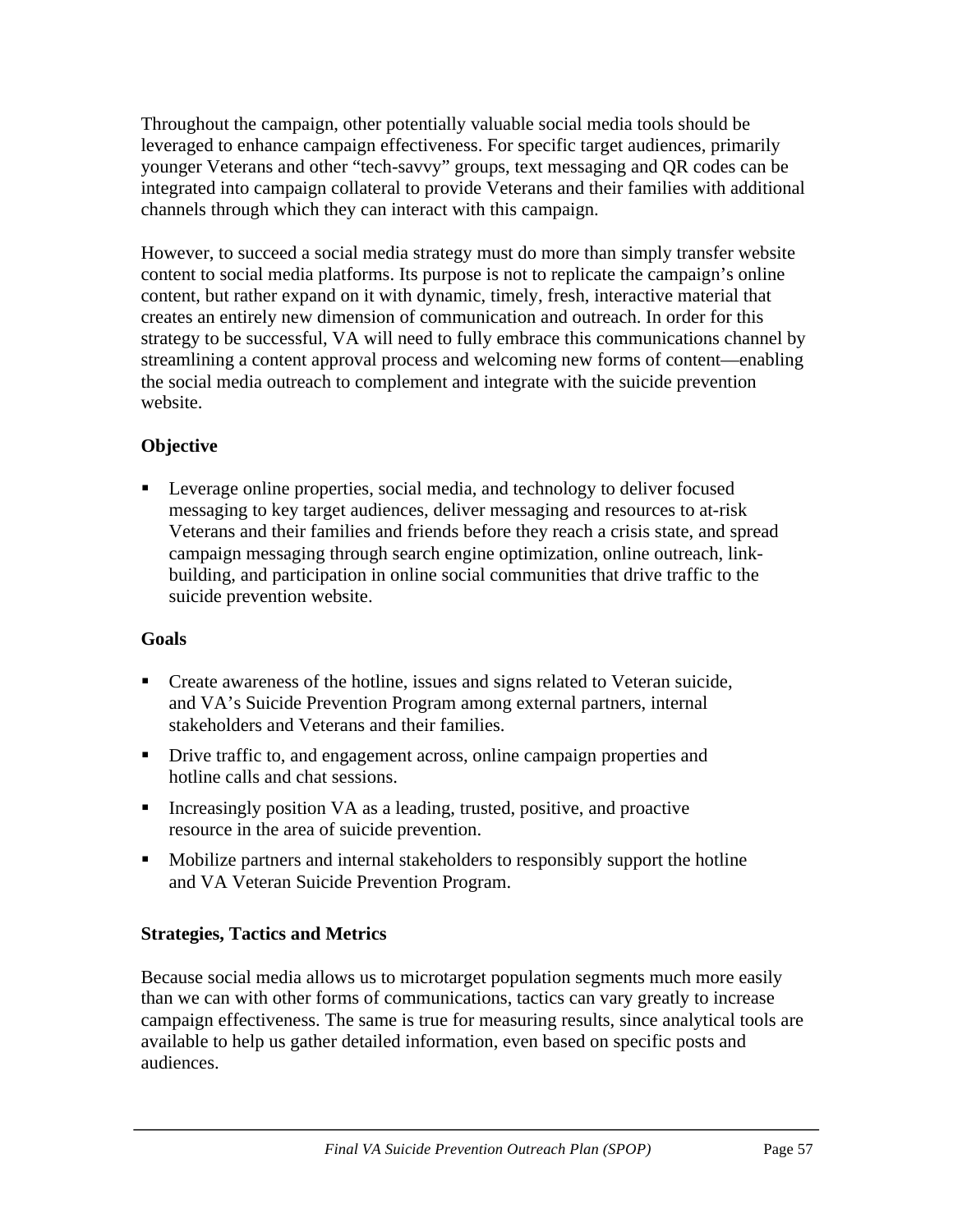Throughout the campaign, other potentially valuable social media tools should be leveraged to enhance campaign effectiveness. For specific target audiences, primarily younger Veterans and other "tech-savvy" groups, text messaging and QR codes can be integrated into campaign collateral to provide Veterans and their families with additional channels through which they can interact with this campaign.

However, to succeed a social media strategy must do more than simply transfer website content to social media platforms. Its purpose is not to replicate the campaign's online content, but rather expand on it with dynamic, timely, fresh, interactive material that creates an entirely new dimension of communication and outreach. In order for this strategy to be successful, VA will need to fully embrace this communications channel by streamlining a content approval process and welcoming new forms of content—enabling the social media outreach to complement and integrate with the suicide prevention website.

**Objective**

- Leverage online properties, social media, and technology to deliver focused messaging to key target audiences, deliver messaging and resources to at-risk Veterans and their families and friends before they reach a crisis state, and spread campaign messaging through search engine optimization, online outreach, link-building, and participation in online social communities that drive traffic to the suicide prevention website.

**Goals**

- Create awareness of the hotline, issues and signs related to Veteran suicide, and VA's Suicide Prevention Program among external partners, internal stakeholders and Veterans and their families.
- Drive traffic to, and engagement across, online campaign properties and hotline calls and chat sessions.
- Increasingly position VA as a leading, trusted, positive, and proactive resource in the area of suicide prevention.
- Mobilize partners and internal stakeholders to responsibly support the hotline and VA Veteran Suicide Prevention Program.

**Strategies, Tactics and Metrics**

Because social media allows us to microtarget population segments much more easily than we can with other forms of communications, tactics can vary greatly to increase campaign effectiveness. The same is true for measuring results, since analytical tools are available to help us gather detailed information, even based on specific posts and audiences.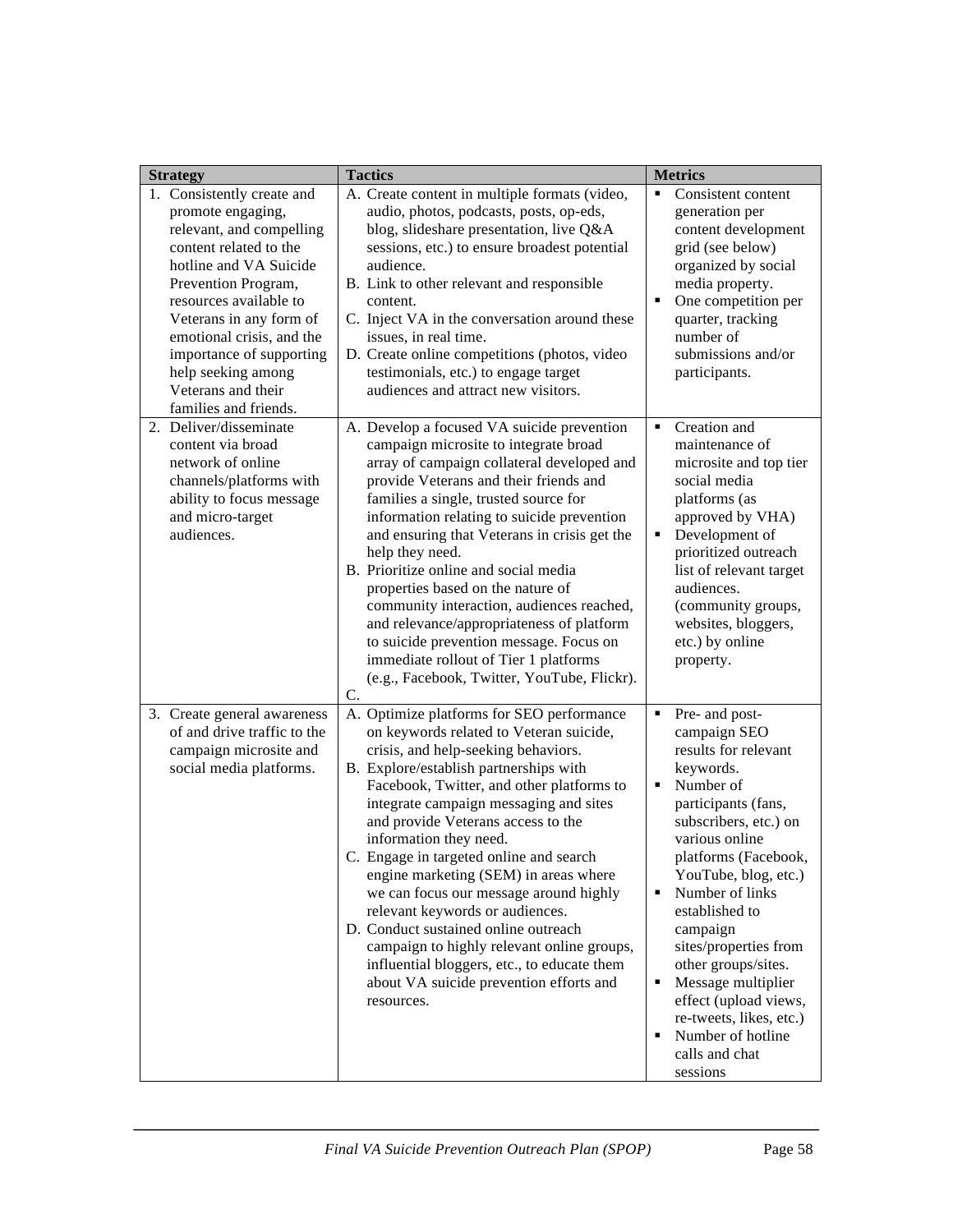| Strategy | Tactics | Metrics |
|---|---|---|
| 1. Consistently create and promote engaging, relevant, and compelling content related to the hotline and VA Suicide Prevention Program, resources available to Veterans in any form of emotional crisis, and the importance of supporting help seeking among Veterans and their families and friends. | A. Create content in multiple formats (video, audio, photos, podcasts, posts, op-eds, blog, slideshare presentation, live Q&A sessions, etc.) to ensure broadest potential audience.<br>B. Link to other relevant and responsible content.<br>C. Inject VA in the conversation around these issues, in real time.<br>D. Create online competitions (photos, video testimonials, etc.) to engage target audiences and attract new visitors. | ▪ Consistent content generation per content development grid (see below) organized by social media property.<br>▪ One competition per quarter, tracking number of submissions and/or participants. |
| 2. Deliver/disseminate content via broad network of online channels/platforms with ability to focus message and micro-target audiences. | A. Develop a focused VA suicide prevention campaign microsite to integrate broad array of campaign collateral developed and provide Veterans and their friends and families a single, trusted source for information relating to suicide prevention and ensuring that Veterans in crisis get the help they need.<br>B. Prioritize online and social media properties based on the nature of community interaction, audiences reached, and relevance/appropriateness of platform to suicide prevention message. Focus on immediate rollout of Tier 1 platforms (e.g., Facebook, Twitter, YouTube, Flickr).<br>C. | ▪ Creation and maintenance of microsite and top tier social media platforms (as approved by VHA)<br>▪ Development of prioritized outreach list of relevant target audiences. (community groups, websites, bloggers, etc.) by online property. |
| 3. Create general awareness of and drive traffic to the campaign microsite and social media platforms. | A. Optimize platforms for SEO performance on keywords related to Veteran suicide, crisis, and help-seeking behaviors.<br>B. Explore/establish partnerships with Facebook, Twitter, and other platforms to integrate campaign messaging and sites and provide Veterans access to the information they need.<br>C. Engage in targeted online and search engine marketing (SEM) in areas where we can focus our message around highly relevant keywords or audiences.<br>D. Conduct sustained online outreach campaign to highly relevant online groups, influential bloggers, etc., to educate them about VA suicide prevention efforts and resources. | ▪ Pre- and post-campaign SEO results for relevant keywords.<br>▪ Number of participants (fans, subscribers, etc.) on various online platforms (Facebook, YouTube, blog, etc.)<br>▪ Number of links established to campaign sites/properties from other groups/sites.<br>▪ Message multiplier effect (upload views, re-tweets, likes, etc.)<br>▪ Number of hotline calls and chat sessions |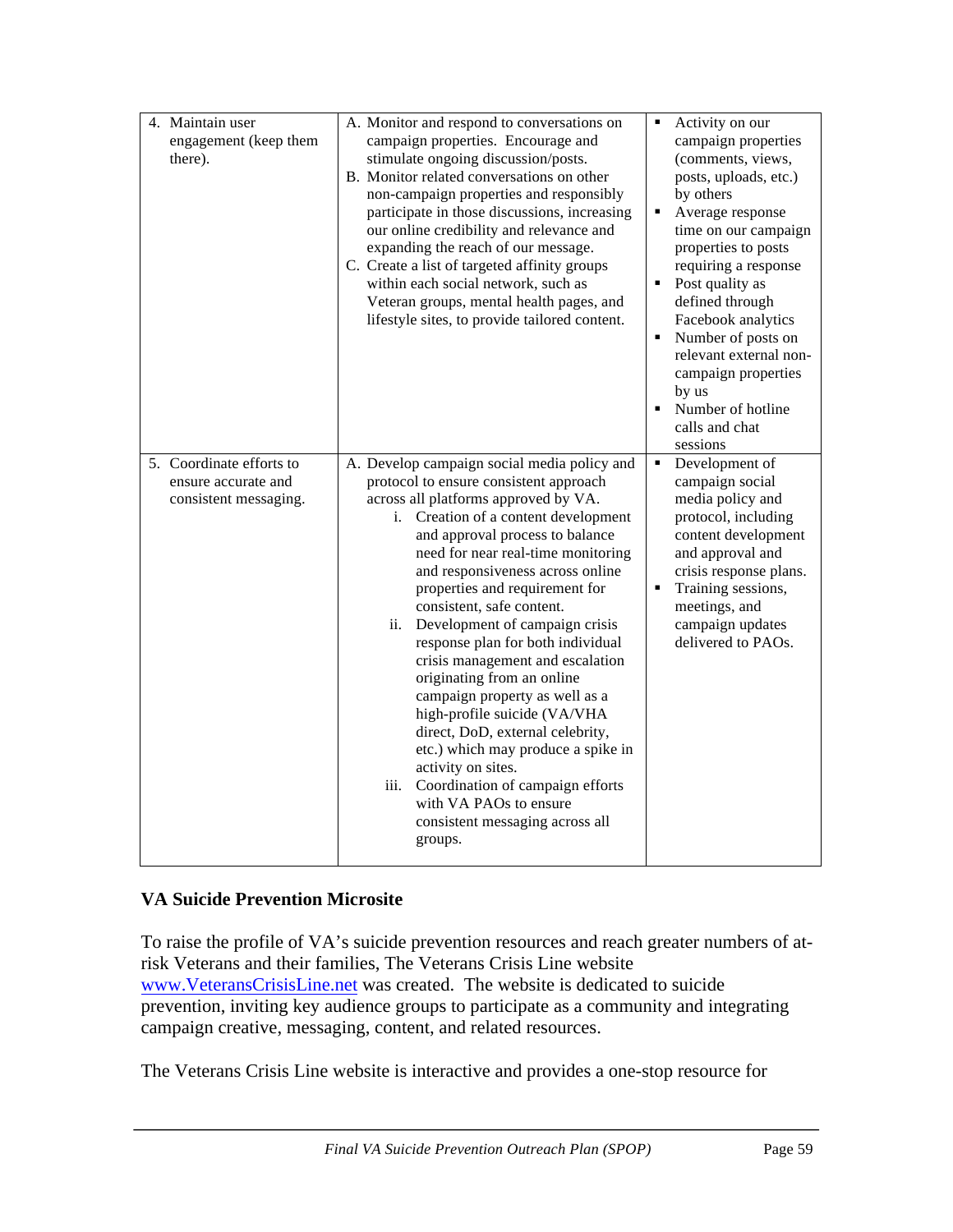| | | |
|---|---|---|
| 4. Maintain user engagement (keep them there). | A. Monitor and respond to conversations on campaign properties. Encourage and stimulate ongoing discussion/posts.<br>B. Monitor related conversations on other non-campaign properties and responsibly participate in those discussions, increasing our online credibility and relevance and expanding the reach of our message.<br>C. Create a list of targeted affinity groups within each social network, such as Veteran groups, mental health pages, and lifestyle sites, to provide tailored content. | ▪ Activity on our campaign properties (comments, views, posts, uploads, etc.) by others<br>▪ Average response time on our campaign properties to posts requiring a response<br>▪ Post quality as defined through Facebook analytics<br>▪ Number of posts on relevant external non-campaign properties by us<br>▪ Number of hotline calls and chat sessions |
| 5. Coordinate efforts to ensure accurate and consistent messaging. | A. Develop campaign social media policy and protocol to ensure consistent approach across all platforms approved by VA.<br>i. Creation of a content development and approval process to balance need for near real-time monitoring and responsiveness across online properties and requirement for consistent, safe content.<br>ii. Development of campaign crisis response plan for both individual crisis management and escalation originating from an online campaign property as well as a high-profile suicide (VA/VHA direct, DoD, external celebrity, etc.) which may produce a spike in activity on sites.<br>iii. Coordination of campaign efforts with VA PAOs to ensure consistent messaging across all groups. | ▪ Development of campaign social media policy and protocol, including content development and approval and crisis response plans.<br>▪ Training sessions, meetings, and campaign updates delivered to PAOs. |

**VA Suicide Prevention Microsite**

To raise the profile of VA's suicide prevention resources and reach greater numbers of at-risk Veterans and their families, The Veterans Crisis Line website www.VeteransCrisisLine.net was created. The website is dedicated to suicide prevention, inviting key audience groups to participate as a community and integrating campaign creative, messaging, content, and related resources.

The Veterans Crisis Line website is interactive and provides a one-stop resource for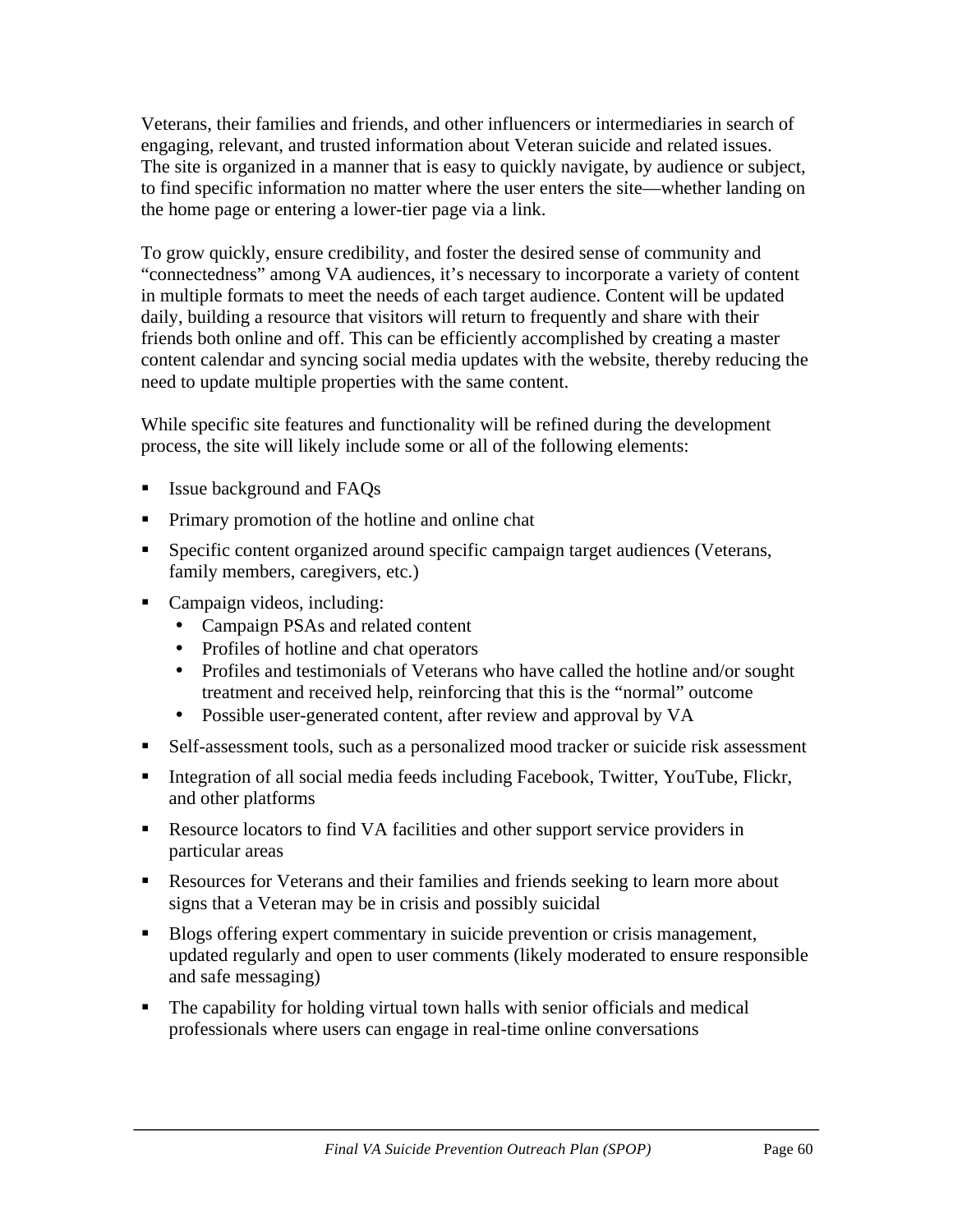Veterans, their families and friends, and other influencers or intermediaries in search of engaging, relevant, and trusted information about Veteran suicide and related issues. The site is organized in a manner that is easy to quickly navigate, by audience or subject, to find specific information no matter where the user enters the site—whether landing on the home page or entering a lower-tier page via a link.

To grow quickly, ensure credibility, and foster the desired sense of community and "connectedness" among VA audiences, it's necessary to incorporate a variety of content in multiple formats to meet the needs of each target audience. Content will be updated daily, building a resource that visitors will return to frequently and share with their friends both online and off. This can be efficiently accomplished by creating a master content calendar and syncing social media updates with the website, thereby reducing the need to update multiple properties with the same content.

While specific site features and functionality will be refined during the development process, the site will likely include some or all of the following elements:

- Issue background and FAQs
- Primary promotion of the hotline and online chat
- Specific content organized around specific campaign target audiences (Veterans, family members, caregivers, etc.)
- Campaign videos, including:
  - Campaign PSAs and related content
  - Profiles of hotline and chat operators
  - Profiles and testimonials of Veterans who have called the hotline and/or sought treatment and received help, reinforcing that this is the "normal" outcome
  - Possible user-generated content, after review and approval by VA
- Self-assessment tools, such as a personalized mood tracker or suicide risk assessment
- Integration of all social media feeds including Facebook, Twitter, YouTube, Flickr, and other platforms
- Resource locators to find VA facilities and other support service providers in particular areas
- Resources for Veterans and their families and friends seeking to learn more about signs that a Veteran may be in crisis and possibly suicidal
- Blogs offering expert commentary in suicide prevention or crisis management, updated regularly and open to user comments (likely moderated to ensure responsible and safe messaging)
- The capability for holding virtual town halls with senior officials and medical professionals where users can engage in real-time online conversations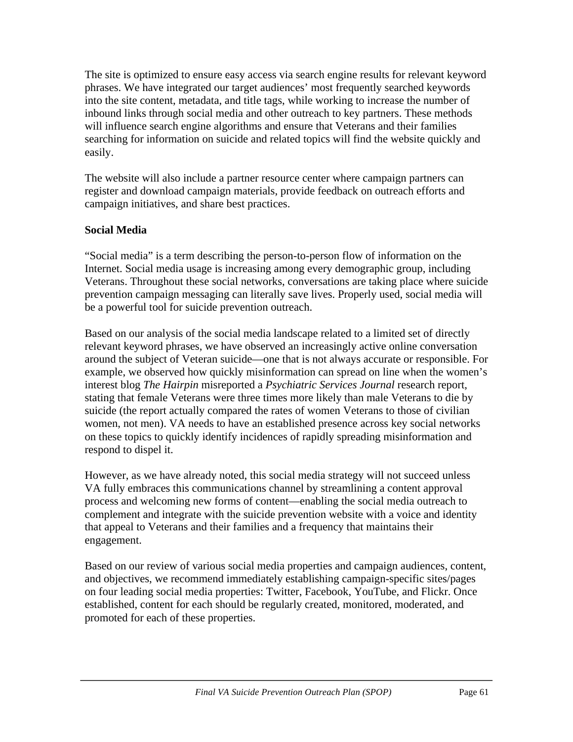The site is optimized to ensure easy access via search engine results for relevant keyword phrases. We have integrated our target audiences' most frequently searched keywords into the site content, metadata, and title tags, while working to increase the number of inbound links through social media and other outreach to key partners. These methods will influence search engine algorithms and ensure that Veterans and their families searching for information on suicide and related topics will find the website quickly and easily.

The website will also include a partner resource center where campaign partners can register and download campaign materials, provide feedback on outreach efforts and campaign initiatives, and share best practices.

**Social Media**

"Social media" is a term describing the person-to-person flow of information on the Internet. Social media usage is increasing among every demographic group, including Veterans. Throughout these social networks, conversations are taking place where suicide prevention campaign messaging can literally save lives. Properly used, social media will be a powerful tool for suicide prevention outreach.

Based on our analysis of the social media landscape related to a limited set of directly relevant keyword phrases, we have observed an increasingly active online conversation around the subject of Veteran suicide—one that is not always accurate or responsible. For example, we observed how quickly misinformation can spread on line when the women's interest blog *The Hairpin* misreported a *Psychiatric Services Journal* research report, stating that female Veterans were three times more likely than male Veterans to die by suicide (the report actually compared the rates of women Veterans to those of civilian women, not men). VA needs to have an established presence across key social networks on these topics to quickly identify incidences of rapidly spreading misinformation and respond to dispel it.

However, as we have already noted, this social media strategy will not succeed unless VA fully embraces this communications channel by streamlining a content approval process and welcoming new forms of content—enabling the social media outreach to complement and integrate with the suicide prevention website with a voice and identity that appeal to Veterans and their families and a frequency that maintains their engagement.

Based on our review of various social media properties and campaign audiences, content, and objectives, we recommend immediately establishing campaign-specific sites/pages on four leading social media properties: Twitter, Facebook, YouTube, and Flickr. Once established, content for each should be regularly created, monitored, moderated, and promoted for each of these properties.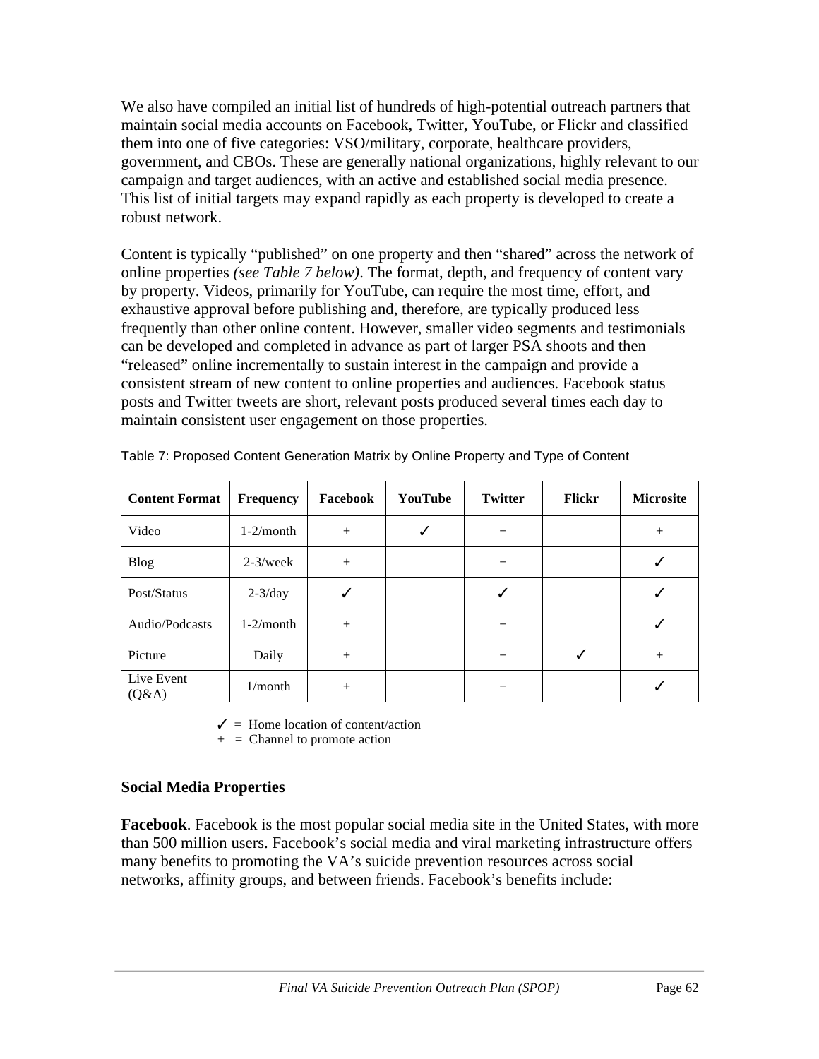We also have compiled an initial list of hundreds of high-potential outreach partners that maintain social media accounts on Facebook, Twitter, YouTube, or Flickr and classified them into one of five categories: VSO/military, corporate, healthcare providers, government, and CBOs. These are generally national organizations, highly relevant to our campaign and target audiences, with an active and established social media presence. This list of initial targets may expand rapidly as each property is developed to create a robust network.

Content is typically "published" on one property and then "shared" across the network of online properties *(see Table 7 below)*. The format, depth, and frequency of content vary by property. Videos, primarily for YouTube, can require the most time, effort, and exhaustive approval before publishing and, therefore, are typically produced less frequently than other online content. However, smaller video segments and testimonials can be developed and completed in advance as part of larger PSA shoots and then "released" online incrementally to sustain interest in the campaign and provide a consistent stream of new content to online properties and audiences. Facebook status posts and Twitter tweets are short, relevant posts produced several times each day to maintain consistent user engagement on those properties.

Table 7: Proposed Content Generation Matrix by Online Property and Type of Content

| Content Format | Frequency | Facebook | YouTube | Twitter | Flickr | Microsite |
|---|---|---|---|---|---|---|
| Video | 1-2/month | + | ✓ | + | | + |
| Blog | 2-3/week | + | | + | | ✓ |
| Post/Status | 2-3/day | ✓ | | ✓ | | ✓ |
| Audio/Podcasts | 1-2/month | + | | + | | ✓ |
| Picture | Daily | + | | + | ✓ | + |
| Live Event (Q&A) | 1/month | + | | + | | ✓ |

✓ = Home location of content/action
\+ = Channel to promote action

## Social Media Properties

**Facebook**. Facebook is the most popular social media site in the United States, with more than 500 million users. Facebook's social media and viral marketing infrastructure offers many benefits to promoting the VA's suicide prevention resources across social networks, affinity groups, and between friends. Facebook's benefits include: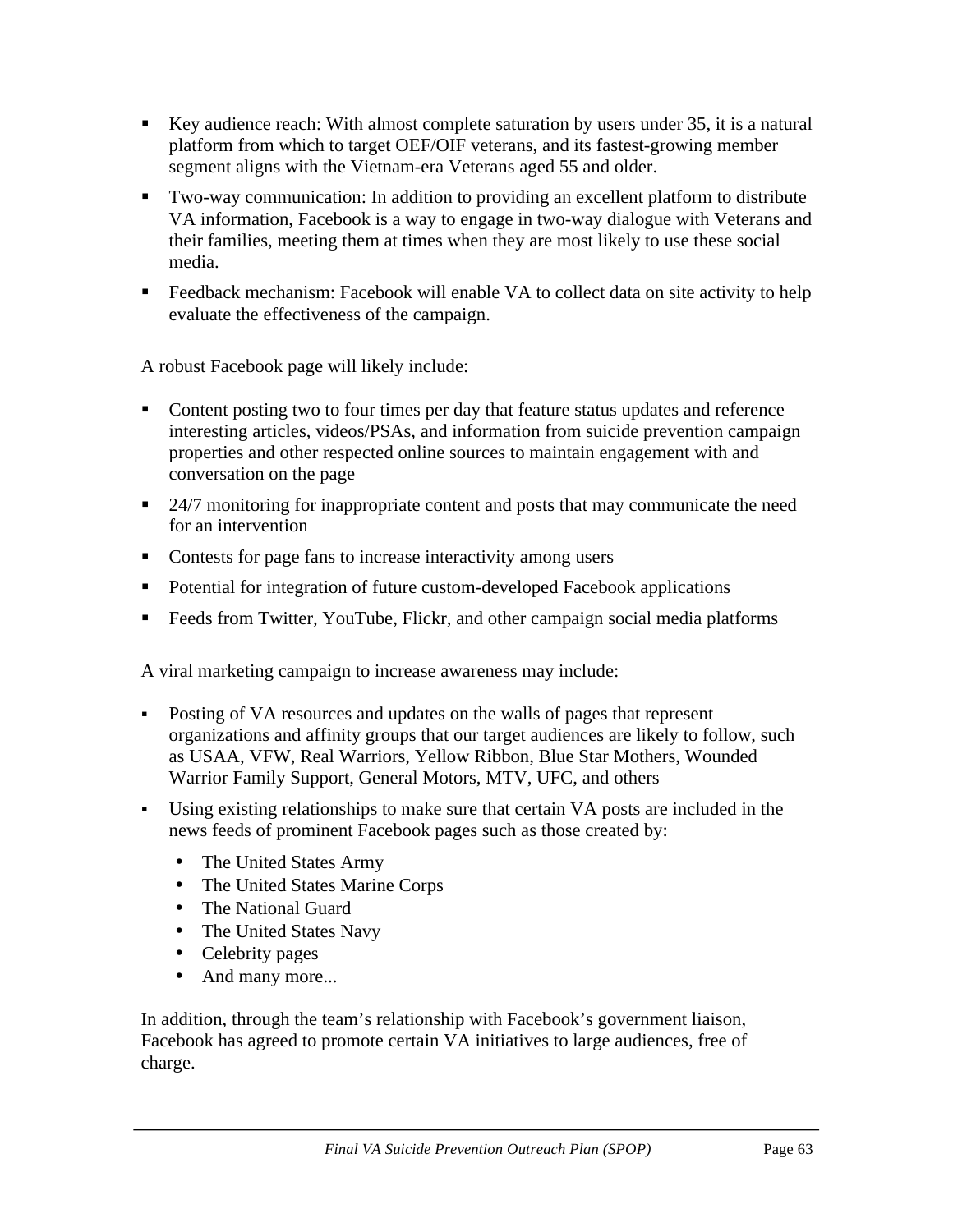- Key audience reach: With almost complete saturation by users under 35, it is a natural platform from which to target OEF/OIF veterans, and its fastest-growing member segment aligns with the Vietnam-era Veterans aged 55 and older.
- Two-way communication: In addition to providing an excellent platform to distribute VA information, Facebook is a way to engage in two-way dialogue with Veterans and their families, meeting them at times when they are most likely to use these social media.
- Feedback mechanism: Facebook will enable VA to collect data on site activity to help evaluate the effectiveness of the campaign.

A robust Facebook page will likely include:

- Content posting two to four times per day that feature status updates and reference interesting articles, videos/PSAs, and information from suicide prevention campaign properties and other respected online sources to maintain engagement with and conversation on the page
- 24/7 monitoring for inappropriate content and posts that may communicate the need for an intervention
- Contests for page fans to increase interactivity among users
- Potential for integration of future custom-developed Facebook applications
- Feeds from Twitter, YouTube, Flickr, and other campaign social media platforms

A viral marketing campaign to increase awareness may include:

- Posting of VA resources and updates on the walls of pages that represent organizations and affinity groups that our target audiences are likely to follow, such as USAA, VFW, Real Warriors, Yellow Ribbon, Blue Star Mothers, Wounded Warrior Family Support, General Motors, MTV, UFC, and others
- Using existing relationships to make sure that certain VA posts are included in the news feeds of prominent Facebook pages such as those created by:
  - The United States Army
  - The United States Marine Corps
  - The National Guard
  - The United States Navy
  - Celebrity pages
  - And many more...

In addition, through the team's relationship with Facebook's government liaison, Facebook has agreed to promote certain VA initiatives to large audiences, free of charge.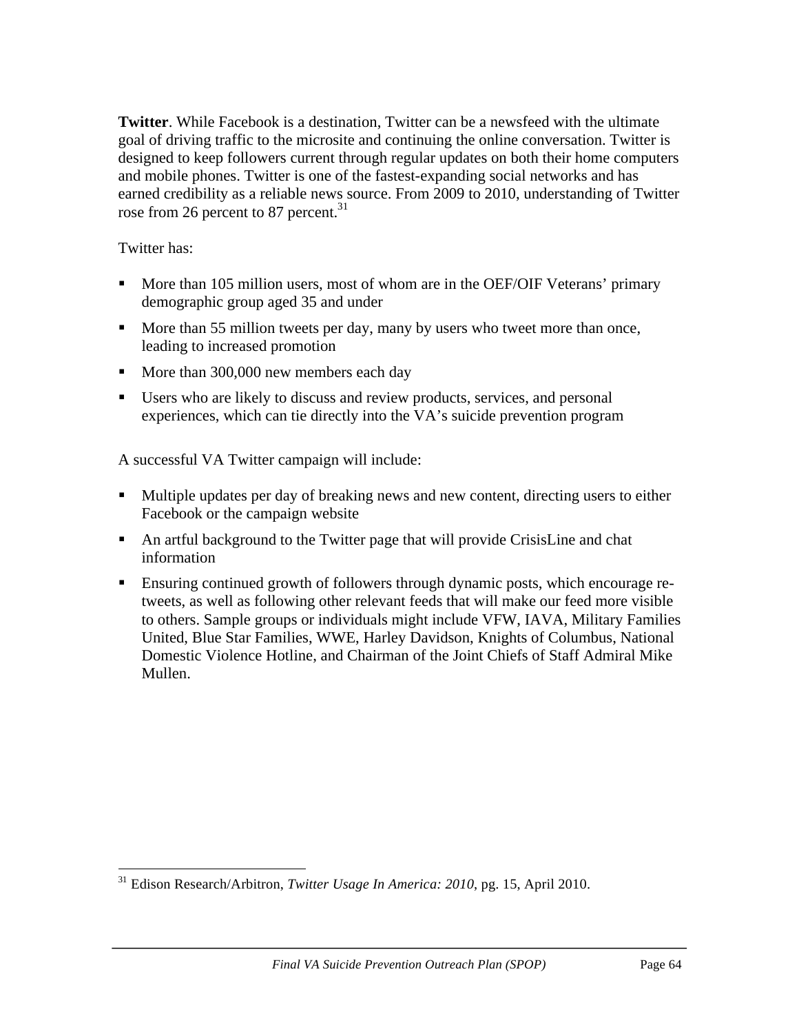**Twitter**. While Facebook is a destination, Twitter can be a newsfeed with the ultimate goal of driving traffic to the microsite and continuing the online conversation. Twitter is designed to keep followers current through regular updates on both their home computers and mobile phones. Twitter is one of the fastest-expanding social networks and has earned credibility as a reliable news source. From 2009 to 2010, understanding of Twitter rose from 26 percent to 87 percent.[31]

Twitter has:

- More than 105 million users, most of whom are in the OEF/OIF Veterans' primary demographic group aged 35 and under
- More than 55 million tweets per day, many by users who tweet more than once, leading to increased promotion
- More than 300,000 new members each day
- Users who are likely to discuss and review products, services, and personal experiences, which can tie directly into the VA's suicide prevention program

A successful VA Twitter campaign will include:

- Multiple updates per day of breaking news and new content, directing users to either Facebook or the campaign website
- An artful background to the Twitter page that will provide CrisisLine and chat information
- Ensuring continued growth of followers through dynamic posts, which encourage re-tweets, as well as following other relevant feeds that will make our feed more visible to others. Sample groups or individuals might include VFW, IAVA, Military Families United, Blue Star Families, WWE, Harley Davidson, Knights of Columbus, National Domestic Violence Hotline, and Chairman of the Joint Chiefs of Staff Admiral Mike Mullen.

---

[31] Edison Research/Arbitron, *Twitter Usage In America: 2010*, pg. 15, April 2010.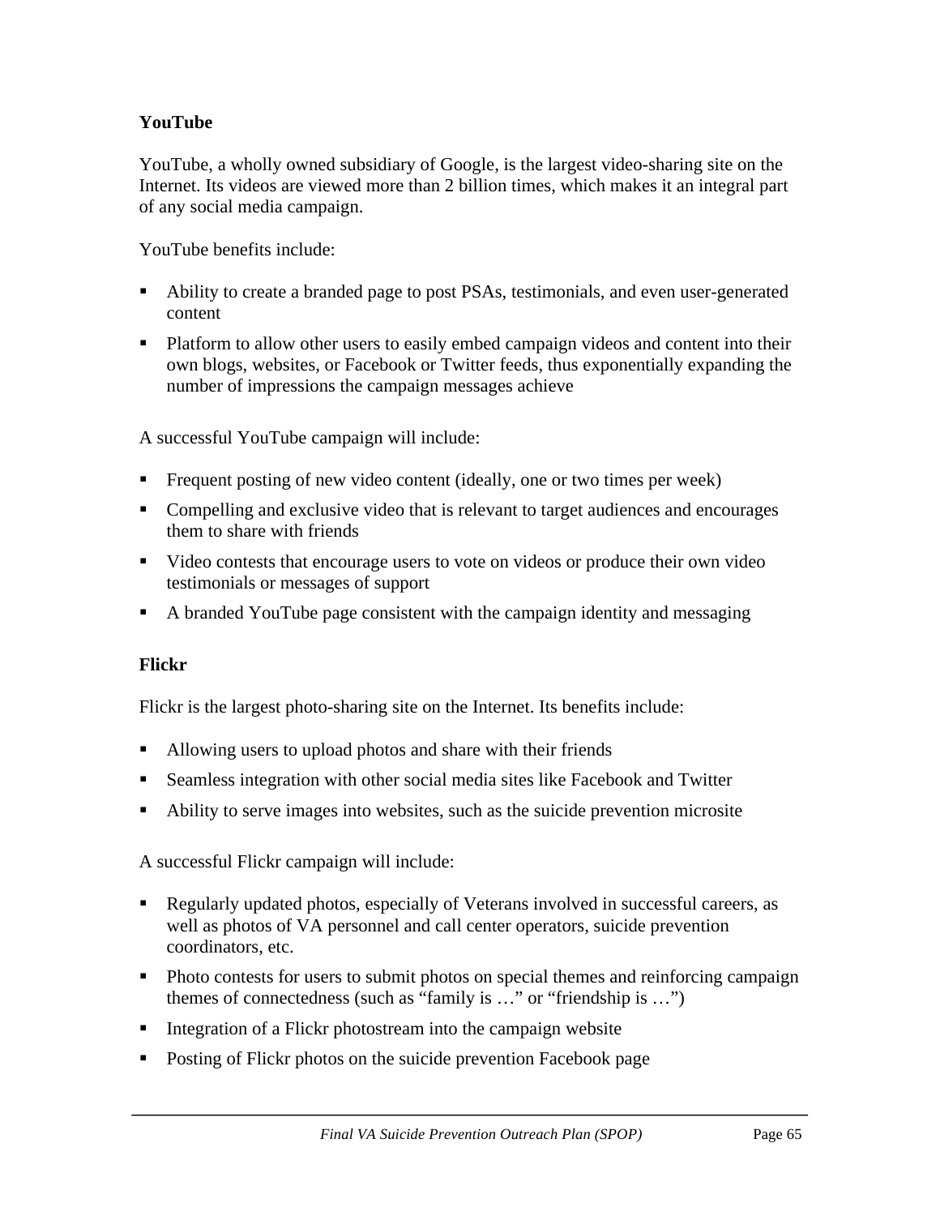### YouTube

YouTube, a wholly owned subsidiary of Google, is the largest video-sharing site on the Internet. Its videos are viewed more than 2 billion times, which makes it an integral part of any social media campaign.

YouTube benefits include:

- Ability to create a branded page to post PSAs, testimonials, and even user-generated content
- Platform to allow other users to easily embed campaign videos and content into their own blogs, websites, or Facebook or Twitter feeds, thus exponentially expanding the number of impressions the campaign messages achieve

A successful YouTube campaign will include:

- Frequent posting of new video content (ideally, one or two times per week)
- Compelling and exclusive video that is relevant to target audiences and encourages them to share with friends
- Video contests that encourage users to vote on videos or produce their own video testimonials or messages of support
- A branded YouTube page consistent with the campaign identity and messaging

### Flickr

Flickr is the largest photo-sharing site on the Internet. Its benefits include:

- Allowing users to upload photos and share with their friends
- Seamless integration with other social media sites like Facebook and Twitter
- Ability to serve images into websites, such as the suicide prevention microsite

A successful Flickr campaign will include:

- Regularly updated photos, especially of Veterans involved in successful careers, as well as photos of VA personnel and call center operators, suicide prevention coordinators, etc.
- Photo contests for users to submit photos on special themes and reinforcing campaign themes of connectedness (such as "family is …" or "friendship is …")
- Integration of a Flickr photostream into the campaign website
- Posting of Flickr photos on the suicide prevention Facebook page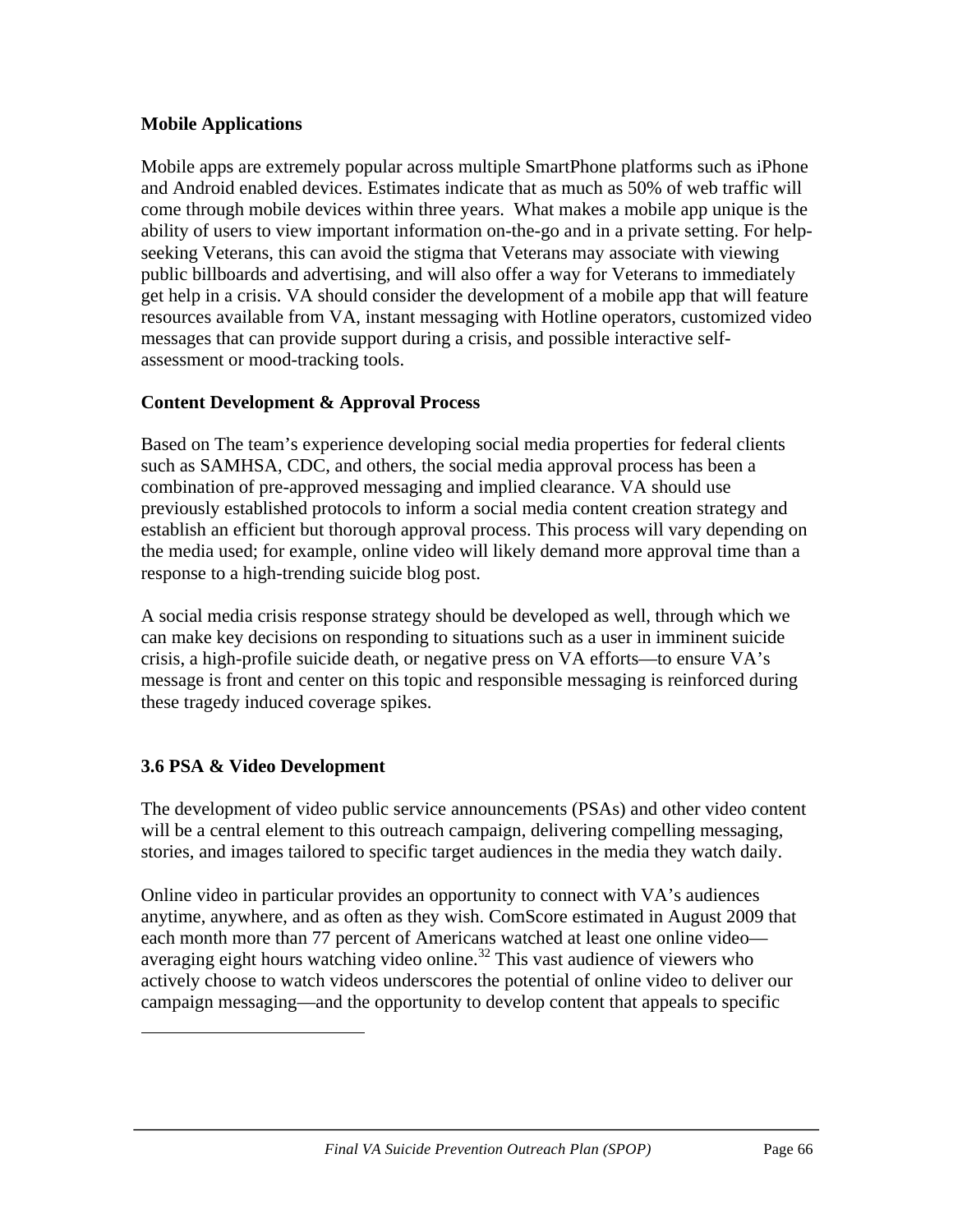**Mobile Applications**

Mobile apps are extremely popular across multiple SmartPhone platforms such as iPhone and Android enabled devices. Estimates indicate that as much as 50% of web traffic will come through mobile devices within three years. What makes a mobile app unique is the ability of users to view important information on-the-go and in a private setting. For help-seeking Veterans, this can avoid the stigma that Veterans may associate with viewing public billboards and advertising, and will also offer a way for Veterans to immediately get help in a crisis. VA should consider the development of a mobile app that will feature resources available from VA, instant messaging with Hotline operators, customized video messages that can provide support during a crisis, and possible interactive self-assessment or mood-tracking tools.

**Content Development & Approval Process**

Based on The team's experience developing social media properties for federal clients such as SAMHSA, CDC, and others, the social media approval process has been a combination of pre-approved messaging and implied clearance. VA should use previously established protocols to inform a social media content creation strategy and establish an efficient but thorough approval process. This process will vary depending on the media used; for example, online video will likely demand more approval time than a response to a high-trending suicide blog post.

A social media crisis response strategy should be developed as well, through which we can make key decisions on responding to situations such as a user in imminent suicide crisis, a high-profile suicide death, or negative press on VA efforts—to ensure VA's message is front and center on this topic and responsible messaging is reinforced during these tragedy induced coverage spikes.

### 3.6 PSA & Video Development

The development of video public service announcements (PSAs) and other video content will be a central element to this outreach campaign, delivering compelling messaging, stories, and images tailored to specific target audiences in the media they watch daily.

Online video in particular provides an opportunity to connect with VA's audiences anytime, anywhere, and as often as they wish. ComScore estimated in August 2009 that each month more than 77 percent of Americans watched at least one online video—averaging eight hours watching video online.[32] This vast audience of viewers who actively choose to watch videos underscores the potential of online video to deliver our campaign messaging—and the opportunity to develop content that appeals to specific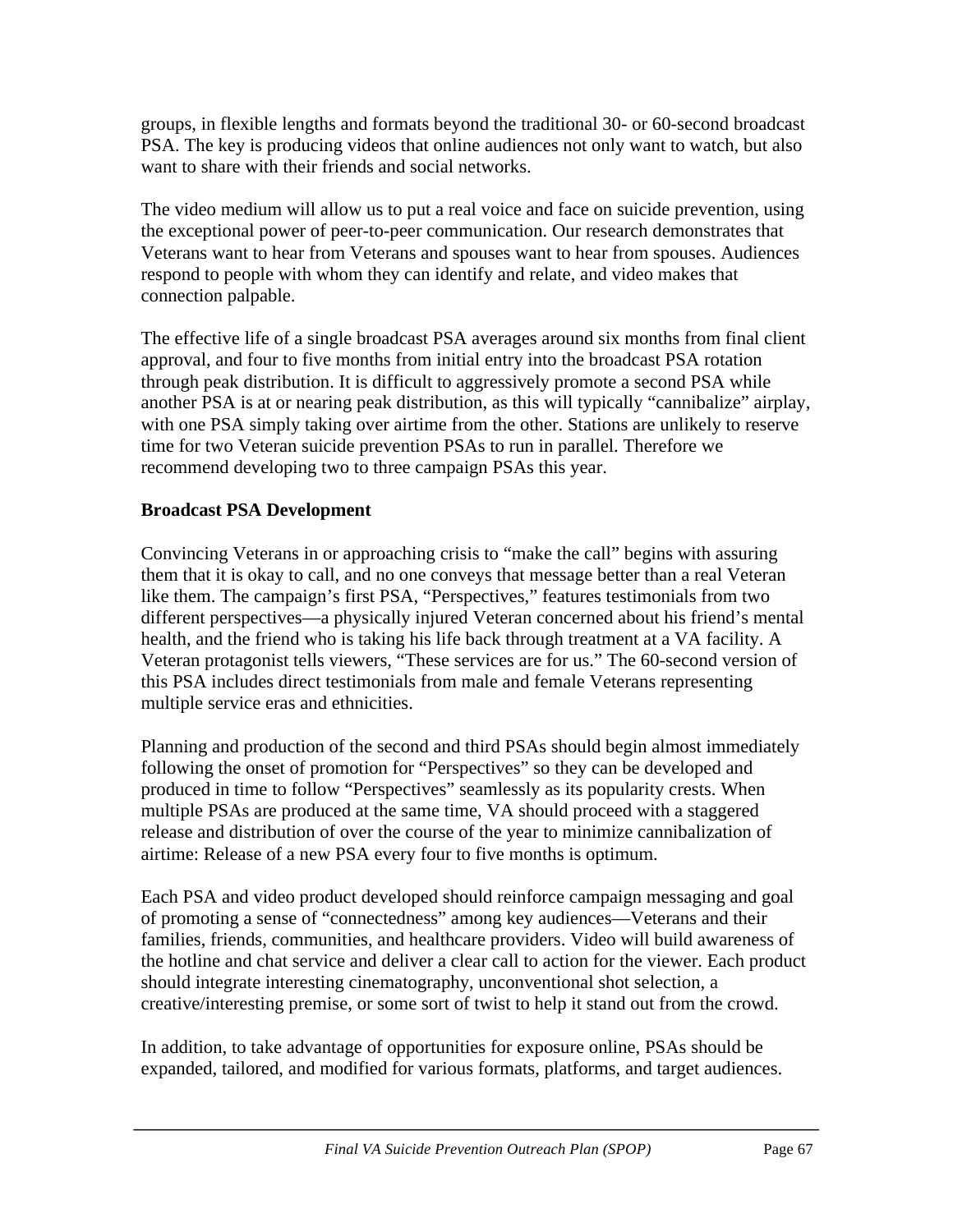groups, in flexible lengths and formats beyond the traditional 30- or 60-second broadcast PSA. The key is producing videos that online audiences not only want to watch, but also want to share with their friends and social networks.

The video medium will allow us to put a real voice and face on suicide prevention, using the exceptional power of peer-to-peer communication. Our research demonstrates that Veterans want to hear from Veterans and spouses want to hear from spouses. Audiences respond to people with whom they can identify and relate, and video makes that connection palpable.

The effective life of a single broadcast PSA averages around six months from final client approval, and four to five months from initial entry into the broadcast PSA rotation through peak distribution. It is difficult to aggressively promote a second PSA while another PSA is at or nearing peak distribution, as this will typically "cannibalize" airplay, with one PSA simply taking over airtime from the other. Stations are unlikely to reserve time for two Veteran suicide prevention PSAs to run in parallel. Therefore we recommend developing two to three campaign PSAs this year.

**Broadcast PSA Development**

Convincing Veterans in or approaching crisis to "make the call" begins with assuring them that it is okay to call, and no one conveys that message better than a real Veteran like them. The campaign's first PSA, "Perspectives," features testimonials from two different perspectives—a physically injured Veteran concerned about his friend's mental health, and the friend who is taking his life back through treatment at a VA facility. A Veteran protagonist tells viewers, "These services are for us." The 60-second version of this PSA includes direct testimonials from male and female Veterans representing multiple service eras and ethnicities.

Planning and production of the second and third PSAs should begin almost immediately following the onset of promotion for "Perspectives" so they can be developed and produced in time to follow "Perspectives" seamlessly as its popularity crests. When multiple PSAs are produced at the same time, VA should proceed with a staggered release and distribution of over the course of the year to minimize cannibalization of airtime: Release of a new PSA every four to five months is optimum.

Each PSA and video product developed should reinforce campaign messaging and goal of promoting a sense of "connectedness" among key audiences—Veterans and their families, friends, communities, and healthcare providers. Video will build awareness of the hotline and chat service and deliver a clear call to action for the viewer. Each product should integrate interesting cinematography, unconventional shot selection, a creative/interesting premise, or some sort of twist to help it stand out from the crowd.

In addition, to take advantage of opportunities for exposure online, PSAs should be expanded, tailored, and modified for various formats, platforms, and target audiences.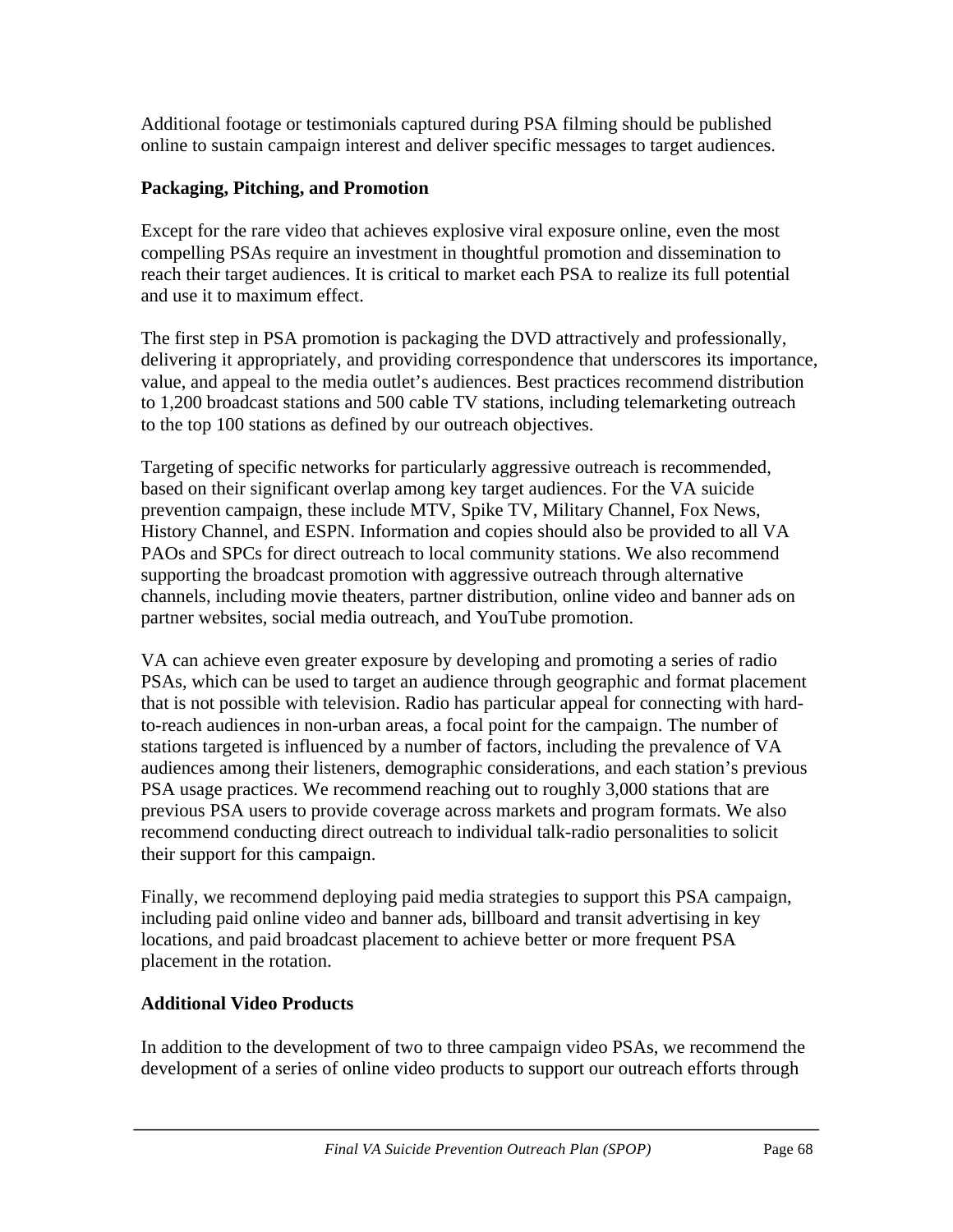Additional footage or testimonials captured during PSA filming should be published online to sustain campaign interest and deliver specific messages to target audiences.

**Packaging, Pitching, and Promotion**

Except for the rare video that achieves explosive viral exposure online, even the most compelling PSAs require an investment in thoughtful promotion and dissemination to reach their target audiences. It is critical to market each PSA to realize its full potential and use it to maximum effect.

The first step in PSA promotion is packaging the DVD attractively and professionally, delivering it appropriately, and providing correspondence that underscores its importance, value, and appeal to the media outlet's audiences. Best practices recommend distribution to 1,200 broadcast stations and 500 cable TV stations, including telemarketing outreach to the top 100 stations as defined by our outreach objectives.

Targeting of specific networks for particularly aggressive outreach is recommended, based on their significant overlap among key target audiences. For the VA suicide prevention campaign, these include MTV, Spike TV, Military Channel, Fox News, History Channel, and ESPN. Information and copies should also be provided to all VA PAOs and SPCs for direct outreach to local community stations. We also recommend supporting the broadcast promotion with aggressive outreach through alternative channels, including movie theaters, partner distribution, online video and banner ads on partner websites, social media outreach, and YouTube promotion.

VA can achieve even greater exposure by developing and promoting a series of radio PSAs, which can be used to target an audience through geographic and format placement that is not possible with television. Radio has particular appeal for connecting with hard-to-reach audiences in non-urban areas, a focal point for the campaign. The number of stations targeted is influenced by a number of factors, including the prevalence of VA audiences among their listeners, demographic considerations, and each station's previous PSA usage practices. We recommend reaching out to roughly 3,000 stations that are previous PSA users to provide coverage across markets and program formats. We also recommend conducting direct outreach to individual talk-radio personalities to solicit their support for this campaign.

Finally, we recommend deploying paid media strategies to support this PSA campaign, including paid online video and banner ads, billboard and transit advertising in key locations, and paid broadcast placement to achieve better or more frequent PSA placement in the rotation.

**Additional Video Products**

In addition to the development of two to three campaign video PSAs, we recommend the development of a series of online video products to support our outreach efforts through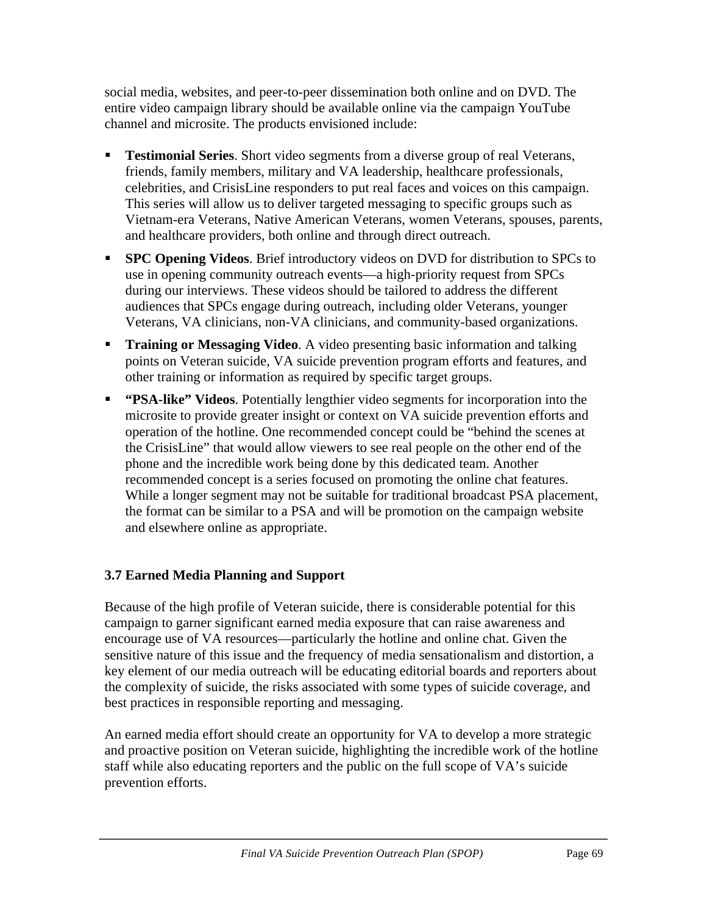social media, websites, and peer-to-peer dissemination both online and on DVD. The entire video campaign library should be available online via the campaign YouTube channel and microsite. The products envisioned include:

- **Testimonial Series**. Short video segments from a diverse group of real Veterans, friends, family members, military and VA leadership, healthcare professionals, celebrities, and CrisisLine responders to put real faces and voices on this campaign. This series will allow us to deliver targeted messaging to specific groups such as Vietnam-era Veterans, Native American Veterans, women Veterans, spouses, parents, and healthcare providers, both online and through direct outreach.
- **SPC Opening Videos**. Brief introductory videos on DVD for distribution to SPCs to use in opening community outreach events—a high-priority request from SPCs during our interviews. These videos should be tailored to address the different audiences that SPCs engage during outreach, including older Veterans, younger Veterans, VA clinicians, non-VA clinicians, and community-based organizations.
- **Training or Messaging Video**. A video presenting basic information and talking points on Veteran suicide, VA suicide prevention program efforts and features, and other training or information as required by specific target groups.
- **"PSA-like" Videos**. Potentially lengthier video segments for incorporation into the microsite to provide greater insight or context on VA suicide prevention efforts and operation of the hotline. One recommended concept could be "behind the scenes at the CrisisLine" that would allow viewers to see real people on the other end of the phone and the incredible work being done by this dedicated team. Another recommended concept is a series focused on promoting the online chat features. While a longer segment may not be suitable for traditional broadcast PSA placement, the format can be similar to a PSA and will be promotion on the campaign website and elsewhere online as appropriate.

### 3.7 Earned Media Planning and Support

Because of the high profile of Veteran suicide, there is considerable potential for this campaign to garner significant earned media exposure that can raise awareness and encourage use of VA resources—particularly the hotline and online chat. Given the sensitive nature of this issue and the frequency of media sensationalism and distortion, a key element of our media outreach will be educating editorial boards and reporters about the complexity of suicide, the risks associated with some types of suicide coverage, and best practices in responsible reporting and messaging.

An earned media effort should create an opportunity for VA to develop a more strategic and proactive position on Veteran suicide, highlighting the incredible work of the hotline staff while also educating reporters and the public on the full scope of VA's suicide prevention efforts.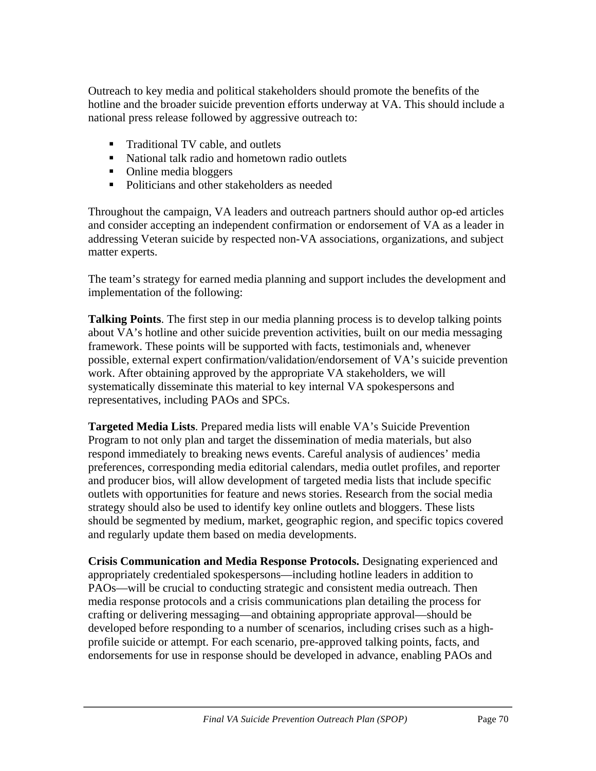Outreach to key media and political stakeholders should promote the benefits of the hotline and the broader suicide prevention efforts underway at VA. This should include a national press release followed by aggressive outreach to:

- Traditional TV cable, and outlets
- National talk radio and hometown radio outlets
- Online media bloggers
- Politicians and other stakeholders as needed

Throughout the campaign, VA leaders and outreach partners should author op-ed articles and consider accepting an independent confirmation or endorsement of VA as a leader in addressing Veteran suicide by respected non-VA associations, organizations, and subject matter experts.

The team's strategy for earned media planning and support includes the development and implementation of the following:

**Talking Points**. The first step in our media planning process is to develop talking points about VA's hotline and other suicide prevention activities, built on our media messaging framework. These points will be supported with facts, testimonials and, whenever possible, external expert confirmation/validation/endorsement of VA's suicide prevention work. After obtaining approved by the appropriate VA stakeholders, we will systematically disseminate this material to key internal VA spokespersons and representatives, including PAOs and SPCs.

**Targeted Media Lists**. Prepared media lists will enable VA's Suicide Prevention Program to not only plan and target the dissemination of media materials, but also respond immediately to breaking news events. Careful analysis of audiences' media preferences, corresponding media editorial calendars, media outlet profiles, and reporter and producer bios, will allow development of targeted media lists that include specific outlets with opportunities for feature and news stories. Research from the social media strategy should also be used to identify key online outlets and bloggers. These lists should be segmented by medium, market, geographic region, and specific topics covered and regularly update them based on media developments.

**Crisis Communication and Media Response Protocols.** Designating experienced and appropriately credentialed spokespersons—including hotline leaders in addition to PAOs—will be crucial to conducting strategic and consistent media outreach. Then media response protocols and a crisis communications plan detailing the process for crafting or delivering messaging—and obtaining appropriate approval—should be developed before responding to a number of scenarios, including crises such as a high-profile suicide or attempt. For each scenario, pre-approved talking points, facts, and endorsements for use in response should be developed in advance, enabling PAOs and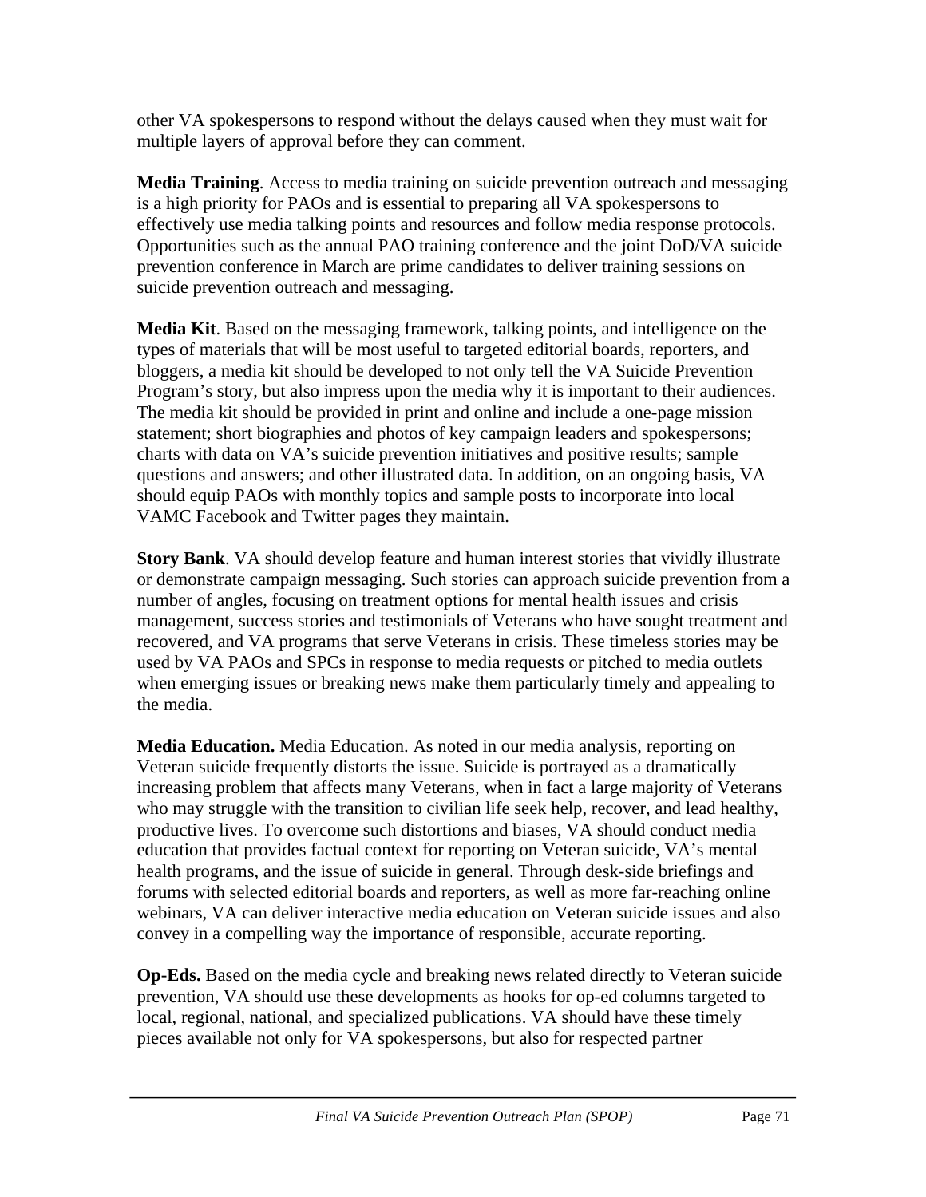other VA spokespersons to respond without the delays caused when they must wait for multiple layers of approval before they can comment.

**Media Training**. Access to media training on suicide prevention outreach and messaging is a high priority for PAOs and is essential to preparing all VA spokespersons to effectively use media talking points and resources and follow media response protocols. Opportunities such as the annual PAO training conference and the joint DoD/VA suicide prevention conference in March are prime candidates to deliver training sessions on suicide prevention outreach and messaging.

**Media Kit**. Based on the messaging framework, talking points, and intelligence on the types of materials that will be most useful to targeted editorial boards, reporters, and bloggers, a media kit should be developed to not only tell the VA Suicide Prevention Program's story, but also impress upon the media why it is important to their audiences. The media kit should be provided in print and online and include a one-page mission statement; short biographies and photos of key campaign leaders and spokespersons; charts with data on VA's suicide prevention initiatives and positive results; sample questions and answers; and other illustrated data. In addition, on an ongoing basis, VA should equip PAOs with monthly topics and sample posts to incorporate into local VAMC Facebook and Twitter pages they maintain.

**Story Bank**. VA should develop feature and human interest stories that vividly illustrate or demonstrate campaign messaging. Such stories can approach suicide prevention from a number of angles, focusing on treatment options for mental health issues and crisis management, success stories and testimonials of Veterans who have sought treatment and recovered, and VA programs that serve Veterans in crisis. These timeless stories may be used by VA PAOs and SPCs in response to media requests or pitched to media outlets when emerging issues or breaking news make them particularly timely and appealing to the media.

**Media Education.** Media Education. As noted in our media analysis, reporting on Veteran suicide frequently distorts the issue. Suicide is portrayed as a dramatically increasing problem that affects many Veterans, when in fact a large majority of Veterans who may struggle with the transition to civilian life seek help, recover, and lead healthy, productive lives. To overcome such distortions and biases, VA should conduct media education that provides factual context for reporting on Veteran suicide, VA's mental health programs, and the issue of suicide in general. Through desk-side briefings and forums with selected editorial boards and reporters, as well as more far-reaching online webinars, VA can deliver interactive media education on Veteran suicide issues and also convey in a compelling way the importance of responsible, accurate reporting.

**Op-Eds.** Based on the media cycle and breaking news related directly to Veteran suicide prevention, VA should use these developments as hooks for op-ed columns targeted to local, regional, national, and specialized publications. VA should have these timely pieces available not only for VA spokespersons, but also for respected partner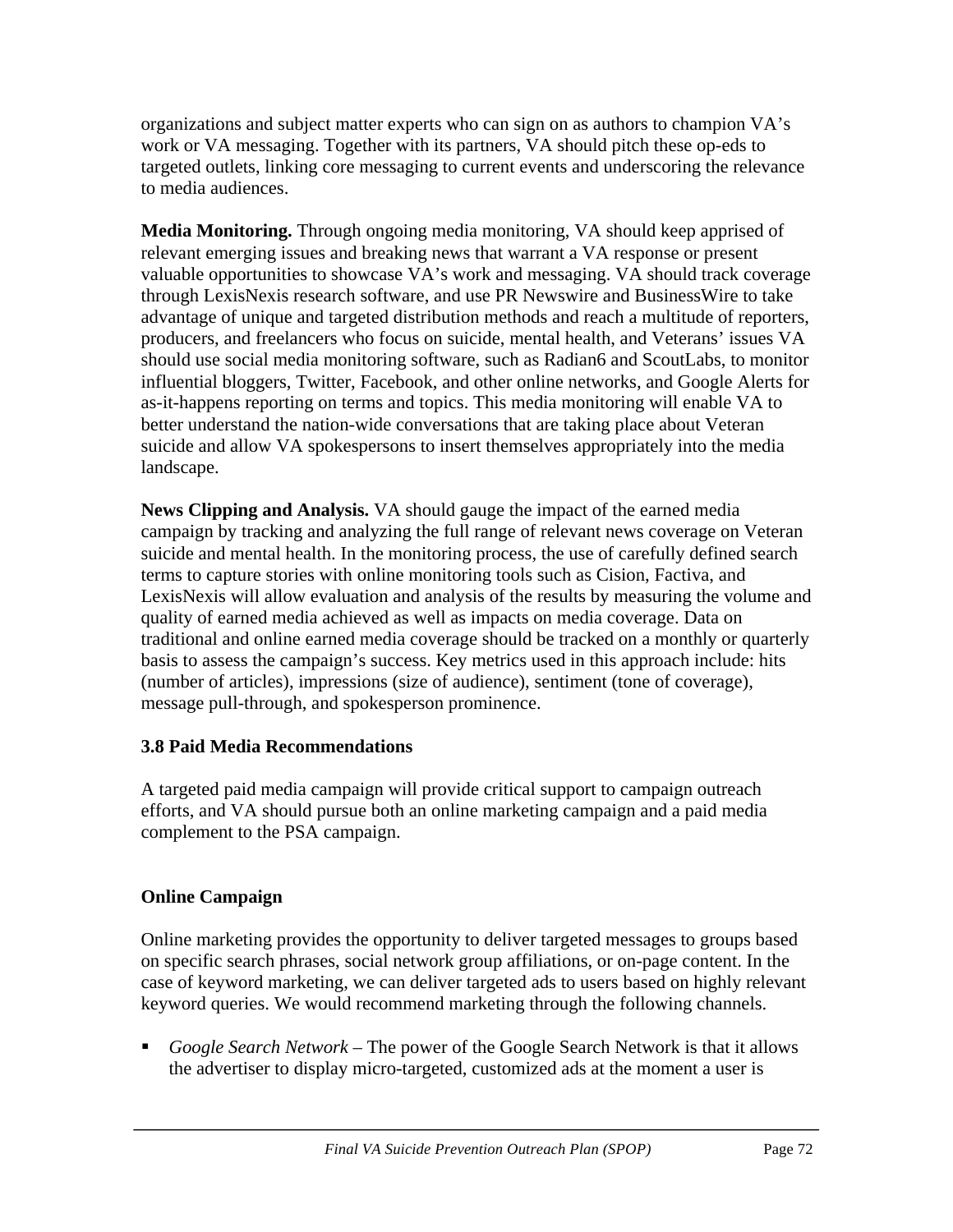organizations and subject matter experts who can sign on as authors to champion VA's work or VA messaging. Together with its partners, VA should pitch these op-eds to targeted outlets, linking core messaging to current events and underscoring the relevance to media audiences.

**Media Monitoring.** Through ongoing media monitoring, VA should keep apprised of relevant emerging issues and breaking news that warrant a VA response or present valuable opportunities to showcase VA's work and messaging. VA should track coverage through LexisNexis research software, and use PR Newswire and BusinessWire to take advantage of unique and targeted distribution methods and reach a multitude of reporters, producers, and freelancers who focus on suicide, mental health, and Veterans' issues VA should use social media monitoring software, such as Radian6 and ScoutLabs, to monitor influential bloggers, Twitter, Facebook, and other online networks, and Google Alerts for as-it-happens reporting on terms and topics. This media monitoring will enable VA to better understand the nation-wide conversations that are taking place about Veteran suicide and allow VA spokespersons to insert themselves appropriately into the media landscape.

**News Clipping and Analysis.** VA should gauge the impact of the earned media campaign by tracking and analyzing the full range of relevant news coverage on Veteran suicide and mental health. In the monitoring process, the use of carefully defined search terms to capture stories with online monitoring tools such as Cision, Factiva, and LexisNexis will allow evaluation and analysis of the results by measuring the volume and quality of earned media achieved as well as impacts on media coverage. Data on traditional and online earned media coverage should be tracked on a monthly or quarterly basis to assess the campaign's success. Key metrics used in this approach include: hits (number of articles), impressions (size of audience), sentiment (tone of coverage), message pull-through, and spokesperson prominence.

### 3.8 Paid Media Recommendations

A targeted paid media campaign will provide critical support to campaign outreach efforts, and VA should pursue both an online marketing campaign and a paid media complement to the PSA campaign.

#### Online Campaign

Online marketing provides the opportunity to deliver targeted messages to groups based on specific search phrases, social network group affiliations, or on-page content. In the case of keyword marketing, we can deliver targeted ads to users based on highly relevant keyword queries. We would recommend marketing through the following channels.

- *Google Search Network* – The power of the Google Search Network is that it allows the advertiser to display micro-targeted, customized ads at the moment a user is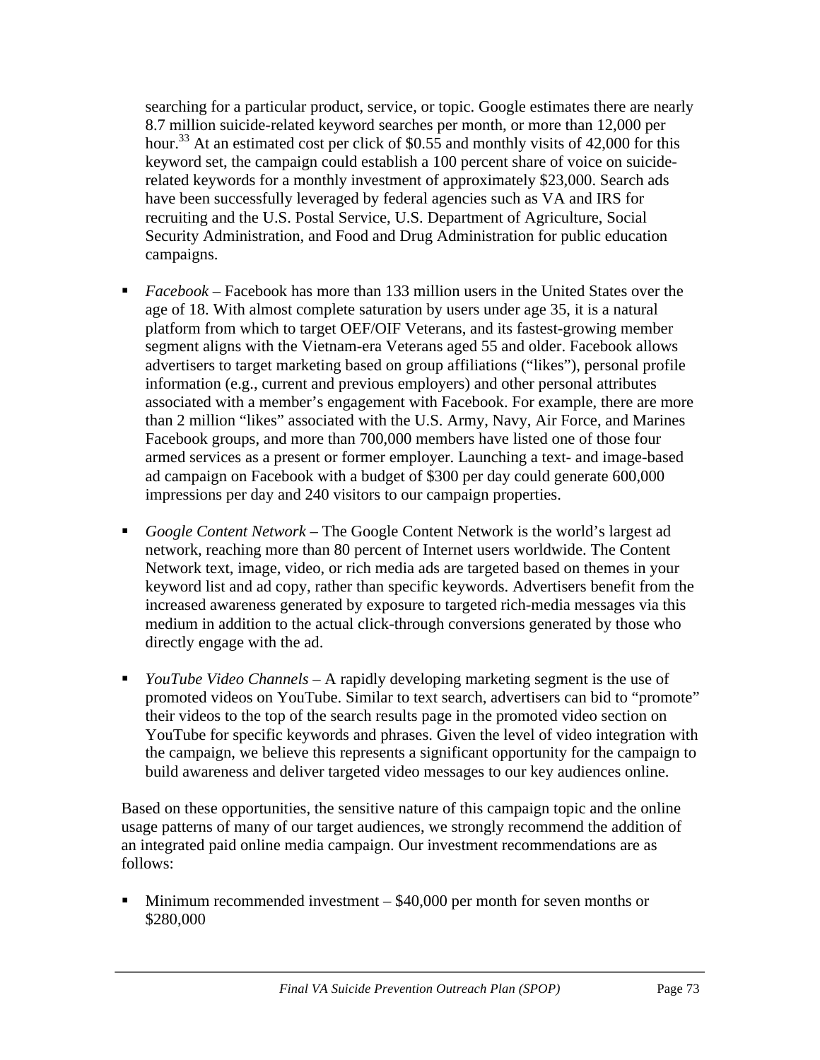searching for a particular product, service, or topic. Google estimates there are nearly 8.7 million suicide-related keyword searches per month, or more than 12,000 per hour.[33] At an estimated cost per click of $0.55 and monthly visits of 42,000 for this keyword set, the campaign could establish a 100 percent share of voice on suicide-related keywords for a monthly investment of approximately $23,000. Search ads have been successfully leveraged by federal agencies such as VA and IRS for recruiting and the U.S. Postal Service, U.S. Department of Agriculture, Social Security Administration, and Food and Drug Administration for public education campaigns.

- *Facebook* – Facebook has more than 133 million users in the United States over the age of 18. With almost complete saturation by users under age 35, it is a natural platform from which to target OEF/OIF Veterans, and its fastest-growing member segment aligns with the Vietnam-era Veterans aged 55 and older. Facebook allows advertisers to target marketing based on group affiliations ("likes"), personal profile information (e.g., current and previous employers) and other personal attributes associated with a member's engagement with Facebook. For example, there are more than 2 million "likes" associated with the U.S. Army, Navy, Air Force, and Marines Facebook groups, and more than 700,000 members have listed one of those four armed services as a present or former employer. Launching a text- and image-based ad campaign on Facebook with a budget of $300 per day could generate 600,000 impressions per day and 240 visitors to our campaign properties.

- *Google Content Network* – The Google Content Network is the world's largest ad network, reaching more than 80 percent of Internet users worldwide. The Content Network text, image, video, or rich media ads are targeted based on themes in your keyword list and ad copy, rather than specific keywords. Advertisers benefit from the increased awareness generated by exposure to targeted rich-media messages via this medium in addition to the actual click-through conversions generated by those who directly engage with the ad.

- *YouTube Video Channels* – A rapidly developing marketing segment is the use of promoted videos on YouTube. Similar to text search, advertisers can bid to "promote" their videos to the top of the search results page in the promoted video section on YouTube for specific keywords and phrases. Given the level of video integration with the campaign, we believe this represents a significant opportunity for the campaign to build awareness and deliver targeted video messages to our key audiences online.

Based on these opportunities, the sensitive nature of this campaign topic and the online usage patterns of many of our target audiences, we strongly recommend the addition of an integrated paid online media campaign. Our investment recommendations are as follows:

- Minimum recommended investment – $40,000 per month for seven months or $280,000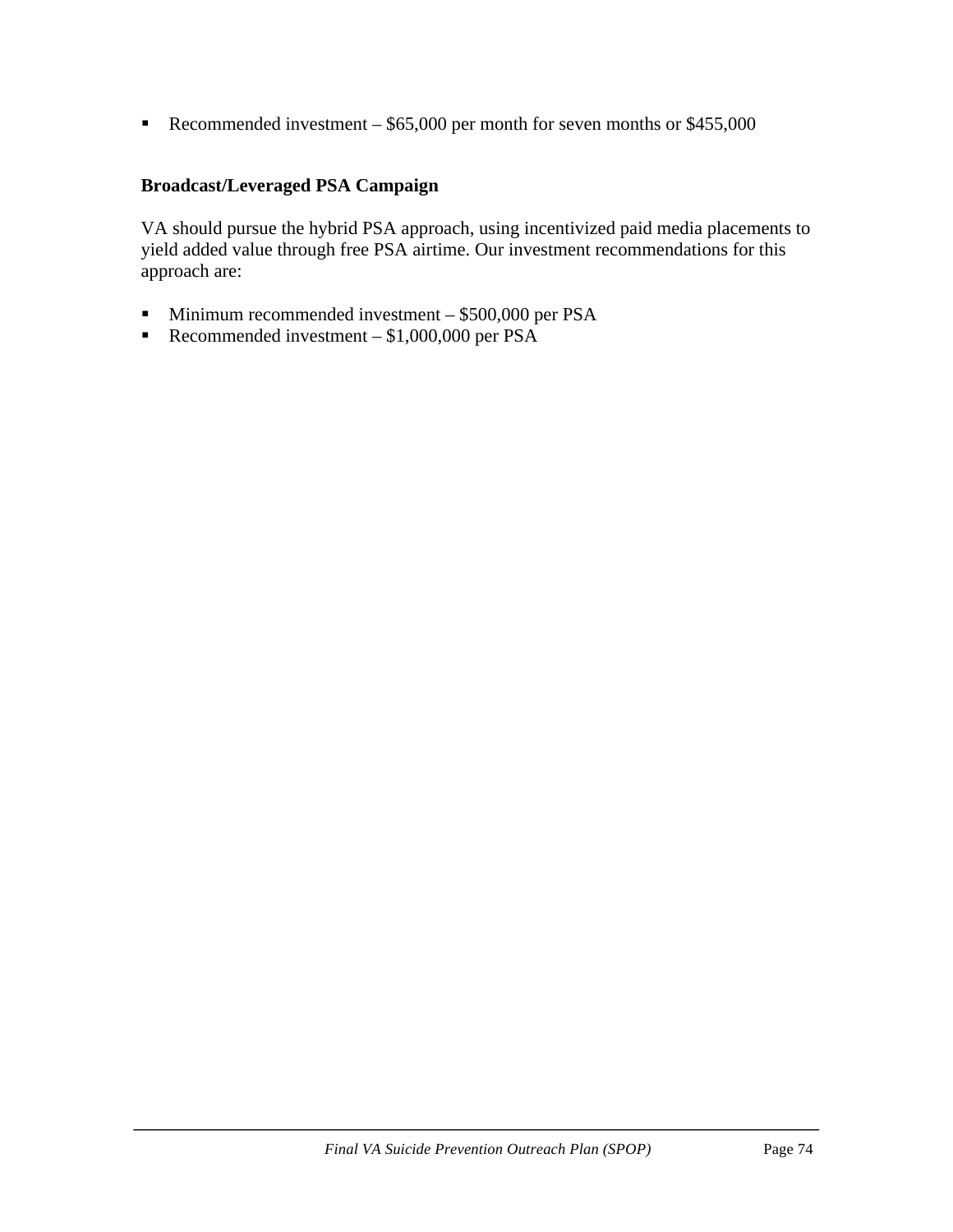- Recommended investment – $65,000 per month for seven months or $455,000

**Broadcast/Leveraged PSA Campaign**

VA should pursue the hybrid PSA approach, using incentivized paid media placements to yield added value through free PSA airtime. Our investment recommendations for this approach are:

- Minimum recommended investment – $500,000 per PSA
- Recommended investment – $1,000,000 per PSA